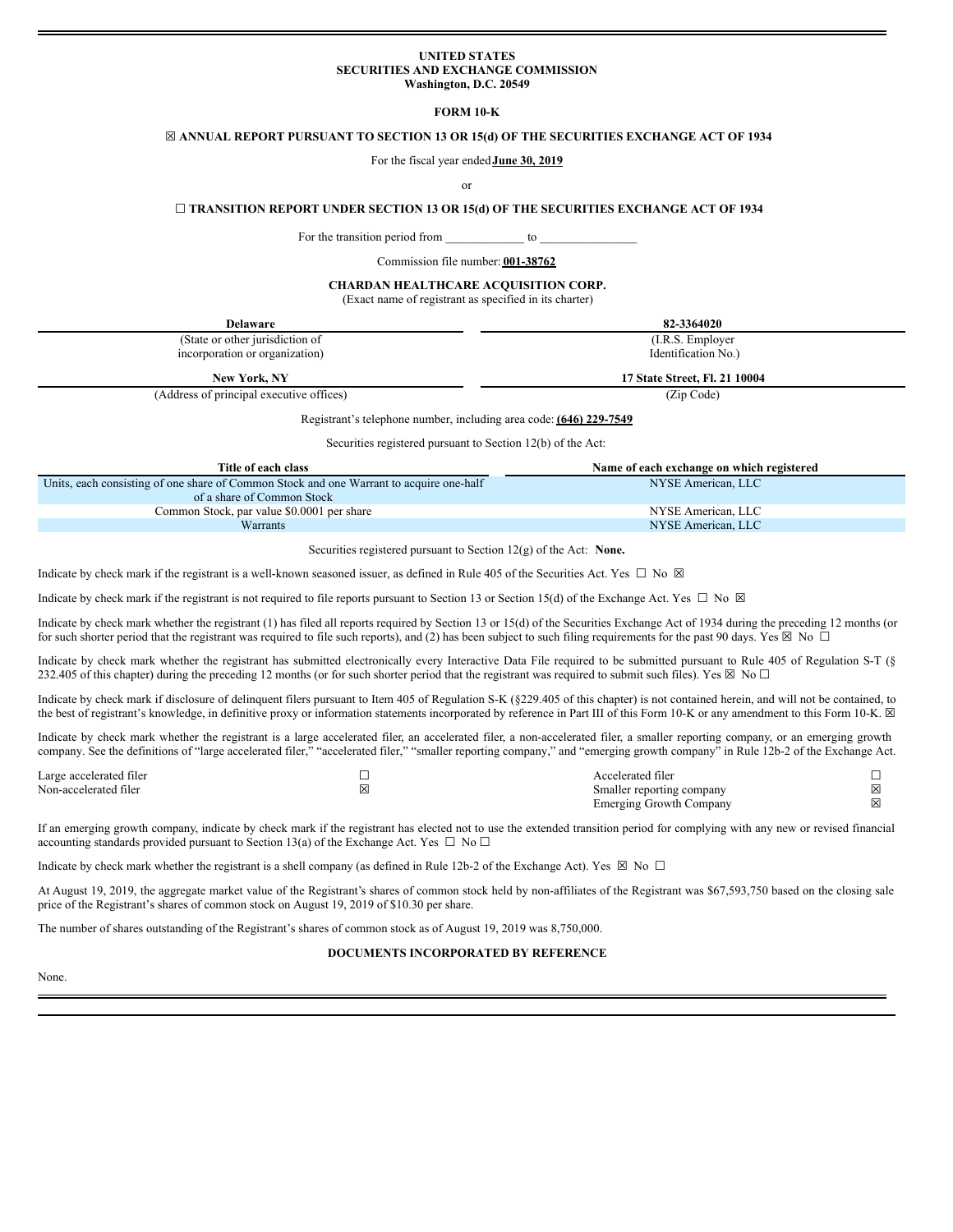**UNITED STATES**
**SECURITIES AND EXCHANGE COMMISSION**
**Washington, D.C. 20549**

**FORM 10-K**

☒ **ANNUAL REPORT PURSUANT TO SECTION 13 OR 15(d) OF THE SECURITIES EXCHANGE ACT OF 1934**

For the fiscal year ended **June 30, 2019**

or

☐ **TRANSITION REPORT UNDER SECTION 13 OR 15(d) OF THE SECURITIES EXCHANGE ACT OF 1934**

For the transition period from _____________ to ________________

Commission file number: **001-38762**

**CHARDAN HEALTHCARE ACQUISITION CORP.**
(Exact name of registrant as specified in its charter)

| **Delaware** | **82-3364020** |
|---|---|
| (State or other jurisdiction of incorporation or organization) | (I.R.S. Employer Identification No.) |
| **New York, NY** | **17 State Street, Fl. 21 10004** |
| (Address of principal executive offices) | (Zip Code) |

Registrant's telephone number, including area code: **(646) 229-7549**

Securities registered pursuant to Section 12(b) of the Act:

| Title of each class | Name of each exchange on which registered |
|---|---|
| Units, each consisting of one share of Common Stock and one Warrant to acquire one-half of a share of Common Stock | NYSE American, LLC |
| Common Stock, par value $0.0001 per share | NYSE American, LLC |
| Warrants | NYSE American, LLC |

Securities registered pursuant to Section 12(g) of the Act: **None.**

Indicate by check mark if the registrant is a well-known seasoned issuer, as defined in Rule 405 of the Securities Act. Yes ☐ No ☒

Indicate by check mark if the registrant is not required to file reports pursuant to Section 13 or Section 15(d) of the Exchange Act. Yes ☐ No ☒

Indicate by check mark whether the registrant (1) has filed all reports required by Section 13 or 15(d) of the Securities Exchange Act of 1934 during the preceding 12 months (or for such shorter period that the registrant was required to file such reports), and (2) has been subject to such filing requirements for the past 90 days. Yes ☒ No ☐

Indicate by check mark whether the registrant has submitted electronically every Interactive Data File required to be submitted pursuant to Rule 405 of Regulation S-T (§ 232.405 of this chapter) during the preceding 12 months (or for such shorter period that the registrant was required to submit such files). Yes ☒ No ☐

Indicate by check mark if disclosure of delinquent filers pursuant to Item 405 of Regulation S-K (§229.405 of this chapter) is not contained herein, and will not be contained, to the best of registrant's knowledge, in definitive proxy or information statements incorporated by reference in Part III of this Form 10-K or any amendment to this Form 10-K. ☒

Indicate by check mark whether the registrant is a large accelerated filer, an accelerated filer, a non-accelerated filer, a smaller reporting company, or an emerging growth company. See the definitions of "large accelerated filer," "accelerated filer," "smaller reporting company," and "emerging growth company" in Rule 12b-2 of the Exchange Act.

| | | | |
|---|---|---|---|
| Large accelerated filer | ☐ | Accelerated filer | ☐ |
| Non-accelerated filer | ☒ | Smaller reporting company | ☒ |
| | | Emerging Growth Company | ☒ |

If an emerging growth company, indicate by check mark if the registrant has elected not to use the extended transition period for complying with any new or revised financial accounting standards provided pursuant to Section 13(a) of the Exchange Act. Yes ☐ No ☐

Indicate by check mark whether the registrant is a shell company (as defined in Rule 12b-2 of the Exchange Act). Yes ☒ No ☐

At August 19, 2019, the aggregate market value of the Registrant's shares of common stock held by non-affiliates of the Registrant was $67,593,750 based on the closing sale price of the Registrant's shares of common stock on August 19, 2019 of $10.30 per share.

The number of shares outstanding of the Registrant's shares of common stock as of August 19, 2019 was 8,750,000.

**DOCUMENTS INCORPORATED BY REFERENCE**

None.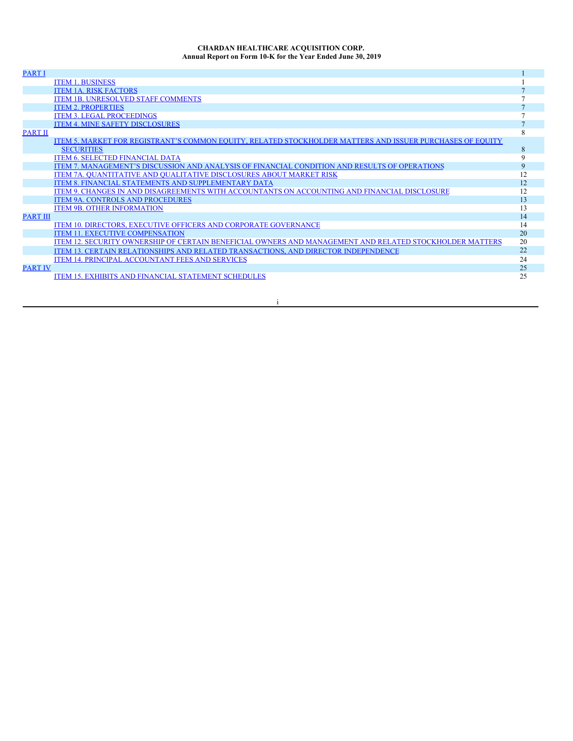**CHARDAN HEALTHCARE ACQUISITION CORP.**
**Annual Report on Form 10-K for the Year Ended June 30, 2019**

| | | |
|---|---|---|
| PART I | | 1 |
| | ITEM 1. BUSINESS | 1 |
| | ITEM 1A. RISK FACTORS | 7 |
| | ITEM 1B. UNRESOLVED STAFF COMMENTS | 7 |
| | ITEM 2. PROPERTIES | 7 |
| | ITEM 3. LEGAL PROCEEDINGS | 7 |
| | ITEM 4. MINE SAFETY DISCLOSURES | 7 |
| PART II | | 8 |
| | ITEM 5. MARKET FOR REGISTRANT'S COMMON EQUITY, RELATED STOCKHOLDER MATTERS AND ISSUER PURCHASES OF EQUITY SECURITIES | 8 |
| | ITEM 6. SELECTED FINANCIAL DATA | 9 |
| | ITEM 7. MANAGEMENT'S DISCUSSION AND ANALYSIS OF FINANCIAL CONDITION AND RESULTS OF OPERATIONS | 9 |
| | ITEM 7A. QUANTITATIVE AND QUALITATIVE DISCLOSURES ABOUT MARKET RISK | 12 |
| | ITEM 8. FINANCIAL STATEMENTS AND SUPPLEMENTARY DATA | 12 |
| | ITEM 9. CHANGES IN AND DISAGREEMENTS WITH ACCOUNTANTS ON ACCOUNTING AND FINANCIAL DISCLOSURE | 12 |
| | ITEM 9A. CONTROLS AND PROCEDURES | 13 |
| | ITEM 9B. OTHER INFORMATION | 13 |
| PART III | | 14 |
| | ITEM 10. DIRECTORS, EXECUTIVE OFFICERS AND CORPORATE GOVERNANCE | 14 |
| | ITEM 11. EXECUTIVE COMPENSATION | 20 |
| | ITEM 12. SECURITY OWNERSHIP OF CERTAIN BENEFICIAL OWNERS AND MANAGEMENT AND RELATED STOCKHOLDER MATTERS | 20 |
| | ITEM 13. CERTAIN RELATIONSHIPS AND RELATED TRANSACTIONS, AND DIRECTOR INDEPENDENCE | 22 |
| | ITEM 14. PRINCIPAL ACCOUNTANT FEES AND SERVICES | 24 |
| PART IV | | 25 |
| | ITEM 15. EXHIBITS AND FINANCIAL STATEMENT SCHEDULES | 25 |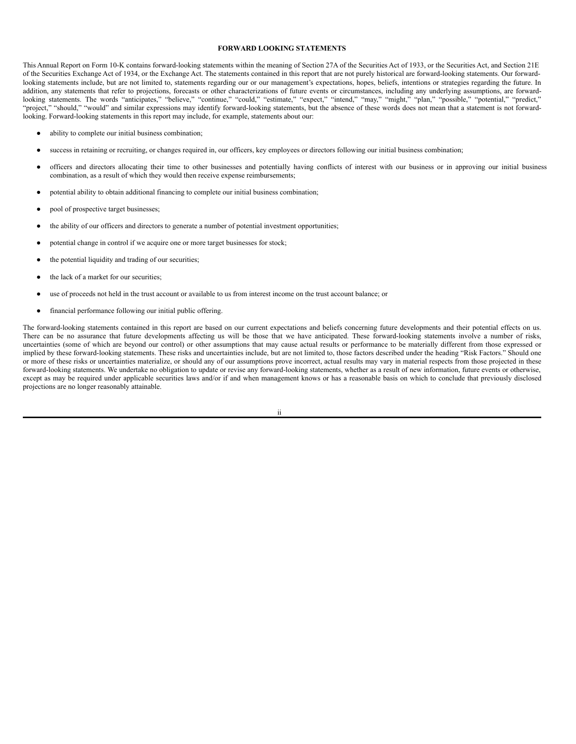**FORWARD LOOKING STATEMENTS**

This Annual Report on Form 10-K contains forward-looking statements within the meaning of Section 27A of the Securities Act of 1933, or the Securities Act, and Section 21E of the Securities Exchange Act of 1934, or the Exchange Act. The statements contained in this report that are not purely historical are forward-looking statements. Our forward-looking statements include, but are not limited to, statements regarding our or our management's expectations, hopes, beliefs, intentions or strategies regarding the future. In addition, any statements that refer to projections, forecasts or other characterizations of future events or circumstances, including any underlying assumptions, are forward-looking statements. The words "anticipates," "believe," "continue," "could," "estimate," "expect," "intend," "may," "might," "plan," "possible," "potential," "predict," "project," "should," "would" and similar expressions may identify forward-looking statements, but the absence of these words does not mean that a statement is not forward-looking. Forward-looking statements in this report may include, for example, statements about our:

- ability to complete our initial business combination;
- success in retaining or recruiting, or changes required in, our officers, key employees or directors following our initial business combination;
- officers and directors allocating their time to other businesses and potentially having conflicts of interest with our business or in approving our initial business combination, as a result of which they would then receive expense reimbursements;
- potential ability to obtain additional financing to complete our initial business combination;
- pool of prospective target businesses;
- the ability of our officers and directors to generate a number of potential investment opportunities;
- potential change in control if we acquire one or more target businesses for stock;
- the potential liquidity and trading of our securities;
- the lack of a market for our securities;
- use of proceeds not held in the trust account or available to us from interest income on the trust account balance; or
- financial performance following our initial public offering.

The forward-looking statements contained in this report are based on our current expectations and beliefs concerning future developments and their potential effects on us. There can be no assurance that future developments affecting us will be those that we have anticipated. These forward-looking statements involve a number of risks, uncertainties (some of which are beyond our control) or other assumptions that may cause actual results or performance to be materially different from those expressed or implied by these forward-looking statements. These risks and uncertainties include, but are not limited to, those factors described under the heading "Risk Factors." Should one or more of these risks or uncertainties materialize, or should any of our assumptions prove incorrect, actual results may vary in material respects from those projected in these forward-looking statements. We undertake no obligation to update or revise any forward-looking statements, whether as a result of new information, future events or otherwise, except as may be required under applicable securities laws and/or if and when management knows or has a reasonable basis on which to conclude that previously disclosed projections are no longer reasonably attainable.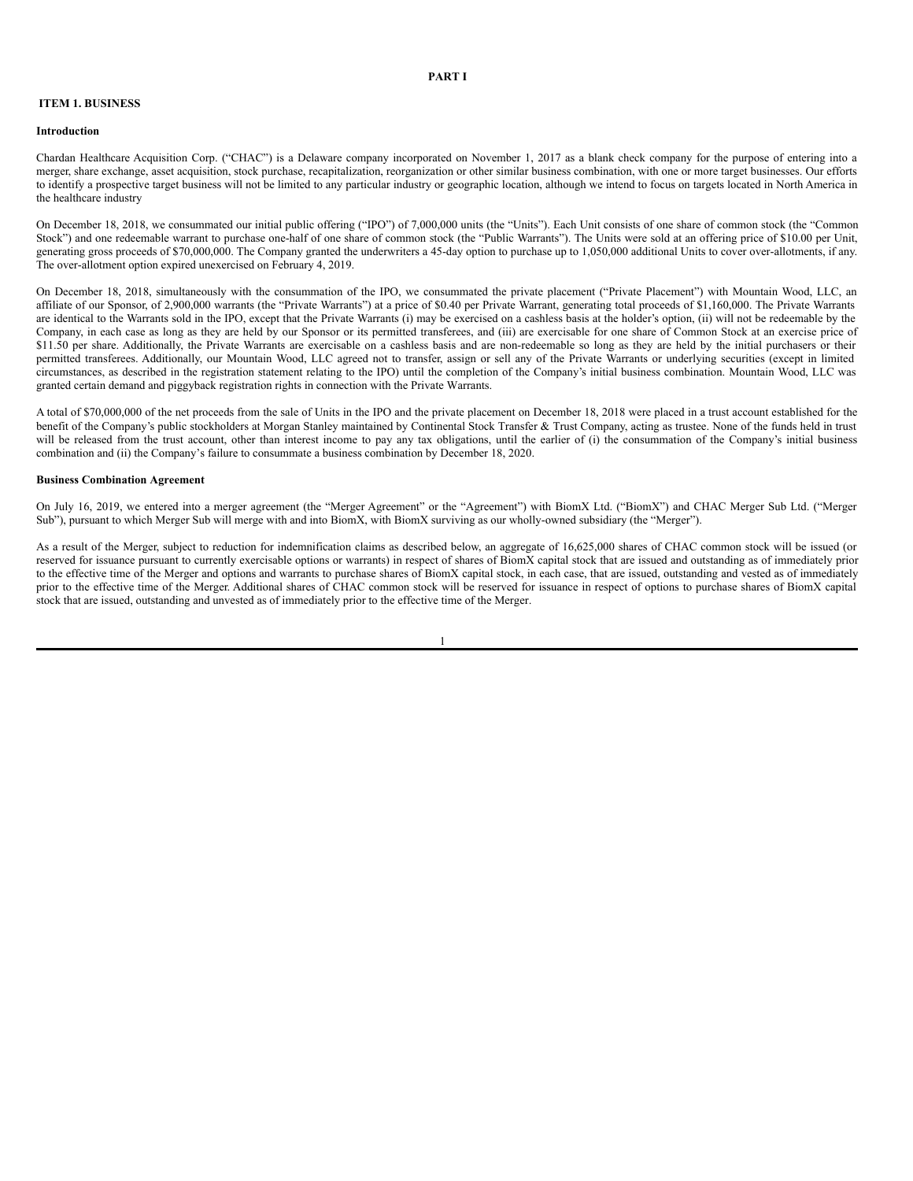# PART I

## ITEM 1. BUSINESS

### Introduction

Chardan Healthcare Acquisition Corp. ("CHAC") is a Delaware company incorporated on November 1, 2017 as a blank check company for the purpose of entering into a merger, share exchange, asset acquisition, stock purchase, recapitalization, reorganization or other similar business combination, with one or more target businesses. Our efforts to identify a prospective target business will not be limited to any particular industry or geographic location, although we intend to focus on targets located in North America in the healthcare industry

On December 18, 2018, we consummated our initial public offering ("IPO") of 7,000,000 units (the "Units"). Each Unit consists of one share of common stock (the "Common Stock") and one redeemable warrant to purchase one-half of one share of common stock (the "Public Warrants"). The Units were sold at an offering price of $10.00 per Unit, generating gross proceeds of $70,000,000. The Company granted the underwriters a 45-day option to purchase up to 1,050,000 additional Units to cover over-allotments, if any. The over-allotment option expired unexercised on February 4, 2019.

On December 18, 2018, simultaneously with the consummation of the IPO, we consummated the private placement ("Private Placement") with Mountain Wood, LLC, an affiliate of our Sponsor, of 2,900,000 warrants (the "Private Warrants") at a price of $0.40 per Private Warrant, generating total proceeds of $1,160,000. The Private Warrants are identical to the Warrants sold in the IPO, except that the Private Warrants (i) may be exercised on a cashless basis at the holder's option, (ii) will not be redeemable by the Company, in each case as long as they are held by our Sponsor or its permitted transferees, and (iii) are exercisable for one share of Common Stock at an exercise price of $11.50 per share. Additionally, the Private Warrants are exercisable on a cashless basis and are non-redeemable so long as they are held by the initial purchasers or their permitted transferees. Additionally, our Mountain Wood, LLC agreed not to transfer, assign or sell any of the Private Warrants or underlying securities (except in limited circumstances, as described in the registration statement relating to the IPO) until the completion of the Company's initial business combination. Mountain Wood, LLC was granted certain demand and piggyback registration rights in connection with the Private Warrants.

A total of $70,000,000 of the net proceeds from the sale of Units in the IPO and the private placement on December 18, 2018 were placed in a trust account established for the benefit of the Company's public stockholders at Morgan Stanley maintained by Continental Stock Transfer & Trust Company, acting as trustee. None of the funds held in trust will be released from the trust account, other than interest income to pay any tax obligations, until the earlier of (i) the consummation of the Company's initial business combination and (ii) the Company's failure to consummate a business combination by December 18, 2020.

### Business Combination Agreement

On July 16, 2019, we entered into a merger agreement (the "Merger Agreement" or the "Agreement") with BiomX Ltd. ("BiomX") and CHAC Merger Sub Ltd. ("Merger Sub"), pursuant to which Merger Sub will merge with and into BiomX, with BiomX surviving as our wholly-owned subsidiary (the "Merger").

As a result of the Merger, subject to reduction for indemnification claims as described below, an aggregate of 16,625,000 shares of CHAC common stock will be issued (or reserved for issuance pursuant to currently exercisable options or warrants) in respect of shares of BiomX capital stock that are issued and outstanding as of immediately prior to the effective time of the Merger and options and warrants to purchase shares of BiomX capital stock, in each case, that are issued, outstanding and vested as of immediately prior to the effective time of the Merger. Additional shares of CHAC common stock will be reserved for issuance in respect of options to purchase shares of BiomX capital stock that are issued, outstanding and unvested as of immediately prior to the effective time of the Merger.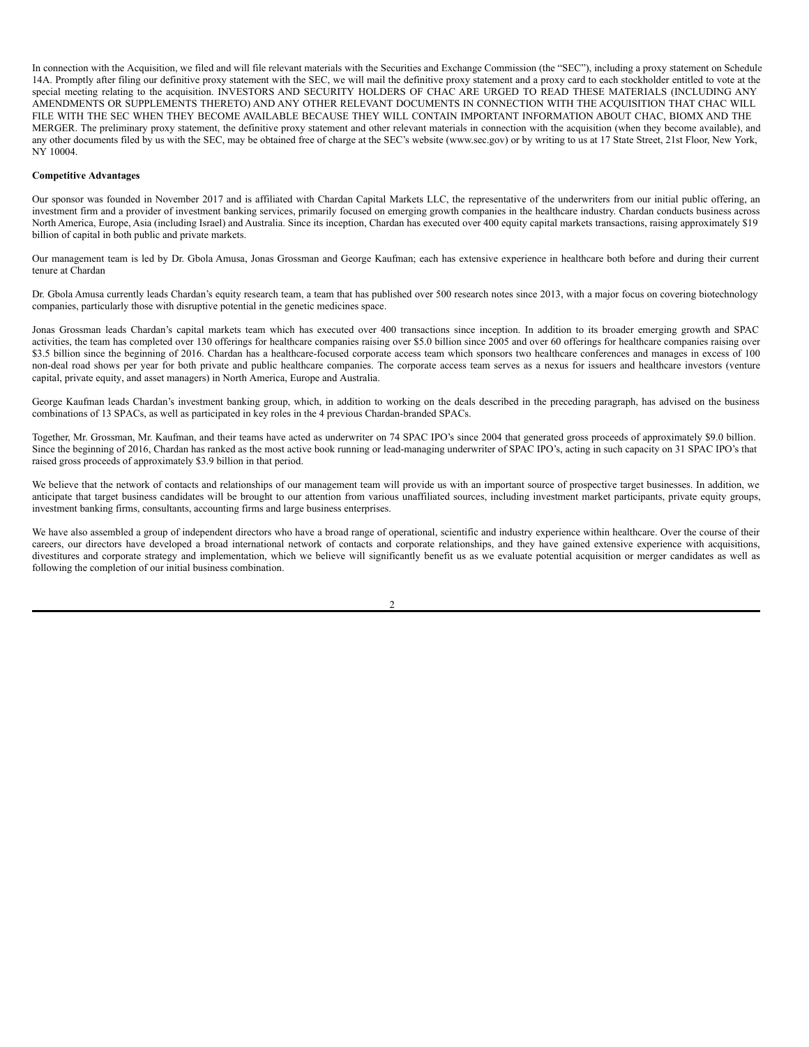In connection with the Acquisition, we filed and will file relevant materials with the Securities and Exchange Commission (the "SEC"), including a proxy statement on Schedule 14A. Promptly after filing our definitive proxy statement with the SEC, we will mail the definitive proxy statement and a proxy card to each stockholder entitled to vote at the special meeting relating to the acquisition. INVESTORS AND SECURITY HOLDERS OF CHAC ARE URGED TO READ THESE MATERIALS (INCLUDING ANY AMENDMENTS OR SUPPLEMENTS THERETO) AND ANY OTHER RELEVANT DOCUMENTS IN CONNECTION WITH THE ACQUISITION THAT CHAC WILL FILE WITH THE SEC WHEN THEY BECOME AVAILABLE BECAUSE THEY WILL CONTAIN IMPORTANT INFORMATION ABOUT CHAC, BIOMX AND THE MERGER. The preliminary proxy statement, the definitive proxy statement and other relevant materials in connection with the acquisition (when they become available), and any other documents filed by us with the SEC, may be obtained free of charge at the SEC's website (www.sec.gov) or by writing to us at 17 State Street, 21st Floor, New York, NY 10004.

**Competitive Advantages**

Our sponsor was founded in November 2017 and is affiliated with Chardan Capital Markets LLC, the representative of the underwriters from our initial public offering, an investment firm and a provider of investment banking services, primarily focused on emerging growth companies in the healthcare industry. Chardan conducts business across North America, Europe, Asia (including Israel) and Australia. Since its inception, Chardan has executed over 400 equity capital markets transactions, raising approximately $19 billion of capital in both public and private markets.

Our management team is led by Dr. Gbola Amusa, Jonas Grossman and George Kaufman; each has extensive experience in healthcare both before and during their current tenure at Chardan

Dr. Gbola Amusa currently leads Chardan's equity research team, a team that has published over 500 research notes since 2013, with a major focus on covering biotechnology companies, particularly those with disruptive potential in the genetic medicines space.

Jonas Grossman leads Chardan's capital markets team which has executed over 400 transactions since inception. In addition to its broader emerging growth and SPAC activities, the team has completed over 130 offerings for healthcare companies raising over $5.0 billion since 2005 and over 60 offerings for healthcare companies raising over $3.5 billion since the beginning of 2016. Chardan has a healthcare-focused corporate access team which sponsors two healthcare conferences and manages in excess of 100 non-deal road shows per year for both private and public healthcare companies. The corporate access team serves as a nexus for issuers and healthcare investors (venture capital, private equity, and asset managers) in North America, Europe and Australia.

George Kaufman leads Chardan's investment banking group, which, in addition to working on the deals described in the preceding paragraph, has advised on the business combinations of 13 SPACs, as well as participated in key roles in the 4 previous Chardan-branded SPACs.

Together, Mr. Grossman, Mr. Kaufman, and their teams have acted as underwriter on 74 SPAC IPO's since 2004 that generated gross proceeds of approximately $9.0 billion. Since the beginning of 2016, Chardan has ranked as the most active book running or lead-managing underwriter of SPAC IPO's, acting in such capacity on 31 SPAC IPO's that raised gross proceeds of approximately $3.9 billion in that period.

We believe that the network of contacts and relationships of our management team will provide us with an important source of prospective target businesses. In addition, we anticipate that target business candidates will be brought to our attention from various unaffiliated sources, including investment market participants, private equity groups, investment banking firms, consultants, accounting firms and large business enterprises.

We have also assembled a group of independent directors who have a broad range of operational, scientific and industry experience within healthcare. Over the course of their careers, our directors have developed a broad international network of contacts and corporate relationships, and they have gained extensive experience with acquisitions, divestitures and corporate strategy and implementation, which we believe will significantly benefit us as we evaluate potential acquisition or merger candidates as well as following the completion of our initial business combination.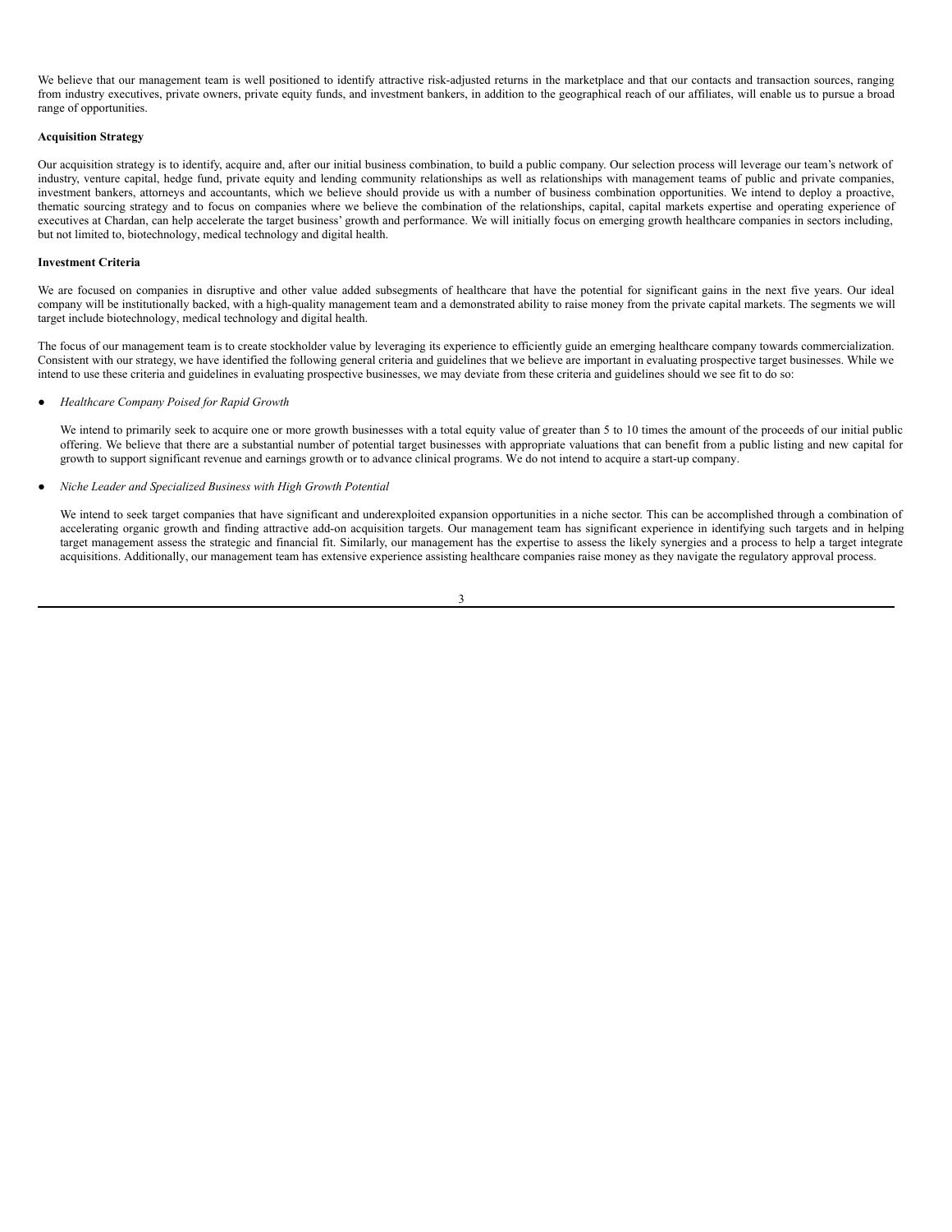We believe that our management team is well positioned to identify attractive risk-adjusted returns in the marketplace and that our contacts and transaction sources, ranging from industry executives, private owners, private equity funds, and investment bankers, in addition to the geographical reach of our affiliates, will enable us to pursue a broad range of opportunities.

**Acquisition Strategy**

Our acquisition strategy is to identify, acquire and, after our initial business combination, to build a public company. Our selection process will leverage our team's network of industry, venture capital, hedge fund, private equity and lending community relationships as well as relationships with management teams of public and private companies, investment bankers, attorneys and accountants, which we believe should provide us with a number of business combination opportunities. We intend to deploy a proactive, thematic sourcing strategy and to focus on companies where we believe the combination of the relationships, capital, capital markets expertise and operating experience of executives at Chardan, can help accelerate the target business' growth and performance. We will initially focus on emerging growth healthcare companies in sectors including, but not limited to, biotechnology, medical technology and digital health.

**Investment Criteria**

We are focused on companies in disruptive and other value added subsegments of healthcare that have the potential for significant gains in the next five years. Our ideal company will be institutionally backed, with a high-quality management team and a demonstrated ability to raise money from the private capital markets. The segments we will target include biotechnology, medical technology and digital health.

The focus of our management team is to create stockholder value by leveraging its experience to efficiently guide an emerging healthcare company towards commercialization. Consistent with our strategy, we have identified the following general criteria and guidelines that we believe are important in evaluating prospective target businesses. While we intend to use these criteria and guidelines in evaluating prospective businesses, we may deviate from these criteria and guidelines should we see fit to do so:

- *Healthcare Company Poised for Rapid Growth*

  We intend to primarily seek to acquire one or more growth businesses with a total equity value of greater than 5 to 10 times the amount of the proceeds of our initial public offering. We believe that there are a substantial number of potential target businesses with appropriate valuations that can benefit from a public listing and new capital for growth to support significant revenue and earnings growth or to advance clinical programs. We do not intend to acquire a start-up company.

- *Niche Leader and Specialized Business with High Growth Potential*

  We intend to seek target companies that have significant and underexploited expansion opportunities in a niche sector. This can be accomplished through a combination of accelerating organic growth and finding attractive add-on acquisition targets. Our management team has significant experience in identifying such targets and in helping target management assess the strategic and financial fit. Similarly, our management has the expertise to assess the likely synergies and a process to help a target integrate acquisitions. Additionally, our management team has extensive experience assisting healthcare companies raise money as they navigate the regulatory approval process.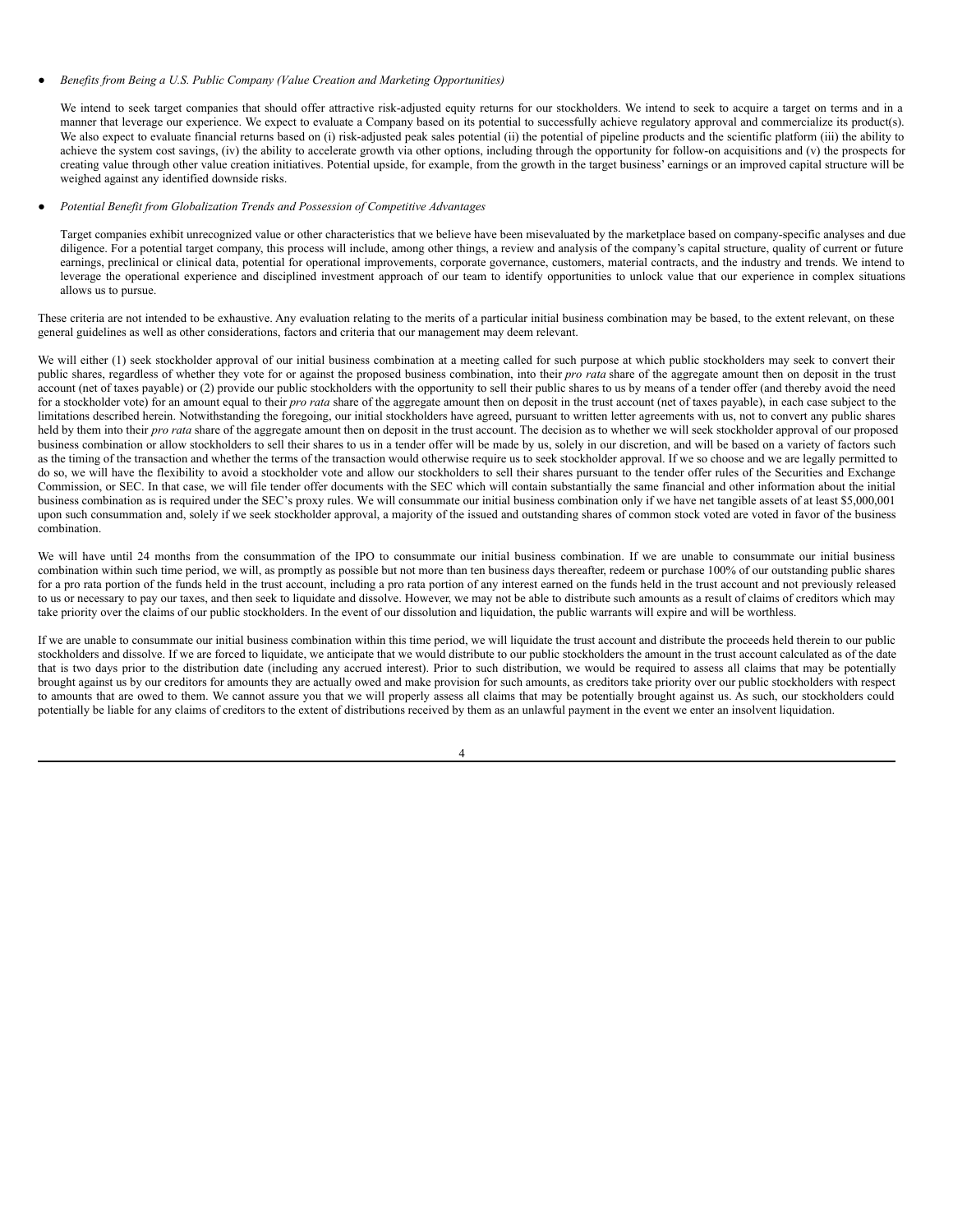- *Benefits from Being a U.S. Public Company (Value Creation and Marketing Opportunities)*

  We intend to seek target companies that should offer attractive risk-adjusted equity returns for our stockholders. We intend to seek to acquire a target on terms and in a manner that leverage our experience. We expect to evaluate a Company based on its potential to successfully achieve regulatory approval and commercialize its product(s). We also expect to evaluate financial returns based on (i) risk-adjusted peak sales potential (ii) the potential of pipeline products and the scientific platform (iii) the ability to achieve the system cost savings, (iv) the ability to accelerate growth via other options, including through the opportunity for follow-on acquisitions and (v) the prospects for creating value through other value creation initiatives. Potential upside, for example, from the growth in the target business' earnings or an improved capital structure will be weighed against any identified downside risks.

- *Potential Benefit from Globalization Trends and Possession of Competitive Advantages*

  Target companies exhibit unrecognized value or other characteristics that we believe have been misevaluated by the marketplace based on company-specific analyses and due diligence. For a potential target company, this process will include, among other things, a review and analysis of the company's capital structure, quality of current or future earnings, preclinical or clinical data, potential for operational improvements, corporate governance, customers, material contracts, and the industry and trends. We intend to leverage the operational experience and disciplined investment approach of our team to identify opportunities to unlock value that our experience in complex situations allows us to pursue.

These criteria are not intended to be exhaustive. Any evaluation relating to the merits of a particular initial business combination may be based, to the extent relevant, on these general guidelines as well as other considerations, factors and criteria that our management may deem relevant.

We will either (1) seek stockholder approval of our initial business combination at a meeting called for such purpose at which public stockholders may seek to convert their public shares, regardless of whether they vote for or against the proposed business combination, into their *pro rata* share of the aggregate amount then on deposit in the trust account (net of taxes payable) or (2) provide our public stockholders with the opportunity to sell their public shares to us by means of a tender offer (and thereby avoid the need for a stockholder vote) for an amount equal to their *pro rata* share of the aggregate amount then on deposit in the trust account (net of taxes payable), in each case subject to the limitations described herein. Notwithstanding the foregoing, our initial stockholders have agreed, pursuant to written letter agreements with us, not to convert any public shares held by them into their *pro rata* share of the aggregate amount then on deposit in the trust account. The decision as to whether we will seek stockholder approval of our proposed business combination or allow stockholders to sell their shares to us in a tender offer will be made by us, solely in our discretion, and will be based on a variety of factors such as the timing of the transaction and whether the terms of the transaction would otherwise require us to seek stockholder approval. If we so choose and we are legally permitted to do so, we will have the flexibility to avoid a stockholder vote and allow our stockholders to sell their shares pursuant to the tender offer rules of the Securities and Exchange Commission, or SEC. In that case, we will file tender offer documents with the SEC which will contain substantially the same financial and other information about the initial business combination as is required under the SEC's proxy rules. We will consummate our initial business combination only if we have net tangible assets of at least $5,000,001 upon such consummation and, solely if we seek stockholder approval, a majority of the issued and outstanding shares of common stock voted are voted in favor of the business combination.

We will have until 24 months from the consummation of the IPO to consummate our initial business combination. If we are unable to consummate our initial business combination within such time period, we will, as promptly as possible but not more than ten business days thereafter, redeem or purchase 100% of our outstanding public shares for a pro rata portion of the funds held in the trust account, including a pro rata portion of any interest earned on the funds held in the trust account and not previously released to us or necessary to pay our taxes, and then seek to liquidate and dissolve. However, we may not be able to distribute such amounts as a result of claims of creditors which may take priority over the claims of our public stockholders. In the event of our dissolution and liquidation, the public warrants will expire and will be worthless.

If we are unable to consummate our initial business combination within this time period, we will liquidate the trust account and distribute the proceeds held therein to our public stockholders and dissolve. If we are forced to liquidate, we anticipate that we would distribute to our public stockholders the amount in the trust account calculated as of the date that is two days prior to the distribution date (including any accrued interest). Prior to such distribution, we would be required to assess all claims that may be potentially brought against us by our creditors for amounts they are actually owed and make provision for such amounts, as creditors take priority over our public stockholders with respect to amounts that are owed to them. We cannot assure you that we will properly assess all claims that may be potentially brought against us. As such, our stockholders could potentially be liable for any claims of creditors to the extent of distributions received by them as an unlawful payment in the event we enter an insolvent liquidation.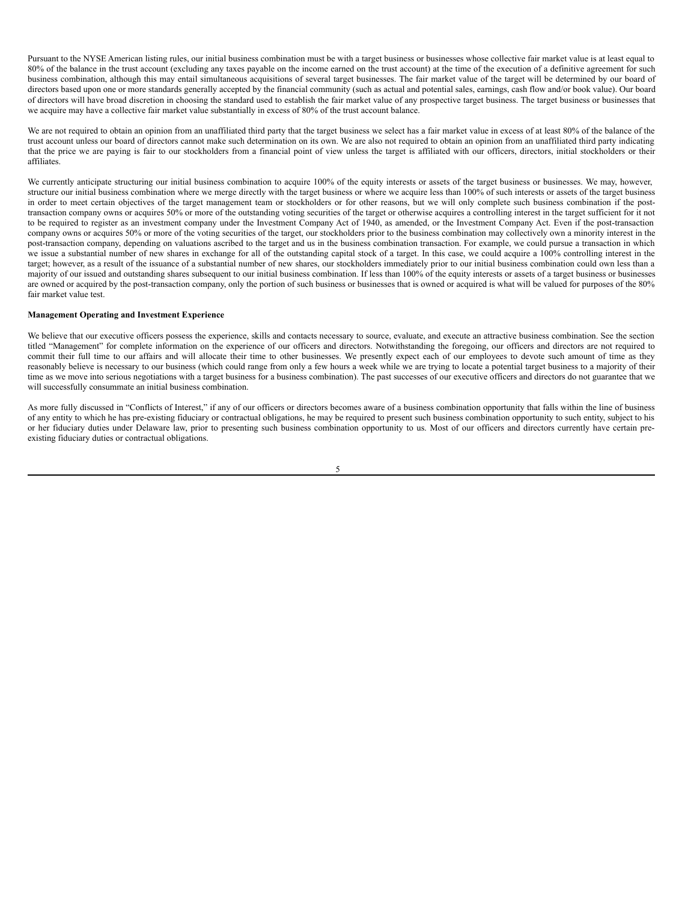Pursuant to the NYSE American listing rules, our initial business combination must be with a target business or businesses whose collective fair market value is at least equal to 80% of the balance in the trust account (excluding any taxes payable on the income earned on the trust account) at the time of the execution of a definitive agreement for such business combination, although this may entail simultaneous acquisitions of several target businesses. The fair market value of the target will be determined by our board of directors based upon one or more standards generally accepted by the financial community (such as actual and potential sales, earnings, cash flow and/or book value). Our board of directors will have broad discretion in choosing the standard used to establish the fair market value of any prospective target business. The target business or businesses that we acquire may have a collective fair market value substantially in excess of 80% of the trust account balance.

We are not required to obtain an opinion from an unaffiliated third party that the target business we select has a fair market value in excess of at least 80% of the balance of the trust account unless our board of directors cannot make such determination on its own. We are also not required to obtain an opinion from an unaffiliated third party indicating that the price we are paying is fair to our stockholders from a financial point of view unless the target is affiliated with our officers, directors, initial stockholders or their affiliates.

We currently anticipate structuring our initial business combination to acquire 100% of the equity interests or assets of the target business or businesses. We may, however, structure our initial business combination where we merge directly with the target business or where we acquire less than 100% of such interests or assets of the target business in order to meet certain objectives of the target management team or stockholders or for other reasons, but we will only complete such business combination if the post-transaction company owns or acquires 50% or more of the outstanding voting securities of the target or otherwise acquires a controlling interest in the target sufficient for it not to be required to register as an investment company under the Investment Company Act of 1940, as amended, or the Investment Company Act. Even if the post-transaction company owns or acquires 50% or more of the voting securities of the target, our stockholders prior to the business combination may collectively own a minority interest in the post-transaction company, depending on valuations ascribed to the target and us in the business combination transaction. For example, we could pursue a transaction in which we issue a substantial number of new shares in exchange for all of the outstanding capital stock of a target. In this case, we could acquire a 100% controlling interest in the target; however, as a result of the issuance of a substantial number of new shares, our stockholders immediately prior to our initial business combination could own less than a majority of our issued and outstanding shares subsequent to our initial business combination. If less than 100% of the equity interests or assets of a target business or businesses are owned or acquired by the post-transaction company, only the portion of such business or businesses that is owned or acquired is what will be valued for purposes of the 80% fair market value test.

**Management Operating and Investment Experience**

We believe that our executive officers possess the experience, skills and contacts necessary to source, evaluate, and execute an attractive business combination. See the section titled "Management" for complete information on the experience of our officers and directors. Notwithstanding the foregoing, our officers and directors are not required to commit their full time to our affairs and will allocate their time to other businesses. We presently expect each of our employees to devote such amount of time as they reasonably believe is necessary to our business (which could range from only a few hours a week while we are trying to locate a potential target business to a majority of their time as we move into serious negotiations with a target business for a business combination). The past successes of our executive officers and directors do not guarantee that we will successfully consummate an initial business combination.

As more fully discussed in "Conflicts of Interest," if any of our officers or directors becomes aware of a business combination opportunity that falls within the line of business of any entity to which he has pre-existing fiduciary or contractual obligations, he may be required to present such business combination opportunity to such entity, subject to his or her fiduciary duties under Delaware law, prior to presenting such business combination opportunity to us. Most of our officers and directors currently have certain pre-existing fiduciary duties or contractual obligations.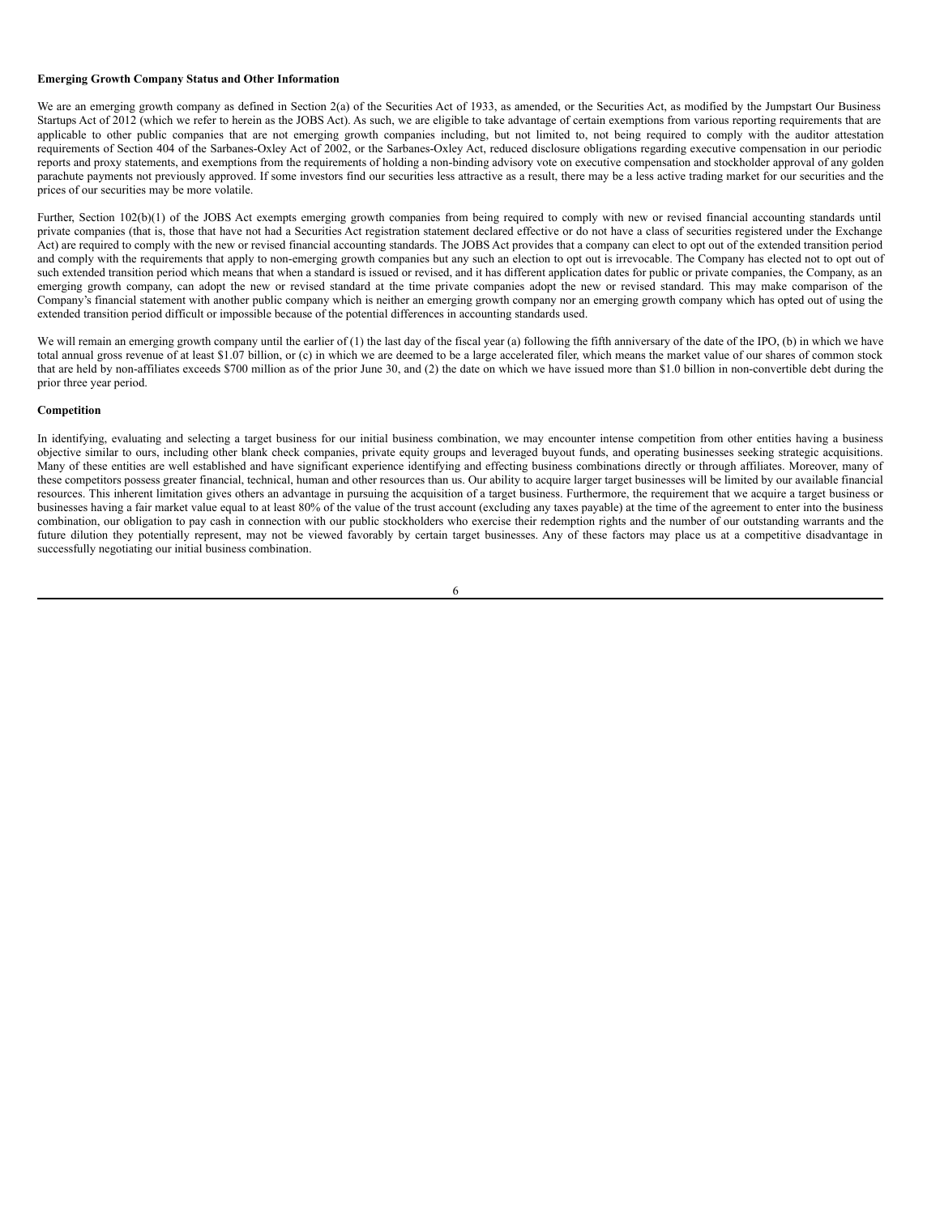**Emerging Growth Company Status and Other Information**

We are an emerging growth company as defined in Section 2(a) of the Securities Act of 1933, as amended, or the Securities Act, as modified by the Jumpstart Our Business Startups Act of 2012 (which we refer to herein as the JOBS Act). As such, we are eligible to take advantage of certain exemptions from various reporting requirements that are applicable to other public companies that are not emerging growth companies including, but not limited to, not being required to comply with the auditor attestation requirements of Section 404 of the Sarbanes-Oxley Act of 2002, or the Sarbanes-Oxley Act, reduced disclosure obligations regarding executive compensation in our periodic reports and proxy statements, and exemptions from the requirements of holding a non-binding advisory vote on executive compensation and stockholder approval of any golden parachute payments not previously approved. If some investors find our securities less attractive as a result, there may be a less active trading market for our securities and the prices of our securities may be more volatile.

Further, Section 102(b)(1) of the JOBS Act exempts emerging growth companies from being required to comply with new or revised financial accounting standards until private companies (that is, those that have not had a Securities Act registration statement declared effective or do not have a class of securities registered under the Exchange Act) are required to comply with the new or revised financial accounting standards. The JOBS Act provides that a company can elect to opt out of the extended transition period and comply with the requirements that apply to non-emerging growth companies but any such an election to opt out is irrevocable. The Company has elected not to opt out of such extended transition period which means that when a standard is issued or revised, and it has different application dates for public or private companies, the Company, as an emerging growth company, can adopt the new or revised standard at the time private companies adopt the new or revised standard. This may make comparison of the Company's financial statement with another public company which is neither an emerging growth company nor an emerging growth company which has opted out of using the extended transition period difficult or impossible because of the potential differences in accounting standards used.

We will remain an emerging growth company until the earlier of (1) the last day of the fiscal year (a) following the fifth anniversary of the date of the IPO, (b) in which we have total annual gross revenue of at least $1.07 billion, or (c) in which we are deemed to be a large accelerated filer, which means the market value of our shares of common stock that are held by non-affiliates exceeds $700 million as of the prior June 30, and (2) the date on which we have issued more than $1.0 billion in non-convertible debt during the prior three year period.

**Competition**

In identifying, evaluating and selecting a target business for our initial business combination, we may encounter intense competition from other entities having a business objective similar to ours, including other blank check companies, private equity groups and leveraged buyout funds, and operating businesses seeking strategic acquisitions. Many of these entities are well established and have significant experience identifying and effecting business combinations directly or through affiliates. Moreover, many of these competitors possess greater financial, technical, human and other resources than us. Our ability to acquire larger target businesses will be limited by our available financial resources. This inherent limitation gives others an advantage in pursuing the acquisition of a target business. Furthermore, the requirement that we acquire a target business or businesses having a fair market value equal to at least 80% of the value of the trust account (excluding any taxes payable) at the time of the agreement to enter into the business combination, our obligation to pay cash in connection with our public stockholders who exercise their redemption rights and the number of our outstanding warrants and the future dilution they potentially represent, may not be viewed favorably by certain target businesses. Any of these factors may place us at a competitive disadvantage in successfully negotiating our initial business combination.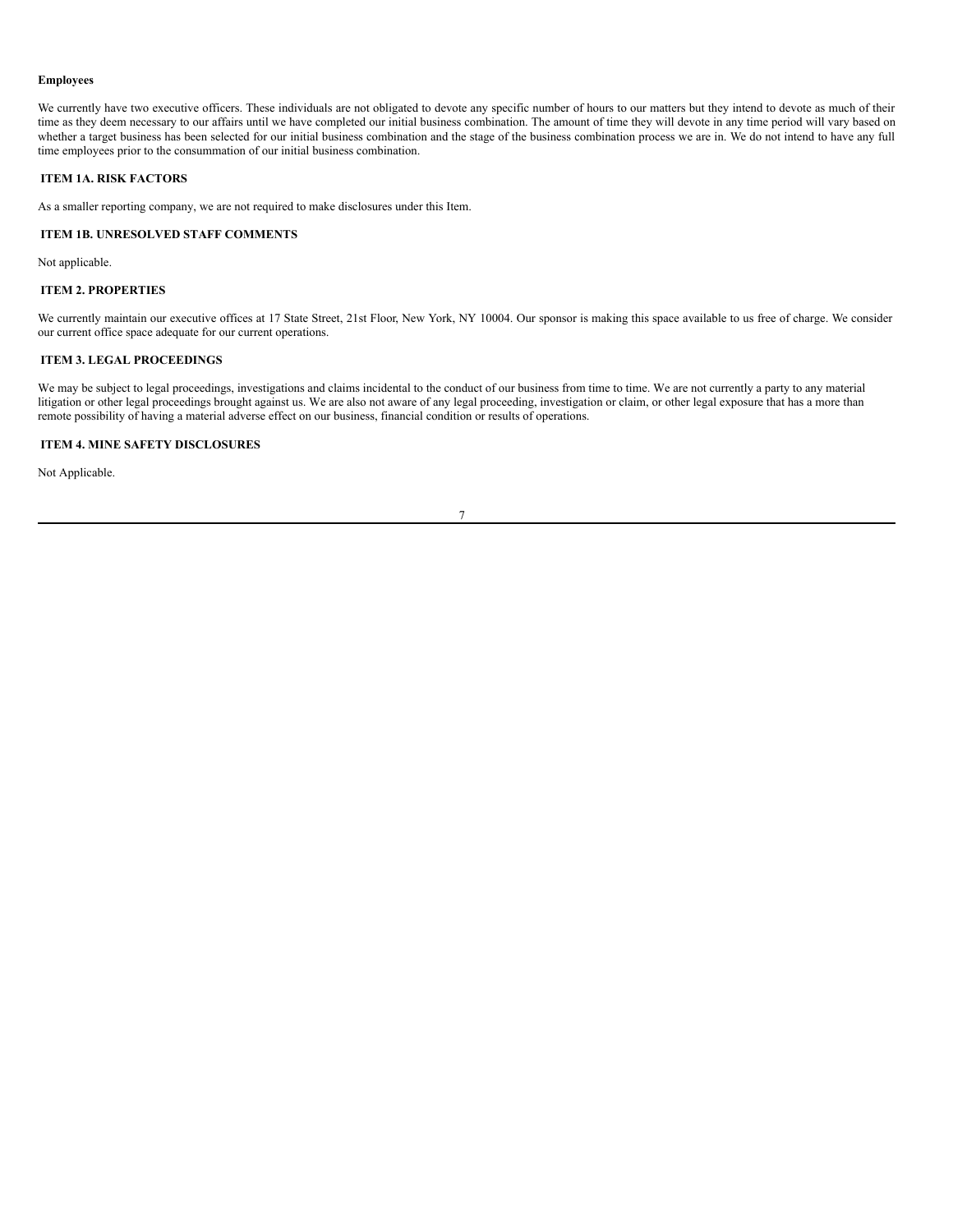**Employees**

We currently have two executive officers. These individuals are not obligated to devote any specific number of hours to our matters but they intend to devote as much of their time as they deem necessary to our affairs until we have completed our initial business combination. The amount of time they will devote in any time period will vary based on whether a target business has been selected for our initial business combination and the stage of the business combination process we are in. We do not intend to have any full time employees prior to the consummation of our initial business combination.

## ITEM 1A. RISK FACTORS

As a smaller reporting company, we are not required to make disclosures under this Item.

## ITEM 1B. UNRESOLVED STAFF COMMENTS

Not applicable.

## ITEM 2. PROPERTIES

We currently maintain our executive offices at 17 State Street, 21st Floor, New York, NY 10004. Our sponsor is making this space available to us free of charge. We consider our current office space adequate for our current operations.

## ITEM 3. LEGAL PROCEEDINGS

We may be subject to legal proceedings, investigations and claims incidental to the conduct of our business from time to time. We are not currently a party to any material litigation or other legal proceedings brought against us. We are also not aware of any legal proceeding, investigation or claim, or other legal exposure that has a more than remote possibility of having a material adverse effect on our business, financial condition or results of operations.

## ITEM 4. MINE SAFETY DISCLOSURES

Not Applicable.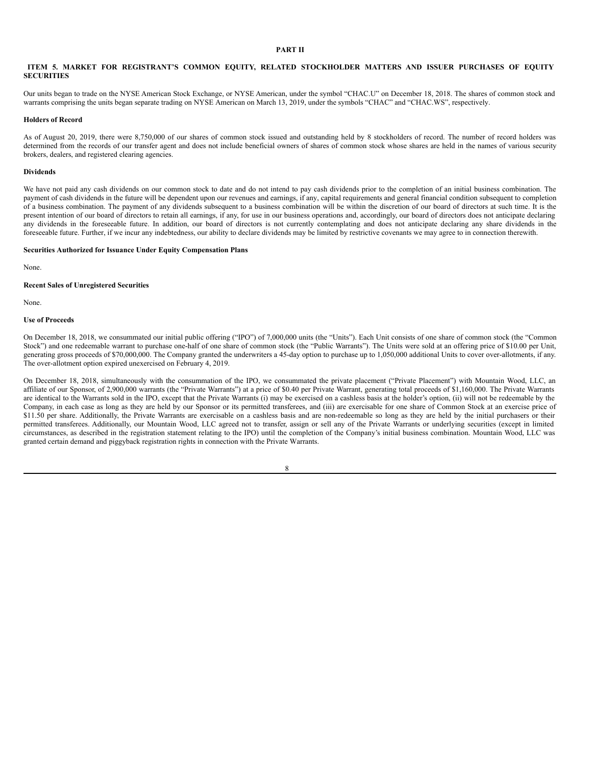# PART II

## ITEM 5. MARKET FOR REGISTRANT'S COMMON EQUITY, RELATED STOCKHOLDER MATTERS AND ISSUER PURCHASES OF EQUITY SECURITIES

Our units began to trade on the NYSE American Stock Exchange, or NYSE American, under the symbol "CHAC.U" on December 18, 2018. The shares of common stock and warrants comprising the units began separate trading on NYSE American on March 13, 2019, under the symbols "CHAC" and "CHAC.WS", respectively.

### Holders of Record

As of August 20, 2019, there were 8,750,000 of our shares of common stock issued and outstanding held by 8 stockholders of record. The number of record holders was determined from the records of our transfer agent and does not include beneficial owners of shares of common stock whose shares are held in the names of various security brokers, dealers, and registered clearing agencies.

### Dividends

We have not paid any cash dividends on our common stock to date and do not intend to pay cash dividends prior to the completion of an initial business combination. The payment of cash dividends in the future will be dependent upon our revenues and earnings, if any, capital requirements and general financial condition subsequent to completion of a business combination. The payment of any dividends subsequent to a business combination will be within the discretion of our board of directors at such time. It is the present intention of our board of directors to retain all earnings, if any, for use in our business operations and, accordingly, our board of directors does not anticipate declaring any dividends in the foreseeable future. In addition, our board of directors is not currently contemplating and does not anticipate declaring any share dividends in the foreseeable future. Further, if we incur any indebtedness, our ability to declare dividends may be limited by restrictive covenants we may agree to in connection therewith.

### Securities Authorized for Issuance Under Equity Compensation Plans

None.

### Recent Sales of Unregistered Securities

None.

### Use of Proceeds

On December 18, 2018, we consummated our initial public offering ("IPO") of 7,000,000 units (the "Units"). Each Unit consists of one share of common stock (the "Common Stock") and one redeemable warrant to purchase one-half of one share of common stock (the "Public Warrants"). The Units were sold at an offering price of $10.00 per Unit, generating gross proceeds of $70,000,000. The Company granted the underwriters a 45-day option to purchase up to 1,050,000 additional Units to cover over-allotments, if any. The over-allotment option expired unexercised on February 4, 2019.

On December 18, 2018, simultaneously with the consummation of the IPO, we consummated the private placement ("Private Placement") with Mountain Wood, LLC, an affiliate of our Sponsor, of 2,900,000 warrants (the "Private Warrants") at a price of $0.40 per Private Warrant, generating total proceeds of $1,160,000. The Private Warrants are identical to the Warrants sold in the IPO, except that the Private Warrants (i) may be exercised on a cashless basis at the holder's option, (ii) will not be redeemable by the Company, in each case as long as they are held by our Sponsor or its permitted transferees, and (iii) are exercisable for one share of Common Stock at an exercise price of $11.50 per share. Additionally, the Private Warrants are exercisable on a cashless basis and are non-redeemable so long as they are held by the initial purchasers or their permitted transferees. Additionally, our Mountain Wood, LLC agreed not to transfer, assign or sell any of the Private Warrants or underlying securities (except in limited circumstances, as described in the registration statement relating to the IPO) until the completion of the Company's initial business combination. Mountain Wood, LLC was granted certain demand and piggyback registration rights in connection with the Private Warrants.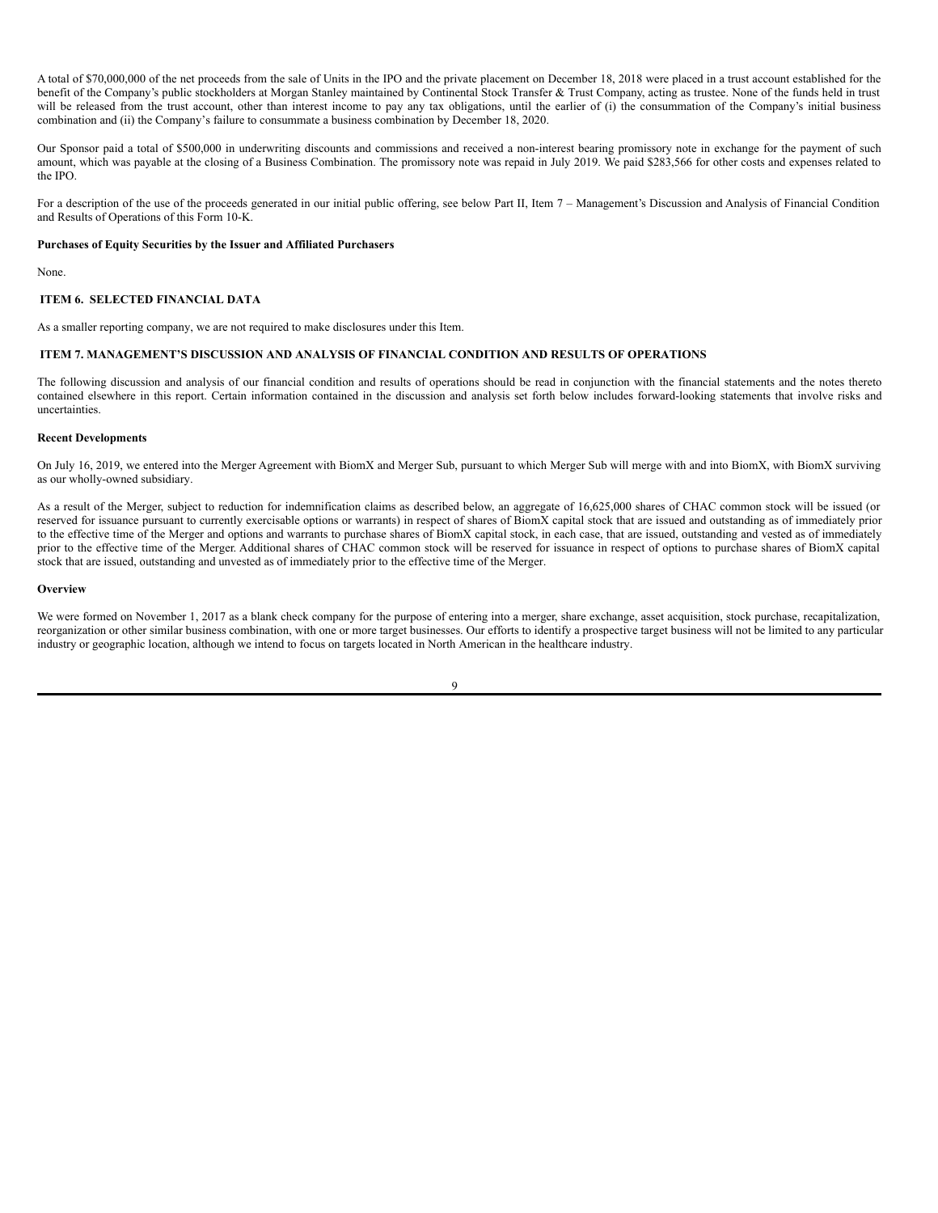A total of $70,000,000 of the net proceeds from the sale of Units in the IPO and the private placement on December 18, 2018 were placed in a trust account established for the benefit of the Company's public stockholders at Morgan Stanley maintained by Continental Stock Transfer & Trust Company, acting as trustee. None of the funds held in trust will be released from the trust account, other than interest income to pay any tax obligations, until the earlier of (i) the consummation of the Company's initial business combination and (ii) the Company's failure to consummate a business combination by December 18, 2020.

Our Sponsor paid a total of $500,000 in underwriting discounts and commissions and received a non-interest bearing promissory note in exchange for the payment of such amount, which was payable at the closing of a Business Combination. The promissory note was repaid in July 2019. We paid $283,566 for other costs and expenses related to the IPO.

For a description of the use of the proceeds generated in our initial public offering, see below Part II, Item 7 – Management's Discussion and Analysis of Financial Condition and Results of Operations of this Form 10-K.

**Purchases of Equity Securities by the Issuer and Affiliated Purchasers**

None.

## ITEM 6. SELECTED FINANCIAL DATA

As a smaller reporting company, we are not required to make disclosures under this Item.

## ITEM 7. MANAGEMENT'S DISCUSSION AND ANALYSIS OF FINANCIAL CONDITION AND RESULTS OF OPERATIONS

The following discussion and analysis of our financial condition and results of operations should be read in conjunction with the financial statements and the notes thereto contained elsewhere in this report. Certain information contained in the discussion and analysis set forth below includes forward-looking statements that involve risks and uncertainties.

**Recent Developments**

On July 16, 2019, we entered into the Merger Agreement with BiomX and Merger Sub, pursuant to which Merger Sub will merge with and into BiomX, with BiomX surviving as our wholly-owned subsidiary.

As a result of the Merger, subject to reduction for indemnification claims as described below, an aggregate of 16,625,000 shares of CHAC common stock will be issued (or reserved for issuance pursuant to currently exercisable options or warrants) in respect of shares of BiomX capital stock that are issued and outstanding as of immediately prior to the effective time of the Merger and options and warrants to purchase shares of BiomX capital stock, in each case, that are issued, outstanding and vested as of immediately prior to the effective time of the Merger. Additional shares of CHAC common stock will be reserved for issuance in respect of options to purchase shares of BiomX capital stock that are issued, outstanding and unvested as of immediately prior to the effective time of the Merger.

**Overview**

We were formed on November 1, 2017 as a blank check company for the purpose of entering into a merger, share exchange, asset acquisition, stock purchase, recapitalization, reorganization or other similar business combination, with one or more target businesses. Our efforts to identify a prospective target business will not be limited to any particular industry or geographic location, although we intend to focus on targets located in North American in the healthcare industry.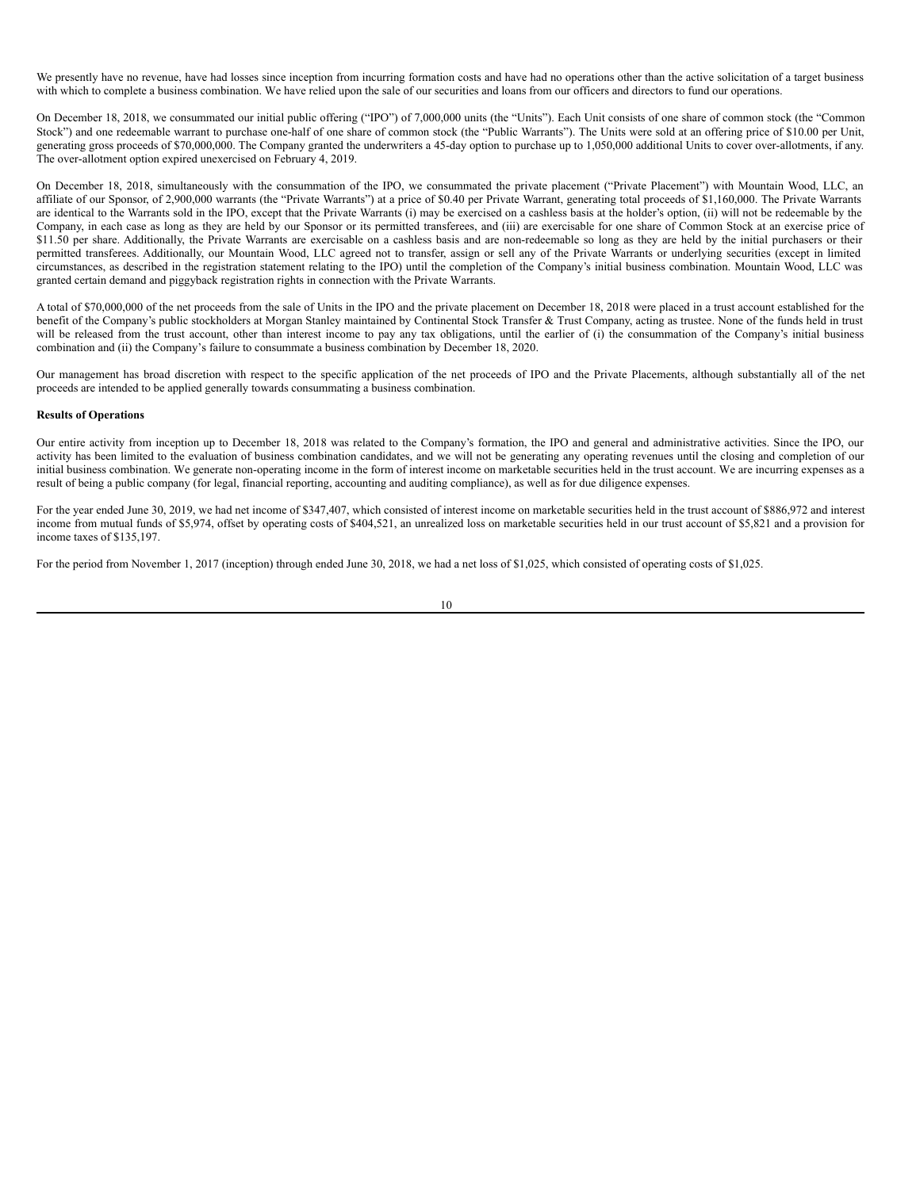We presently have no revenue, have had losses since inception from incurring formation costs and have had no operations other than the active solicitation of a target business with which to complete a business combination. We have relied upon the sale of our securities and loans from our officers and directors to fund our operations.

On December 18, 2018, we consummated our initial public offering ("IPO") of 7,000,000 units (the "Units"). Each Unit consists of one share of common stock (the "Common Stock") and one redeemable warrant to purchase one-half of one share of common stock (the "Public Warrants"). The Units were sold at an offering price of $10.00 per Unit, generating gross proceeds of $70,000,000. The Company granted the underwriters a 45-day option to purchase up to 1,050,000 additional Units to cover over-allotments, if any. The over-allotment option expired unexercised on February 4, 2019.

On December 18, 2018, simultaneously with the consummation of the IPO, we consummated the private placement ("Private Placement") with Mountain Wood, LLC, an affiliate of our Sponsor, of 2,900,000 warrants (the "Private Warrants") at a price of $0.40 per Private Warrant, generating total proceeds of $1,160,000. The Private Warrants are identical to the Warrants sold in the IPO, except that the Private Warrants (i) may be exercised on a cashless basis at the holder's option, (ii) will not be redeemable by the Company, in each case as long as they are held by our Sponsor or its permitted transferees, and (iii) are exercisable for one share of Common Stock at an exercise price of $11.50 per share. Additionally, the Private Warrants are exercisable on a cashless basis and are non-redeemable so long as they are held by the initial purchasers or their permitted transferees. Additionally, our Mountain Wood, LLC agreed not to transfer, assign or sell any of the Private Warrants or underlying securities (except in limited circumstances, as described in the registration statement relating to the IPO) until the completion of the Company's initial business combination. Mountain Wood, LLC was granted certain demand and piggyback registration rights in connection with the Private Warrants.

A total of $70,000,000 of the net proceeds from the sale of Units in the IPO and the private placement on December 18, 2018 were placed in a trust account established for the benefit of the Company's public stockholders at Morgan Stanley maintained by Continental Stock Transfer & Trust Company, acting as trustee. None of the funds held in trust will be released from the trust account, other than interest income to pay any tax obligations, until the earlier of (i) the consummation of the Company's initial business combination and (ii) the Company's failure to consummate a business combination by December 18, 2020.

Our management has broad discretion with respect to the specific application of the net proceeds of IPO and the Private Placements, although substantially all of the net proceeds are intended to be applied generally towards consummating a business combination.

**Results of Operations**

Our entire activity from inception up to December 18, 2018 was related to the Company's formation, the IPO and general and administrative activities. Since the IPO, our activity has been limited to the evaluation of business combination candidates, and we will not be generating any operating revenues until the closing and completion of our initial business combination. We generate non-operating income in the form of interest income on marketable securities held in the trust account. We are incurring expenses as a result of being a public company (for legal, financial reporting, accounting and auditing compliance), as well as for due diligence expenses.

For the year ended June 30, 2019, we had net income of $347,407, which consisted of interest income on marketable securities held in the trust account of $886,972 and interest income from mutual funds of $5,974, offset by operating costs of $404,521, an unrealized loss on marketable securities held in our trust account of $5,821 and a provision for income taxes of $135,197.

For the period from November 1, 2017 (inception) through ended June 30, 2018, we had a net loss of $1,025, which consisted of operating costs of $1,025.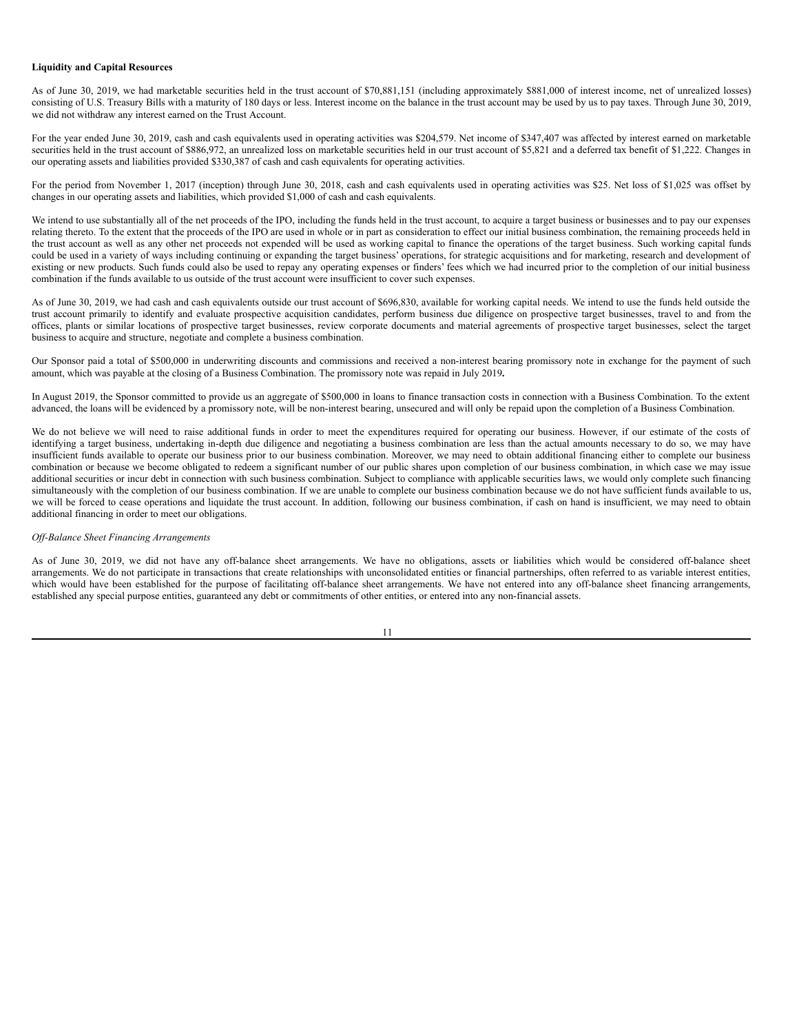**Liquidity and Capital Resources**

As of June 30, 2019, we had marketable securities held in the trust account of $70,881,151 (including approximately $881,000 of interest income, net of unrealized losses) consisting of U.S. Treasury Bills with a maturity of 180 days or less. Interest income on the balance in the trust account may be used by us to pay taxes. Through June 30, 2019, we did not withdraw any interest earned on the Trust Account.

For the year ended June 30, 2019, cash and cash equivalents used in operating activities was $204,579. Net income of $347,407 was affected by interest earned on marketable securities held in the trust account of $886,972, an unrealized loss on marketable securities held in our trust account of $5,821 and a deferred tax benefit of $1,222. Changes in our operating assets and liabilities provided $330,387 of cash and cash equivalents for operating activities.

For the period from November 1, 2017 (inception) through June 30, 2018, cash and cash equivalents used in operating activities was $25. Net loss of $1,025 was offset by changes in our operating assets and liabilities, which provided $1,000 of cash and cash equivalents.

We intend to use substantially all of the net proceeds of the IPO, including the funds held in the trust account, to acquire a target business or businesses and to pay our expenses relating thereto. To the extent that the proceeds of the IPO are used in whole or in part as consideration to effect our initial business combination, the remaining proceeds held in the trust account as well as any other net proceeds not expended will be used as working capital to finance the operations of the target business. Such working capital funds could be used in a variety of ways including continuing or expanding the target business' operations, for strategic acquisitions and for marketing, research and development of existing or new products. Such funds could also be used to repay any operating expenses or finders' fees which we had incurred prior to the completion of our initial business combination if the funds available to us outside of the trust account were insufficient to cover such expenses.

As of June 30, 2019, we had cash and cash equivalents outside our trust account of $696,830, available for working capital needs. We intend to use the funds held outside the trust account primarily to identify and evaluate prospective acquisition candidates, perform business due diligence on prospective target businesses, travel to and from the offices, plants or similar locations of prospective target businesses, review corporate documents and material agreements of prospective target businesses, select the target business to acquire and structure, negotiate and complete a business combination.

Our Sponsor paid a total of $500,000 in underwriting discounts and commissions and received a non-interest bearing promissory note in exchange for the payment of such amount, which was payable at the closing of a Business Combination. The promissory note was repaid in July 2019**.**

In August 2019, the Sponsor committed to provide us an aggregate of $500,000 in loans to finance transaction costs in connection with a Business Combination. To the extent advanced, the loans will be evidenced by a promissory note, will be non-interest bearing, unsecured and will only be repaid upon the completion of a Business Combination.

We do not believe we will need to raise additional funds in order to meet the expenditures required for operating our business. However, if our estimate of the costs of identifying a target business, undertaking in-depth due diligence and negotiating a business combination are less than the actual amounts necessary to do so, we may have insufficient funds available to operate our business prior to our business combination. Moreover, we may need to obtain additional financing either to complete our business combination or because we become obligated to redeem a significant number of our public shares upon completion of our business combination, in which case we may issue additional securities or incur debt in connection with such business combination. Subject to compliance with applicable securities laws, we would only complete such financing simultaneously with the completion of our business combination. If we are unable to complete our business combination because we do not have sufficient funds available to us, we will be forced to cease operations and liquidate the trust account. In addition, following our business combination, if cash on hand is insufficient, we may need to obtain additional financing in order to meet our obligations.

*Off-Balance Sheet Financing Arrangements*

As of June 30, 2019, we did not have any off-balance sheet arrangements. We have no obligations, assets or liabilities which would be considered off-balance sheet arrangements. We do not participate in transactions that create relationships with unconsolidated entities or financial partnerships, often referred to as variable interest entities, which would have been established for the purpose of facilitating off-balance sheet arrangements. We have not entered into any off-balance sheet financing arrangements, established any special purpose entities, guaranteed any debt or commitments of other entities, or entered into any non-financial assets.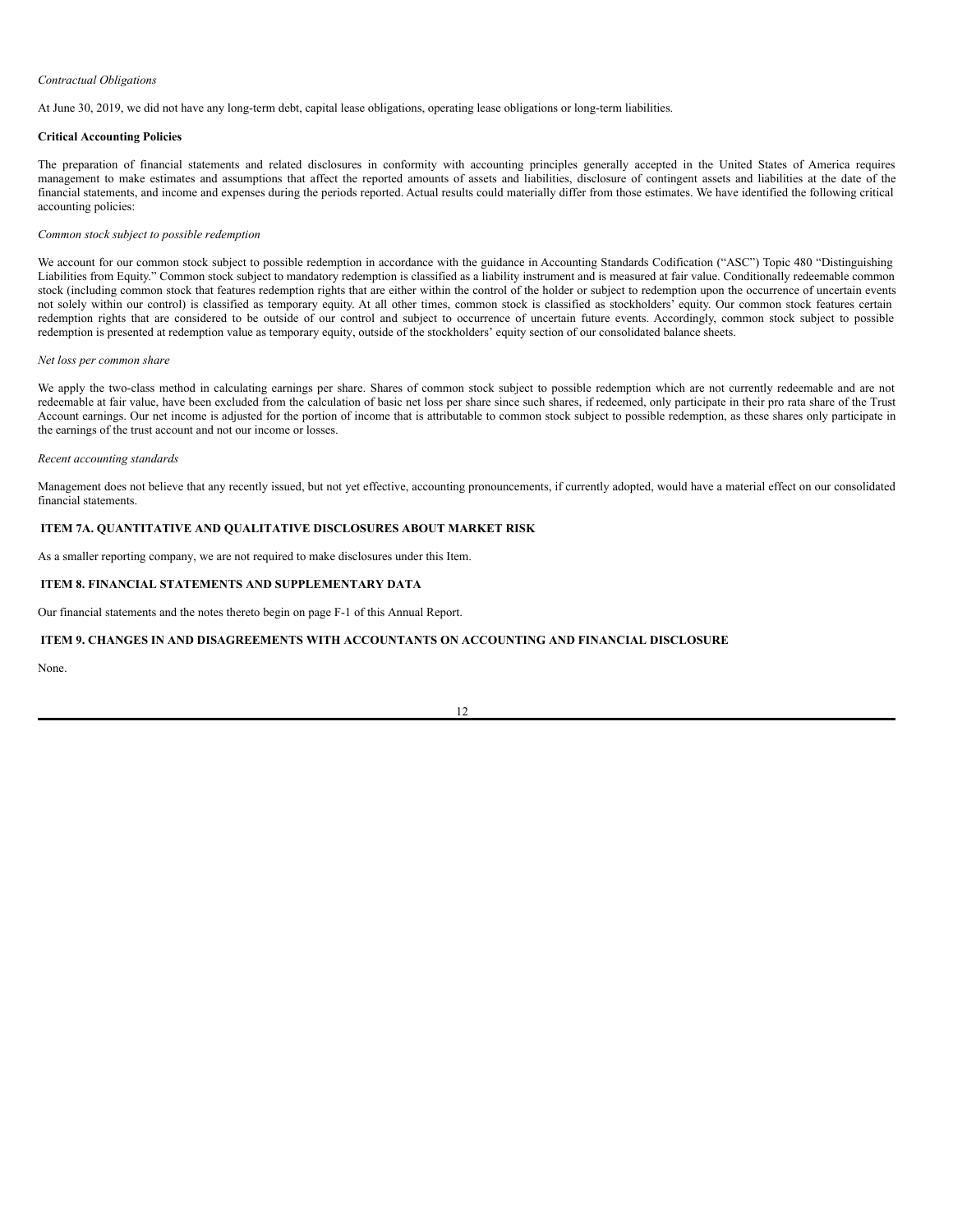*Contractual Obligations*

At June 30, 2019, we did not have any long-term debt, capital lease obligations, operating lease obligations or long-term liabilities.

**Critical Accounting Policies**

The preparation of financial statements and related disclosures in conformity with accounting principles generally accepted in the United States of America requires management to make estimates and assumptions that affect the reported amounts of assets and liabilities, disclosure of contingent assets and liabilities at the date of the financial statements, and income and expenses during the periods reported. Actual results could materially differ from those estimates. We have identified the following critical accounting policies:

*Common stock subject to possible redemption*

We account for our common stock subject to possible redemption in accordance with the guidance in Accounting Standards Codification ("ASC") Topic 480 "Distinguishing Liabilities from Equity." Common stock subject to mandatory redemption is classified as a liability instrument and is measured at fair value. Conditionally redeemable common stock (including common stock that features redemption rights that are either within the control of the holder or subject to redemption upon the occurrence of uncertain events not solely within our control) is classified as temporary equity. At all other times, common stock is classified as stockholders' equity. Our common stock features certain redemption rights that are considered to be outside of our control and subject to occurrence of uncertain future events. Accordingly, common stock subject to possible redemption is presented at redemption value as temporary equity, outside of the stockholders' equity section of our consolidated balance sheets.

*Net loss per common share*

We apply the two-class method in calculating earnings per share. Shares of common stock subject to possible redemption which are not currently redeemable and are not redeemable at fair value, have been excluded from the calculation of basic net loss per share since such shares, if redeemed, only participate in their pro rata share of the Trust Account earnings. Our net income is adjusted for the portion of income that is attributable to common stock subject to possible redemption, as these shares only participate in the earnings of the trust account and not our income or losses.

*Recent accounting standards*

Management does not believe that any recently issued, but not yet effective, accounting pronouncements, if currently adopted, would have a material effect on our consolidated financial statements.

## ITEM 7A. QUANTITATIVE AND QUALITATIVE DISCLOSURES ABOUT MARKET RISK

As a smaller reporting company, we are not required to make disclosures under this Item.

## ITEM 8. FINANCIAL STATEMENTS AND SUPPLEMENTARY DATA

Our financial statements and the notes thereto begin on page F-1 of this Annual Report.

## ITEM 9. CHANGES IN AND DISAGREEMENTS WITH ACCOUNTANTS ON ACCOUNTING AND FINANCIAL DISCLOSURE

None.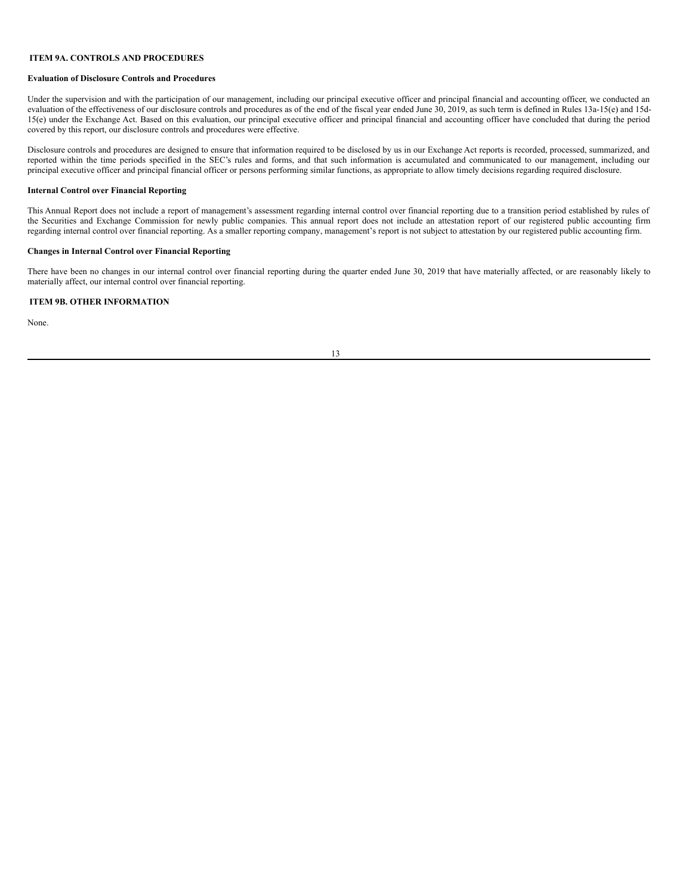## ITEM 9A. CONTROLS AND PROCEDURES

### Evaluation of Disclosure Controls and Procedures

Under the supervision and with the participation of our management, including our principal executive officer and principal financial and accounting officer, we conducted an evaluation of the effectiveness of our disclosure controls and procedures as of the end of the fiscal year ended June 30, 2019, as such term is defined in Rules 13a-15(e) and 15d-15(e) under the Exchange Act. Based on this evaluation, our principal executive officer and principal financial and accounting officer have concluded that during the period covered by this report, our disclosure controls and procedures were effective.

Disclosure controls and procedures are designed to ensure that information required to be disclosed by us in our Exchange Act reports is recorded, processed, summarized, and reported within the time periods specified in the SEC's rules and forms, and that such information is accumulated and communicated to our management, including our principal executive officer and principal financial officer or persons performing similar functions, as appropriate to allow timely decisions regarding required disclosure.

### Internal Control over Financial Reporting

This Annual Report does not include a report of management's assessment regarding internal control over financial reporting due to a transition period established by rules of the Securities and Exchange Commission for newly public companies. This annual report does not include an attestation report of our registered public accounting firm regarding internal control over financial reporting. As a smaller reporting company, management's report is not subject to attestation by our registered public accounting firm.

### Changes in Internal Control over Financial Reporting

There have been no changes in our internal control over financial reporting during the quarter ended June 30, 2019 that have materially affected, or are reasonably likely to materially affect, our internal control over financial reporting.

## ITEM 9B. OTHER INFORMATION

None.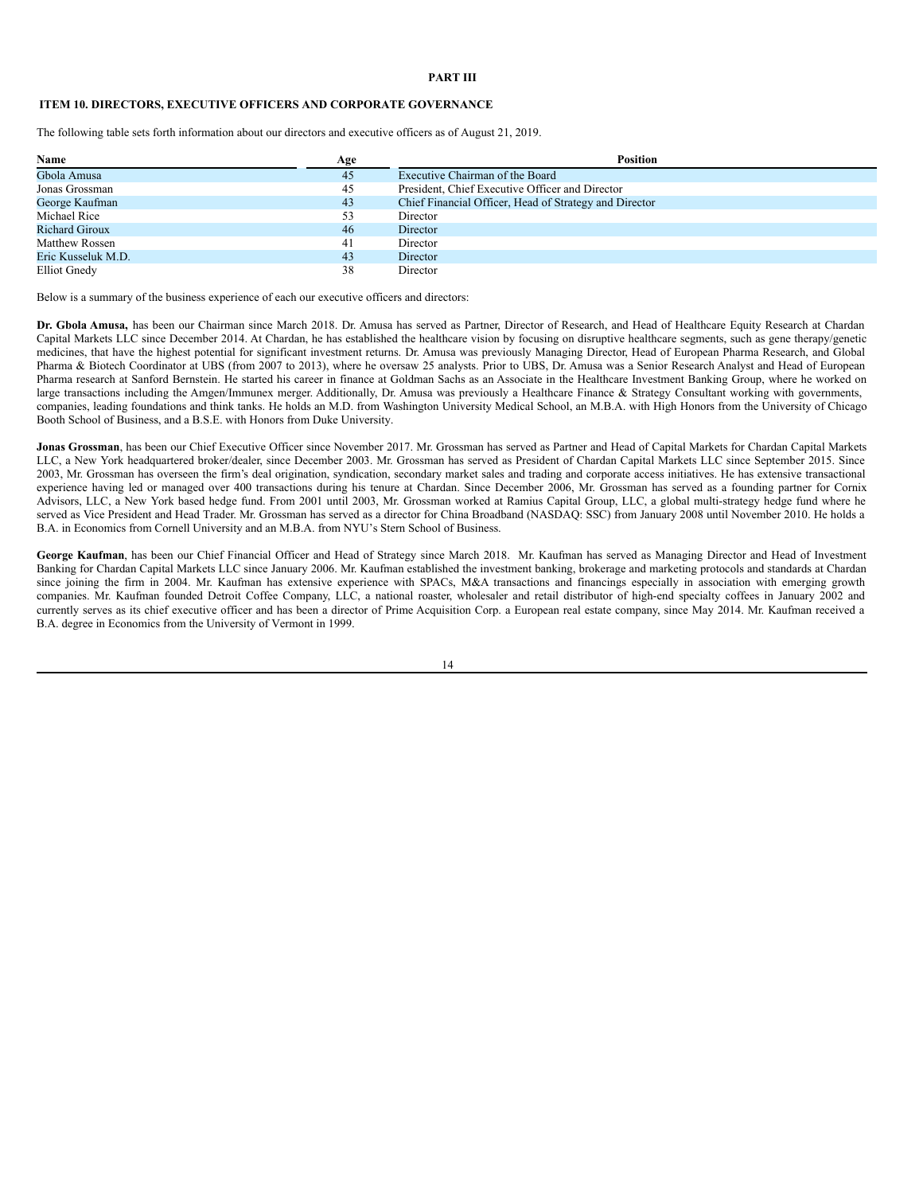# PART III

## ITEM 10. DIRECTORS, EXECUTIVE OFFICERS AND CORPORATE GOVERNANCE

The following table sets forth information about our directors and executive officers as of August 21, 2019.

| Name | Age | Position |
| --- | --- | --- |
| Gbola Amusa | 45 | Executive Chairman of the Board |
| Jonas Grossman | 45 | President, Chief Executive Officer and Director |
| George Kaufman | 43 | Chief Financial Officer, Head of Strategy and Director |
| Michael Rice | 53 | Director |
| Richard Giroux | 46 | Director |
| Matthew Rossen | 41 | Director |
| Eric Kusseluk M.D. | 43 | Director |
| Elliot Gnedy | 38 | Director |

Below is a summary of the business experience of each our executive officers and directors:

**Dr. Gbola Amusa,** has been our Chairman since March 2018. Dr. Amusa has served as Partner, Director of Research, and Head of Healthcare Equity Research at Chardan Capital Markets LLC since December 2014. At Chardan, he has established the healthcare vision by focusing on disruptive healthcare segments, such as gene therapy/genetic medicines, that have the highest potential for significant investment returns. Dr. Amusa was previously Managing Director, Head of European Pharma Research, and Global Pharma & Biotech Coordinator at UBS (from 2007 to 2013), where he oversaw 25 analysts. Prior to UBS, Dr. Amusa was a Senior Research Analyst and Head of European Pharma research at Sanford Bernstein. He started his career in finance at Goldman Sachs as an Associate in the Healthcare Investment Banking Group, where he worked on large transactions including the Amgen/Immunex merger. Additionally, Dr. Amusa was previously a Healthcare Finance & Strategy Consultant working with governments, companies, leading foundations and think tanks. He holds an M.D. from Washington University Medical School, an M.B.A. with High Honors from the University of Chicago Booth School of Business, and a B.S.E. with Honors from Duke University.

**Jonas Grossman**, has been our Chief Executive Officer since November 2017. Mr. Grossman has served as Partner and Head of Capital Markets for Chardan Capital Markets LLC, a New York headquartered broker/dealer, since December 2003. Mr. Grossman has served as President of Chardan Capital Markets LLC since September 2015. Since 2003, Mr. Grossman has overseen the firm's deal origination, syndication, secondary market sales and trading and corporate access initiatives. He has extensive transactional experience having led or managed over 400 transactions during his tenure at Chardan. Since December 2006, Mr. Grossman has served as a founding partner for Cornix Advisors, LLC, a New York based hedge fund. From 2001 until 2003, Mr. Grossman worked at Ramius Capital Group, LLC, a global multi-strategy hedge fund where he served as Vice President and Head Trader. Mr. Grossman has served as a director for China Broadband (NASDAQ: SSC) from January 2008 until November 2010. He holds a B.A. in Economics from Cornell University and an M.B.A. from NYU's Stern School of Business.

**George Kaufman**, has been our Chief Financial Officer and Head of Strategy since March 2018. Mr. Kaufman has served as Managing Director and Head of Investment Banking for Chardan Capital Markets LLC since January 2006. Mr. Kaufman established the investment banking, brokerage and marketing protocols and standards at Chardan since joining the firm in 2004. Mr. Kaufman has extensive experience with SPACs, M&A transactions and financings especially in association with emerging growth companies. Mr. Kaufman founded Detroit Coffee Company, LLC, a national roaster, wholesaler and retail distributor of high-end specialty coffees in January 2002 and currently serves as its chief executive officer and has been a director of Prime Acquisition Corp. a European real estate company, since May 2014. Mr. Kaufman received a B.A. degree in Economics from the University of Vermont in 1999.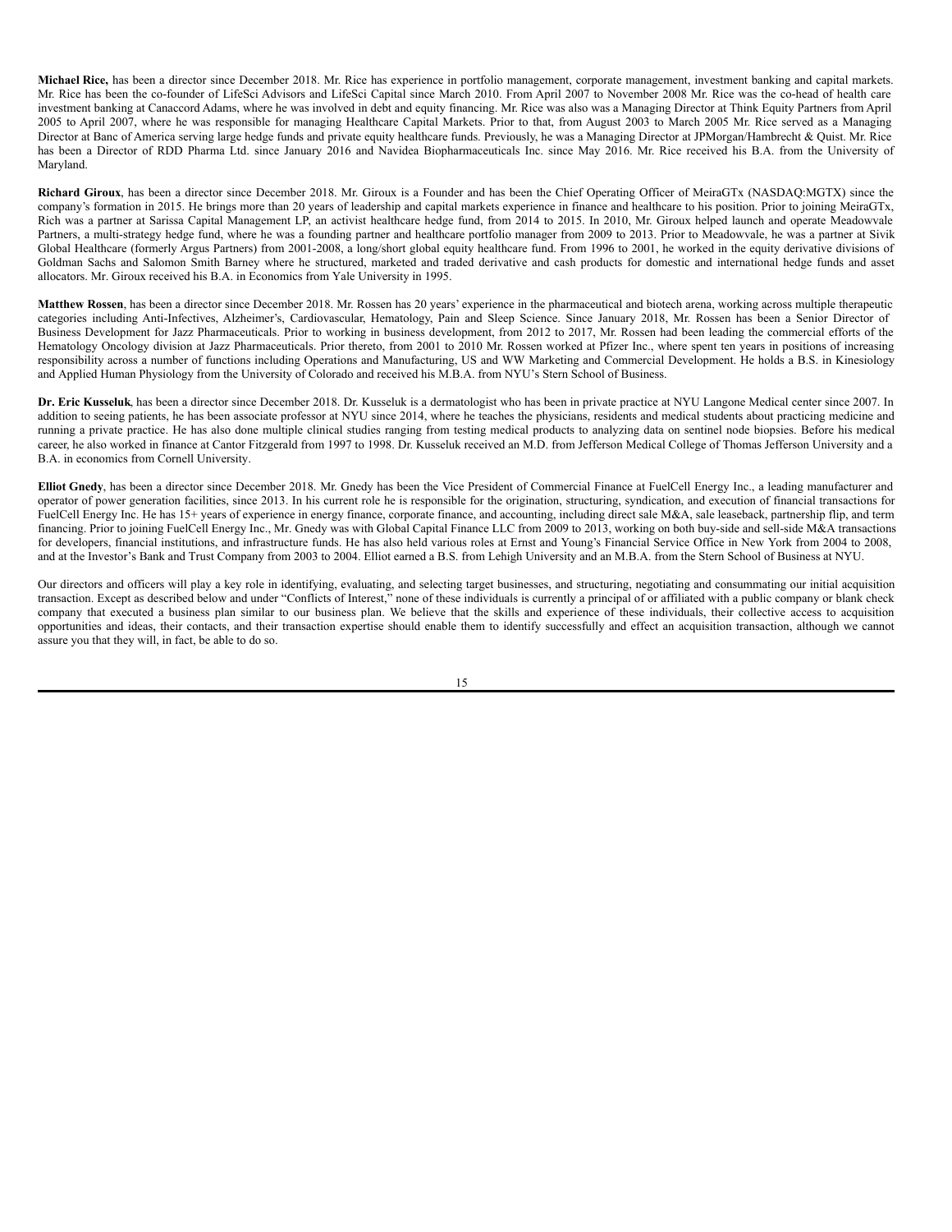**Michael Rice,** has been a director since December 2018. Mr. Rice has experience in portfolio management, corporate management, investment banking and capital markets. Mr. Rice has been the co-founder of LifeSci Advisors and LifeSci Capital since March 2010. From April 2007 to November 2008 Mr. Rice was the co-head of health care investment banking at Canaccord Adams, where he was involved in debt and equity financing. Mr. Rice was also was a Managing Director at Think Equity Partners from April 2005 to April 2007, where he was responsible for managing Healthcare Capital Markets. Prior to that, from August 2003 to March 2005 Mr. Rice served as a Managing Director at Banc of America serving large hedge funds and private equity healthcare funds. Previously, he was a Managing Director at JPMorgan/Hambrecht & Quist. Mr. Rice has been a Director of RDD Pharma Ltd. since January 2016 and Navidea Biopharmaceuticals Inc. since May 2016. Mr. Rice received his B.A. from the University of Maryland.

**Richard Giroux**, has been a director since December 2018. Mr. Giroux is a Founder and has been the Chief Operating Officer of MeiraGTx (NASDAQ:MGTX) since the company's formation in 2015. He brings more than 20 years of leadership and capital markets experience in finance and healthcare to his position. Prior to joining MeiraGTx, Rich was a partner at Sarissa Capital Management LP, an activist healthcare hedge fund, from 2014 to 2015. In 2010, Mr. Giroux helped launch and operate Meadowvale Partners, a multi-strategy hedge fund, where he was a founding partner and healthcare portfolio manager from 2009 to 2013. Prior to Meadowvale, he was a partner at Sivik Global Healthcare (formerly Argus Partners) from 2001-2008, a long/short global equity healthcare fund. From 1996 to 2001, he worked in the equity derivative divisions of Goldman Sachs and Salomon Smith Barney where he structured, marketed and traded derivative and cash products for domestic and international hedge funds and asset allocators. Mr. Giroux received his B.A. in Economics from Yale University in 1995.

**Matthew Rossen**, has been a director since December 2018. Mr. Rossen has 20 years' experience in the pharmaceutical and biotech arena, working across multiple therapeutic categories including Anti-Infectives, Alzheimer's, Cardiovascular, Hematology, Pain and Sleep Science. Since January 2018, Mr. Rossen has been a Senior Director of Business Development for Jazz Pharmaceuticals. Prior to working in business development, from 2012 to 2017, Mr. Rossen had been leading the commercial efforts of the Hematology Oncology division at Jazz Pharmaceuticals. Prior thereto, from 2001 to 2010 Mr. Rossen worked at Pfizer Inc., where spent ten years in positions of increasing responsibility across a number of functions including Operations and Manufacturing, US and WW Marketing and Commercial Development. He holds a B.S. in Kinesiology and Applied Human Physiology from the University of Colorado and received his M.B.A. from NYU's Stern School of Business.

**Dr. Eric Kusseluk**, has been a director since December 2018. Dr. Kusseluk is a dermatologist who has been in private practice at NYU Langone Medical center since 2007. In addition to seeing patients, he has been associate professor at NYU since 2014, where he teaches the physicians, residents and medical students about practicing medicine and running a private practice. He has also done multiple clinical studies ranging from testing medical products to analyzing data on sentinel node biopsies. Before his medical career, he also worked in finance at Cantor Fitzgerald from 1997 to 1998. Dr. Kusseluk received an M.D. from Jefferson Medical College of Thomas Jefferson University and a B.A. in economics from Cornell University.

**Elliot Gnedy**, has been a director since December 2018. Mr. Gnedy has been the Vice President of Commercial Finance at FuelCell Energy Inc., a leading manufacturer and operator of power generation facilities, since 2013. In his current role he is responsible for the origination, structuring, syndication, and execution of financial transactions for FuelCell Energy Inc. He has 15+ years of experience in energy finance, corporate finance, and accounting, including direct sale M&A, sale leaseback, partnership flip, and term financing. Prior to joining FuelCell Energy Inc., Mr. Gnedy was with Global Capital Finance LLC from 2009 to 2013, working on both buy-side and sell-side M&A transactions for developers, financial institutions, and infrastructure funds. He has also held various roles at Ernst and Young's Financial Service Office in New York from 2004 to 2008, and at the Investor's Bank and Trust Company from 2003 to 2004. Elliot earned a B.S. from Lehigh University and an M.B.A. from the Stern School of Business at NYU.

Our directors and officers will play a key role in identifying, evaluating, and selecting target businesses, and structuring, negotiating and consummating our initial acquisition transaction. Except as described below and under "Conflicts of Interest," none of these individuals is currently a principal of or affiliated with a public company or blank check company that executed a business plan similar to our business plan. We believe that the skills and experience of these individuals, their collective access to acquisition opportunities and ideas, their contacts, and their transaction expertise should enable them to identify successfully and effect an acquisition transaction, although we cannot assure you that they will, in fact, be able to do so.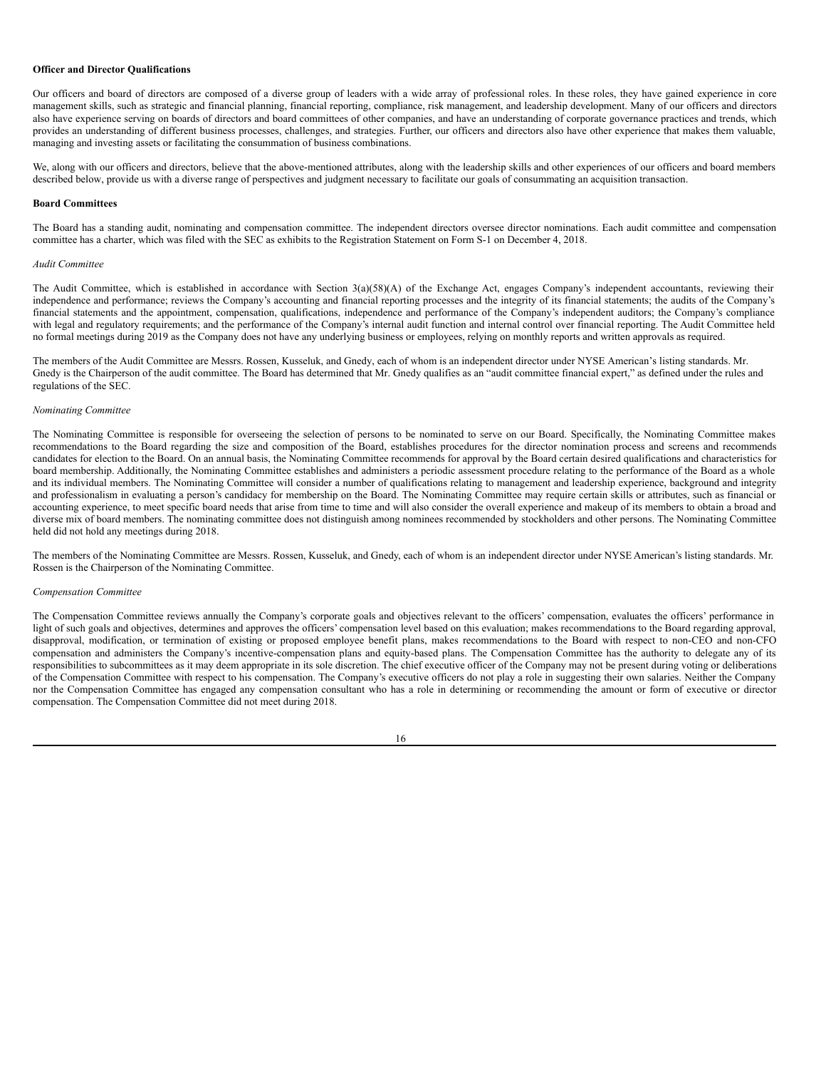**Officer and Director Qualifications**

Our officers and board of directors are composed of a diverse group of leaders with a wide array of professional roles. In these roles, they have gained experience in core management skills, such as strategic and financial planning, financial reporting, compliance, risk management, and leadership development. Many of our officers and directors also have experience serving on boards of directors and board committees of other companies, and have an understanding of corporate governance practices and trends, which provides an understanding of different business processes, challenges, and strategies. Further, our officers and directors also have other experience that makes them valuable, managing and investing assets or facilitating the consummation of business combinations.

We, along with our officers and directors, believe that the above-mentioned attributes, along with the leadership skills and other experiences of our officers and board members described below, provide us with a diverse range of perspectives and judgment necessary to facilitate our goals of consummating an acquisition transaction.

**Board Committees**

The Board has a standing audit, nominating and compensation committee. The independent directors oversee director nominations. Each audit committee and compensation committee has a charter, which was filed with the SEC as exhibits to the Registration Statement on Form S-1 on December 4, 2018.

*Audit Committee*

The Audit Committee, which is established in accordance with Section 3(a)(58)(A) of the Exchange Act, engages Company's independent accountants, reviewing their independence and performance; reviews the Company's accounting and financial reporting processes and the integrity of its financial statements; the audits of the Company's financial statements and the appointment, compensation, qualifications, independence and performance of the Company's independent auditors; the Company's compliance with legal and regulatory requirements; and the performance of the Company's internal audit function and internal control over financial reporting. The Audit Committee held no formal meetings during 2019 as the Company does not have any underlying business or employees, relying on monthly reports and written approvals as required.

The members of the Audit Committee are Messrs. Rossen, Kusseluk, and Gnedy, each of whom is an independent director under NYSE American's listing standards. Mr. Gnedy is the Chairperson of the audit committee. The Board has determined that Mr. Gnedy qualifies as an "audit committee financial expert," as defined under the rules and regulations of the SEC.

*Nominating Committee*

The Nominating Committee is responsible for overseeing the selection of persons to be nominated to serve on our Board. Specifically, the Nominating Committee makes recommendations to the Board regarding the size and composition of the Board, establishes procedures for the director nomination process and screens and recommends candidates for election to the Board. On an annual basis, the Nominating Committee recommends for approval by the Board certain desired qualifications and characteristics for board membership. Additionally, the Nominating Committee establishes and administers a periodic assessment procedure relating to the performance of the Board as a whole and its individual members. The Nominating Committee will consider a number of qualifications relating to management and leadership experience, background and integrity and professionalism in evaluating a person's candidacy for membership on the Board. The Nominating Committee may require certain skills or attributes, such as financial or accounting experience, to meet specific board needs that arise from time to time and will also consider the overall experience and makeup of its members to obtain a broad and diverse mix of board members. The nominating committee does not distinguish among nominees recommended by stockholders and other persons. The Nominating Committee held did not hold any meetings during 2018.

The members of the Nominating Committee are Messrs. Rossen, Kusseluk, and Gnedy, each of whom is an independent director under NYSE American's listing standards. Mr. Rossen is the Chairperson of the Nominating Committee.

*Compensation Committee*

The Compensation Committee reviews annually the Company's corporate goals and objectives relevant to the officers' compensation, evaluates the officers' performance in light of such goals and objectives, determines and approves the officers' compensation level based on this evaluation; makes recommendations to the Board regarding approval, disapproval, modification, or termination of existing or proposed employee benefit plans, makes recommendations to the Board with respect to non-CEO and non-CFO compensation and administers the Company's incentive-compensation plans and equity-based plans. The Compensation Committee has the authority to delegate any of its responsibilities to subcommittees as it may deem appropriate in its sole discretion. The chief executive officer of the Company may not be present during voting or deliberations of the Compensation Committee with respect to his compensation. The Company's executive officers do not play a role in suggesting their own salaries. Neither the Company nor the Compensation Committee has engaged any compensation consultant who has a role in determining or recommending the amount or form of executive or director compensation. The Compensation Committee did not meet during 2018.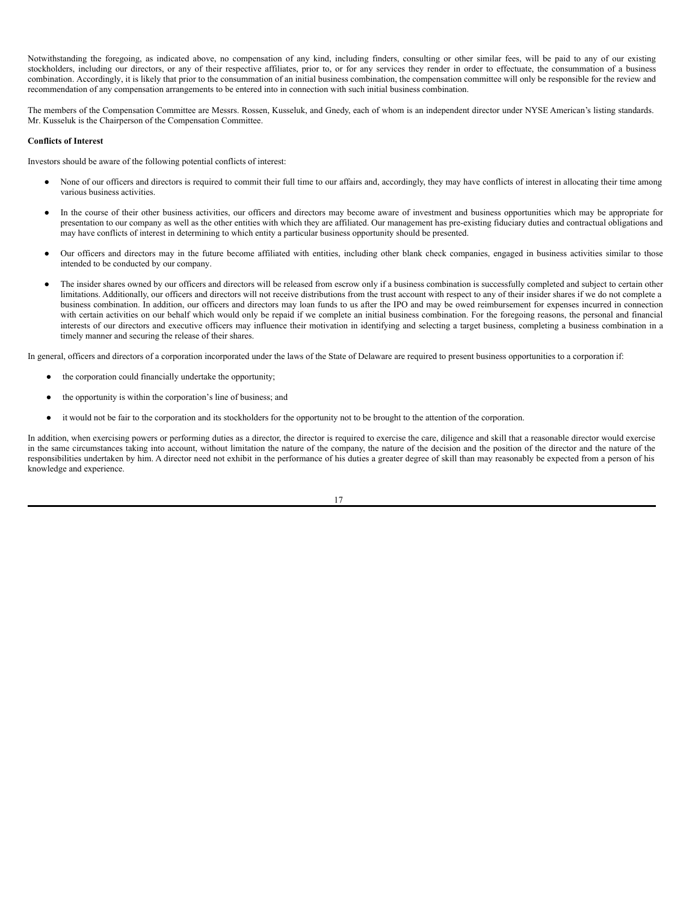Notwithstanding the foregoing, as indicated above, no compensation of any kind, including finders, consulting or other similar fees, will be paid to any of our existing stockholders, including our directors, or any of their respective affiliates, prior to, or for any services they render in order to effectuate, the consummation of a business combination. Accordingly, it is likely that prior to the consummation of an initial business combination, the compensation committee will only be responsible for the review and recommendation of any compensation arrangements to be entered into in connection with such initial business combination.

The members of the Compensation Committee are Messrs. Rossen, Kusseluk, and Gnedy, each of whom is an independent director under NYSE American's listing standards. Mr. Kusseluk is the Chairperson of the Compensation Committee.

**Conflicts of Interest**

Investors should be aware of the following potential conflicts of interest:

- None of our officers and directors is required to commit their full time to our affairs and, accordingly, they may have conflicts of interest in allocating their time among various business activities.
- In the course of their other business activities, our officers and directors may become aware of investment and business opportunities which may be appropriate for presentation to our company as well as the other entities with which they are affiliated. Our management has pre-existing fiduciary duties and contractual obligations and may have conflicts of interest in determining to which entity a particular business opportunity should be presented.
- Our officers and directors may in the future become affiliated with entities, including other blank check companies, engaged in business activities similar to those intended to be conducted by our company.
- The insider shares owned by our officers and directors will be released from escrow only if a business combination is successfully completed and subject to certain other limitations. Additionally, our officers and directors will not receive distributions from the trust account with respect to any of their insider shares if we do not complete a business combination. In addition, our officers and directors may loan funds to us after the IPO and may be owed reimbursement for expenses incurred in connection with certain activities on our behalf which would only be repaid if we complete an initial business combination. For the foregoing reasons, the personal and financial interests of our directors and executive officers may influence their motivation in identifying and selecting a target business, completing a business combination in a timely manner and securing the release of their shares.

In general, officers and directors of a corporation incorporated under the laws of the State of Delaware are required to present business opportunities to a corporation if:

- the corporation could financially undertake the opportunity;
- the opportunity is within the corporation's line of business; and
- it would not be fair to the corporation and its stockholders for the opportunity not to be brought to the attention of the corporation.

In addition, when exercising powers or performing duties as a director, the director is required to exercise the care, diligence and skill that a reasonable director would exercise in the same circumstances taking into account, without limitation the nature of the company, the nature of the decision and the position of the director and the nature of the responsibilities undertaken by him. A director need not exhibit in the performance of his duties a greater degree of skill than may reasonably be expected from a person of his knowledge and experience.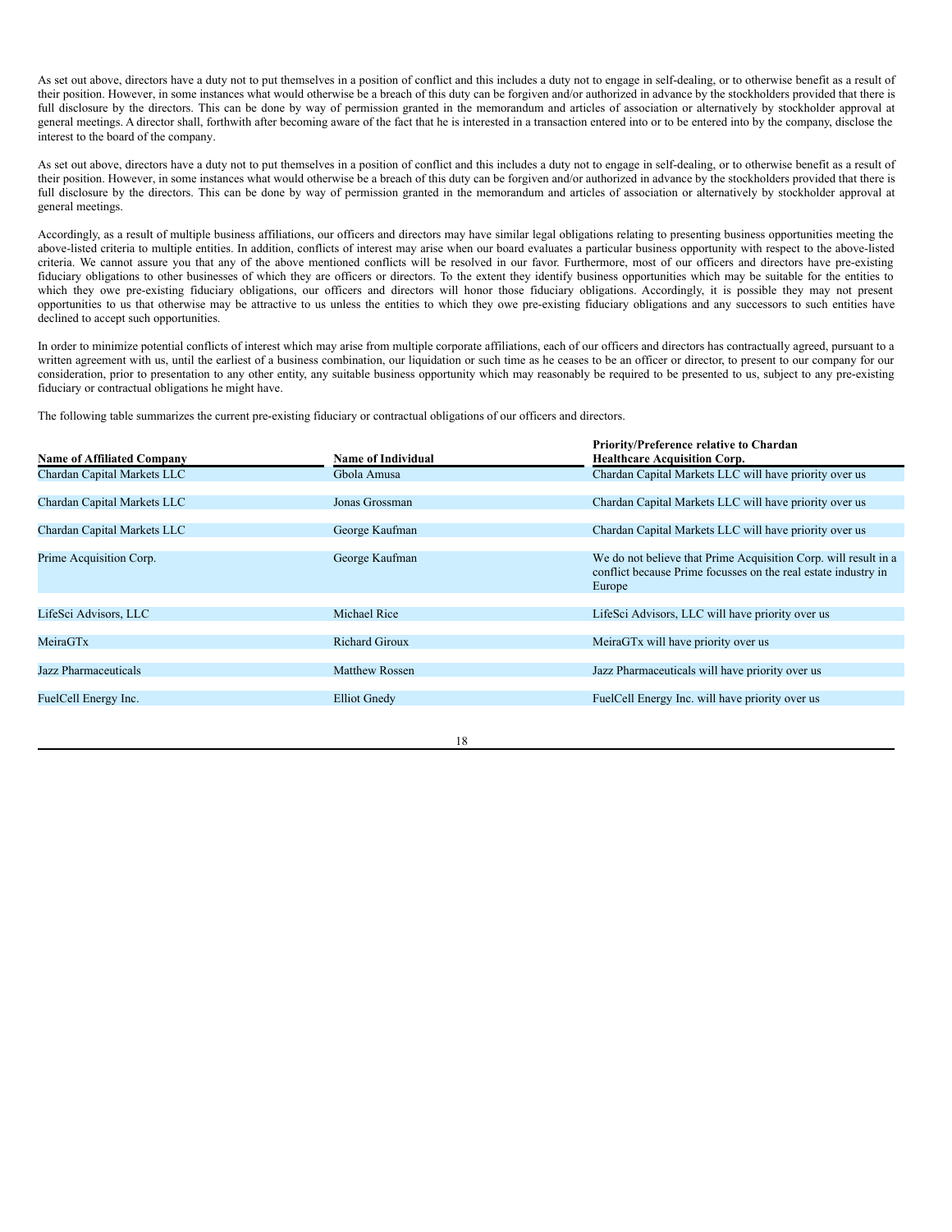As set out above, directors have a duty not to put themselves in a position of conflict and this includes a duty not to engage in self-dealing, or to otherwise benefit as a result of their position. However, in some instances what would otherwise be a breach of this duty can be forgiven and/or authorized in advance by the stockholders provided that there is full disclosure by the directors. This can be done by way of permission granted in the memorandum and articles of association or alternatively by stockholder approval at general meetings. A director shall, forthwith after becoming aware of the fact that he is interested in a transaction entered into or to be entered into by the company, disclose the interest to the board of the company.

As set out above, directors have a duty not to put themselves in a position of conflict and this includes a duty not to engage in self-dealing, or to otherwise benefit as a result of their position. However, in some instances what would otherwise be a breach of this duty can be forgiven and/or authorized in advance by the stockholders provided that there is full disclosure by the directors. This can be done by way of permission granted in the memorandum and articles of association or alternatively by stockholder approval at general meetings.

Accordingly, as a result of multiple business affiliations, our officers and directors may have similar legal obligations relating to presenting business opportunities meeting the above-listed criteria to multiple entities. In addition, conflicts of interest may arise when our board evaluates a particular business opportunity with respect to the above-listed criteria. We cannot assure you that any of the above mentioned conflicts will be resolved in our favor. Furthermore, most of our officers and directors have pre-existing fiduciary obligations to other businesses of which they are officers or directors. To the extent they identify business opportunities which may be suitable for the entities to which they owe pre-existing fiduciary obligations, our officers and directors will honor those fiduciary obligations. Accordingly, it is possible they may not present opportunities to us that otherwise may be attractive to us unless the entities to which they owe pre-existing fiduciary obligations and any successors to such entities have declined to accept such opportunities.

In order to minimize potential conflicts of interest which may arise from multiple corporate affiliations, each of our officers and directors has contractually agreed, pursuant to a written agreement with us, until the earliest of a business combination, our liquidation or such time as he ceases to be an officer or director, to present to our company for our consideration, prior to presentation to any other entity, any suitable business opportunity which may reasonably be required to be presented to us, subject to any pre-existing fiduciary or contractual obligations he might have.

The following table summarizes the current pre-existing fiduciary or contractual obligations of our officers and directors.

| Name of Affiliated Company | Name of Individual | Priority/Preference relative to Chardan Healthcare Acquisition Corp. |
|---|---|---|
| Chardan Capital Markets LLC | Gbola Amusa | Chardan Capital Markets LLC will have priority over us |
| Chardan Capital Markets LLC | Jonas Grossman | Chardan Capital Markets LLC will have priority over us |
| Chardan Capital Markets LLC | George Kaufman | Chardan Capital Markets LLC will have priority over us |
| Prime Acquisition Corp. | George Kaufman | We do not believe that Prime Acquisition Corp. will result in a conflict because Prime focusses on the real estate industry in Europe |
| LifeSci Advisors, LLC | Michael Rice | LifeSci Advisors, LLC will have priority over us |
| MeiraGTx | Richard Giroux | MeiraGTx will have priority over us |
| Jazz Pharmaceuticals | Matthew Rossen | Jazz Pharmaceuticals will have priority over us |
| FuelCell Energy Inc. | Elliot Gnedy | FuelCell Energy Inc. will have priority over us |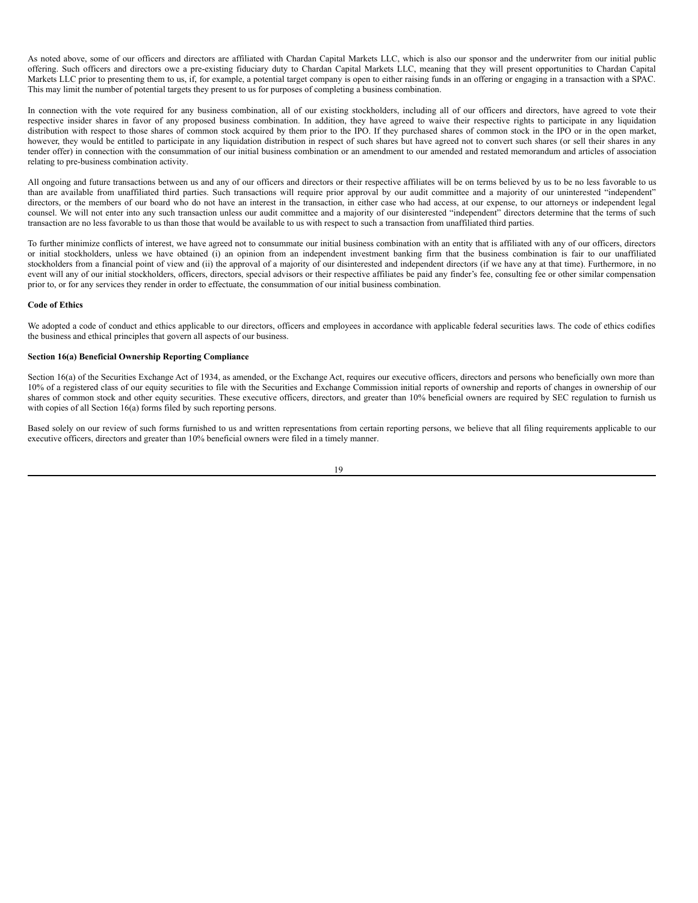As noted above, some of our officers and directors are affiliated with Chardan Capital Markets LLC, which is also our sponsor and the underwriter from our initial public offering. Such officers and directors owe a pre-existing fiduciary duty to Chardan Capital Markets LLC, meaning that they will present opportunities to Chardan Capital Markets LLC prior to presenting them to us, if, for example, a potential target company is open to either raising funds in an offering or engaging in a transaction with a SPAC. This may limit the number of potential targets they present to us for purposes of completing a business combination.

In connection with the vote required for any business combination, all of our existing stockholders, including all of our officers and directors, have agreed to vote their respective insider shares in favor of any proposed business combination. In addition, they have agreed to waive their respective rights to participate in any liquidation distribution with respect to those shares of common stock acquired by them prior to the IPO. If they purchased shares of common stock in the IPO or in the open market, however, they would be entitled to participate in any liquidation distribution in respect of such shares but have agreed not to convert such shares (or sell their shares in any tender offer) in connection with the consummation of our initial business combination or an amendment to our amended and restated memorandum and articles of association relating to pre-business combination activity.

All ongoing and future transactions between us and any of our officers and directors or their respective affiliates will be on terms believed by us to be no less favorable to us than are available from unaffiliated third parties. Such transactions will require prior approval by our audit committee and a majority of our uninterested "independent" directors, or the members of our board who do not have an interest in the transaction, in either case who had access, at our expense, to our attorneys or independent legal counsel. We will not enter into any such transaction unless our audit committee and a majority of our disinterested "independent" directors determine that the terms of such transaction are no less favorable to us than those that would be available to us with respect to such a transaction from unaffiliated third parties.

To further minimize conflicts of interest, we have agreed not to consummate our initial business combination with an entity that is affiliated with any of our officers, directors or initial stockholders, unless we have obtained (i) an opinion from an independent investment banking firm that the business combination is fair to our unaffiliated stockholders from a financial point of view and (ii) the approval of a majority of our disinterested and independent directors (if we have any at that time). Furthermore, in no event will any of our initial stockholders, officers, directors, special advisors or their respective affiliates be paid any finder's fee, consulting fee or other similar compensation prior to, or for any services they render in order to effectuate, the consummation of our initial business combination.

**Code of Ethics**

We adopted a code of conduct and ethics applicable to our directors, officers and employees in accordance with applicable federal securities laws. The code of ethics codifies the business and ethical principles that govern all aspects of our business.

**Section 16(a) Beneficial Ownership Reporting Compliance**

Section 16(a) of the Securities Exchange Act of 1934, as amended, or the Exchange Act, requires our executive officers, directors and persons who beneficially own more than 10% of a registered class of our equity securities to file with the Securities and Exchange Commission initial reports of ownership and reports of changes in ownership of our shares of common stock and other equity securities. These executive officers, directors, and greater than 10% beneficial owners are required by SEC regulation to furnish us with copies of all Section 16(a) forms filed by such reporting persons.

Based solely on our review of such forms furnished to us and written representations from certain reporting persons, we believe that all filing requirements applicable to our executive officers, directors and greater than 10% beneficial owners were filed in a timely manner.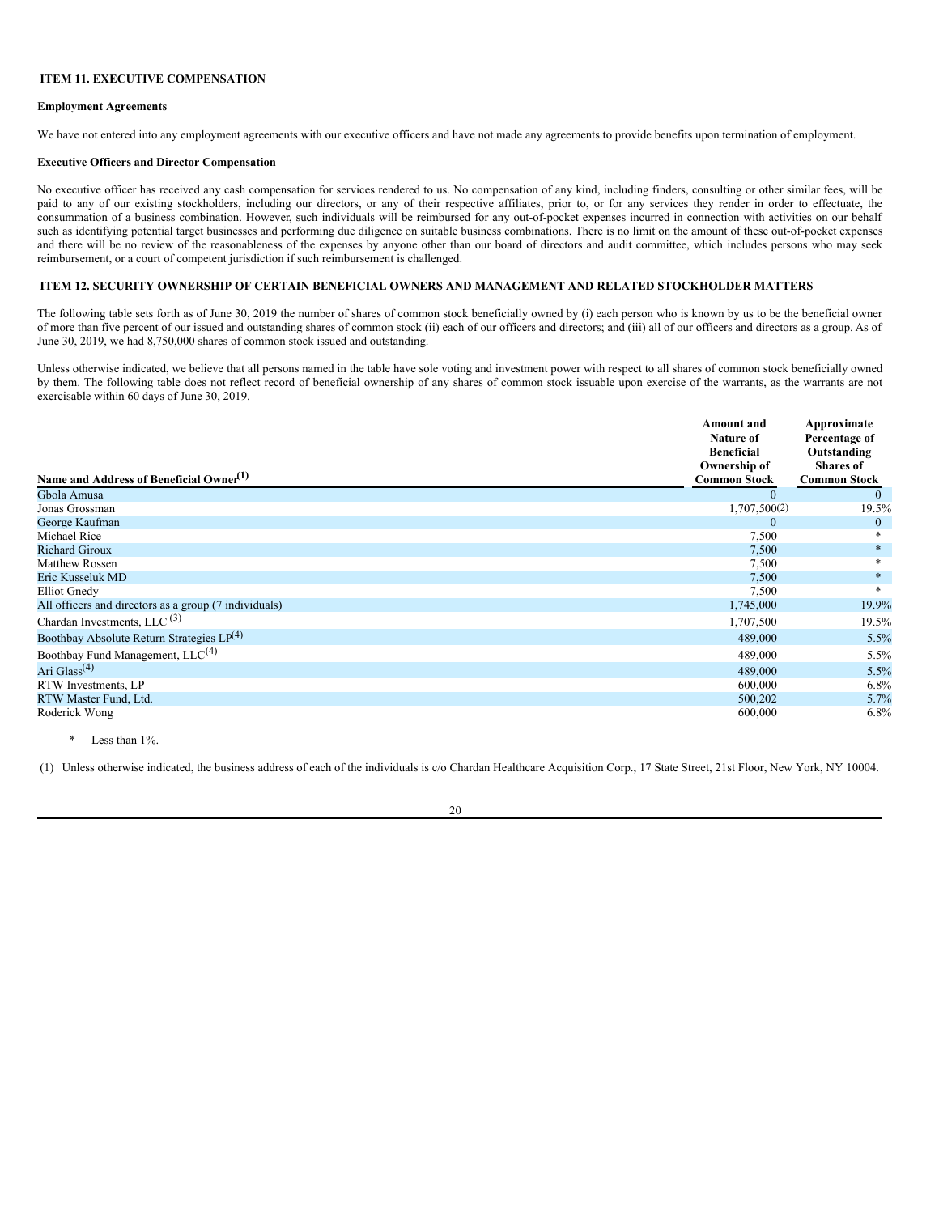## ITEM 11. EXECUTIVE COMPENSATION

### Employment Agreements

We have not entered into any employment agreements with our executive officers and have not made any agreements to provide benefits upon termination of employment.

### Executive Officers and Director Compensation

No executive officer has received any cash compensation for services rendered to us. No compensation of any kind, including finders, consulting or other similar fees, will be paid to any of our existing stockholders, including our directors, or any of their respective affiliates, prior to, or for any services they render in order to effectuate, the consummation of a business combination. However, such individuals will be reimbursed for any out-of-pocket expenses incurred in connection with activities on our behalf such as identifying potential target businesses and performing due diligence on suitable business combinations. There is no limit on the amount of these out-of-pocket expenses and there will be no review of the reasonableness of the expenses by anyone other than our board of directors and audit committee, which includes persons who may seek reimbursement, or a court of competent jurisdiction if such reimbursement is challenged.

## ITEM 12. SECURITY OWNERSHIP OF CERTAIN BENEFICIAL OWNERS AND MANAGEMENT AND RELATED STOCKHOLDER MATTERS

The following table sets forth as of June 30, 2019 the number of shares of common stock beneficially owned by (i) each person who is known by us to be the beneficial owner of more than five percent of our issued and outstanding shares of common stock (ii) each of our officers and directors; and (iii) all of our officers and directors as a group. As of June 30, 2019, we had 8,750,000 shares of common stock issued and outstanding.

Unless otherwise indicated, we believe that all persons named in the table have sole voting and investment power with respect to all shares of common stock beneficially owned by them. The following table does not reflect record of beneficial ownership of any shares of common stock issuable upon exercise of the warrants, as the warrants are not exercisable within 60 days of June 30, 2019.

| Name and Address of Beneficial Owner(1) | Amount and Nature of Beneficial Ownership of Common Stock | Approximate Percentage of Outstanding Shares of Common Stock |
|---|---|---|
| Gbola Amusa | 0 | 0 |
| Jonas Grossman | 1,707,500(2) | 19.5% |
| George Kaufman | 0 | 0 |
| Michael Rice | 7,500 | * |
| Richard Giroux | 7,500 | * |
| Matthew Rossen | 7,500 | * |
| Eric Kusseluk MD | 7,500 | * |
| Elliot Gnedy | 7,500 | * |
| All officers and directors as a group (7 individuals) | 1,745,000 | 19.9% |
| Chardan Investments, LLC (3) | 1,707,500 | 19.5% |
| Boothbay Absolute Return Strategies LP(4) | 489,000 | 5.5% |
| Boothbay Fund Management, LLC(4) | 489,000 | 5.5% |
| Ari Glass(4) | 489,000 | 5.5% |
| RTW Investments, LP | 600,000 | 6.8% |
| RTW Master Fund, Ltd. | 500,202 | 5.7% |
| Roderick Wong | 600,000 | 6.8% |

\* Less than 1%.

(1) Unless otherwise indicated, the business address of each of the individuals is c/o Chardan Healthcare Acquisition Corp., 17 State Street, 21st Floor, New York, NY 10004.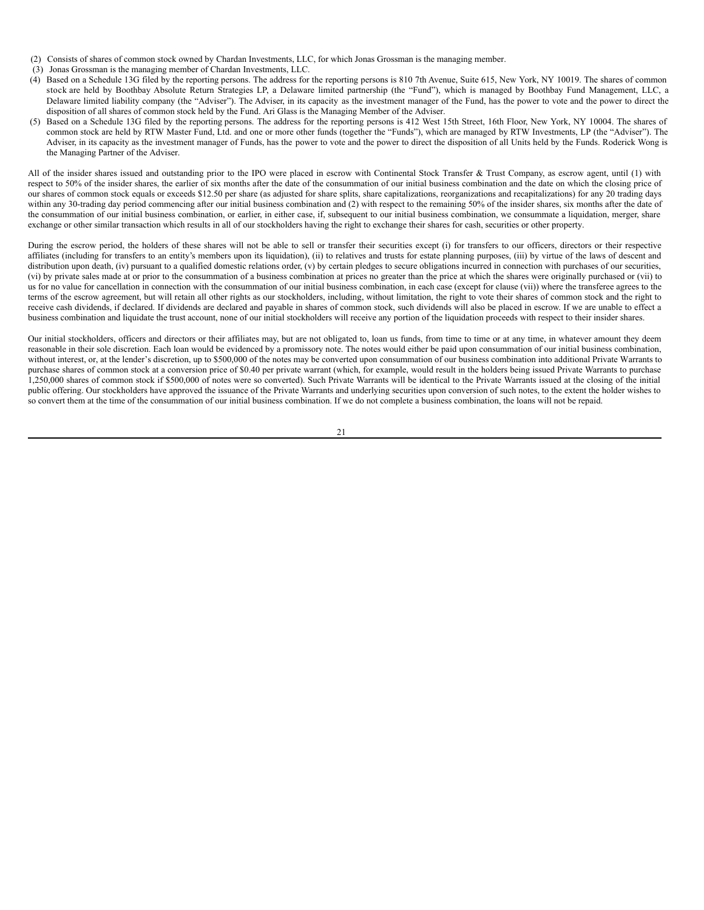(2) Consists of shares of common stock owned by Chardan Investments, LLC, for which Jonas Grossman is the managing member.

(3) Jonas Grossman is the managing member of Chardan Investments, LLC.

(4) Based on a Schedule 13G filed by the reporting persons. The address for the reporting persons is 810 7th Avenue, Suite 615, New York, NY 10019. The shares of common stock are held by Boothbay Absolute Return Strategies LP, a Delaware limited partnership (the "Fund"), which is managed by Boothbay Fund Management, LLC, a Delaware limited liability company (the "Adviser"). The Adviser, in its capacity as the investment manager of the Fund, has the power to vote and the power to direct the disposition of all shares of common stock held by the Fund. Ari Glass is the Managing Member of the Adviser.

(5) Based on a Schedule 13G filed by the reporting persons. The address for the reporting persons is 412 West 15th Street, 16th Floor, New York, NY 10004. The shares of common stock are held by RTW Master Fund, Ltd. and one or more other funds (together the "Funds"), which are managed by RTW Investments, LP (the "Adviser"). The Adviser, in its capacity as the investment manager of Funds, has the power to vote and the power to direct the disposition of all Units held by the Funds. Roderick Wong is the Managing Partner of the Adviser.

All of the insider shares issued and outstanding prior to the IPO were placed in escrow with Continental Stock Transfer & Trust Company, as escrow agent, until (1) with respect to 50% of the insider shares, the earlier of six months after the date of the consummation of our initial business combination and the date on which the closing price of our shares of common stock equals or exceeds $12.50 per share (as adjusted for share splits, share capitalizations, reorganizations and recapitalizations) for any 20 trading days within any 30-trading day period commencing after our initial business combination and (2) with respect to the remaining 50% of the insider shares, six months after the date of the consummation of our initial business combination, or earlier, in either case, if, subsequent to our initial business combination, we consummate a liquidation, merger, share exchange or other similar transaction which results in all of our stockholders having the right to exchange their shares for cash, securities or other property.

During the escrow period, the holders of these shares will not be able to sell or transfer their securities except (i) for transfers to our officers, directors or their respective affiliates (including for transfers to an entity's members upon its liquidation), (ii) to relatives and trusts for estate planning purposes, (iii) by virtue of the laws of descent and distribution upon death, (iv) pursuant to a qualified domestic relations order, (v) by certain pledges to secure obligations incurred in connection with purchases of our securities, (vi) by private sales made at or prior to the consummation of a business combination at prices no greater than the price at which the shares were originally purchased or (vii) to us for no value for cancellation in connection with the consummation of our initial business combination, in each case (except for clause (vii)) where the transferee agrees to the terms of the escrow agreement, but will retain all other rights as our stockholders, including, without limitation, the right to vote their shares of common stock and the right to receive cash dividends, if declared. If dividends are declared and payable in shares of common stock, such dividends will also be placed in escrow. If we are unable to effect a business combination and liquidate the trust account, none of our initial stockholders will receive any portion of the liquidation proceeds with respect to their insider shares.

Our initial stockholders, officers and directors or their affiliates may, but are not obligated to, loan us funds, from time to time or at any time, in whatever amount they deem reasonable in their sole discretion. Each loan would be evidenced by a promissory note. The notes would either be paid upon consummation of our initial business combination, without interest, or, at the lender's discretion, up to $500,000 of the notes may be converted upon consummation of our business combination into additional Private Warrants to purchase shares of common stock at a conversion price of $0.40 per private warrant (which, for example, would result in the holders being issued Private Warrants to purchase 1,250,000 shares of common stock if $500,000 of notes were so converted). Such Private Warrants will be identical to the Private Warrants issued at the closing of the initial public offering. Our stockholders have approved the issuance of the Private Warrants and underlying securities upon conversion of such notes, to the extent the holder wishes to so convert them at the time of the consummation of our initial business combination. If we do not complete a business combination, the loans will not be repaid.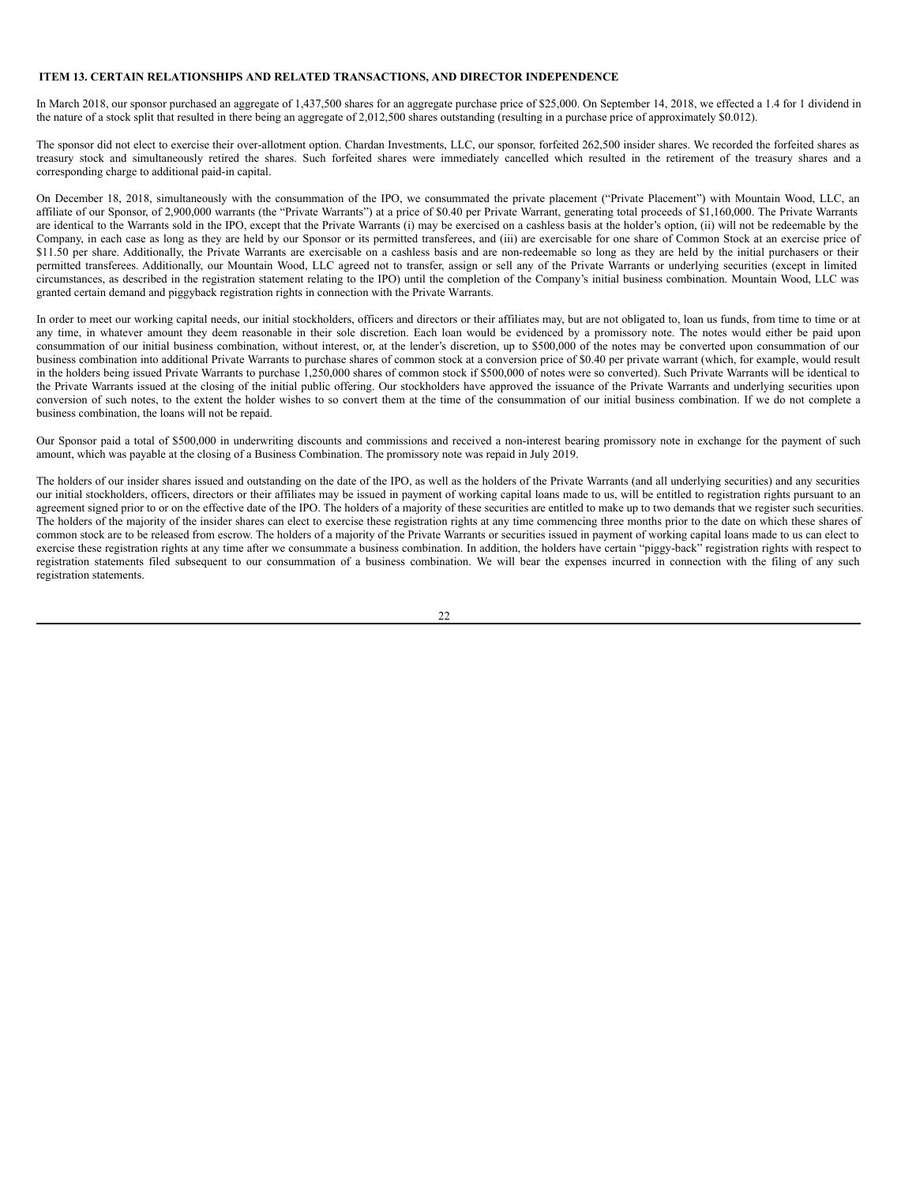## ITEM 13. CERTAIN RELATIONSHIPS AND RELATED TRANSACTIONS, AND DIRECTOR INDEPENDENCE

In March 2018, our sponsor purchased an aggregate of 1,437,500 shares for an aggregate purchase price of $25,000. On September 14, 2018, we effected a 1.4 for 1 dividend in the nature of a stock split that resulted in there being an aggregate of 2,012,500 shares outstanding (resulting in a purchase price of approximately $0.012).

The sponsor did not elect to exercise their over-allotment option. Chardan Investments, LLC, our sponsor, forfeited 262,500 insider shares. We recorded the forfeited shares as treasury stock and simultaneously retired the shares. Such forfeited shares were immediately cancelled which resulted in the retirement of the treasury shares and a corresponding charge to additional paid-in capital.

On December 18, 2018, simultaneously with the consummation of the IPO, we consummated the private placement ("Private Placement") with Mountain Wood, LLC, an affiliate of our Sponsor, of 2,900,000 warrants (the "Private Warrants") at a price of $0.40 per Private Warrant, generating total proceeds of $1,160,000. The Private Warrants are identical to the Warrants sold in the IPO, except that the Private Warrants (i) may be exercised on a cashless basis at the holder's option, (ii) will not be redeemable by the Company, in each case as long as they are held by our Sponsor or its permitted transferees, and (iii) are exercisable for one share of Common Stock at an exercise price of $11.50 per share. Additionally, the Private Warrants are exercisable on a cashless basis and are non-redeemable so long as they are held by the initial purchasers or their permitted transferees. Additionally, our Mountain Wood, LLC agreed not to transfer, assign or sell any of the Private Warrants or underlying securities (except in limited circumstances, as described in the registration statement relating to the IPO) until the completion of the Company's initial business combination. Mountain Wood, LLC was granted certain demand and piggyback registration rights in connection with the Private Warrants.

In order to meet our working capital needs, our initial stockholders, officers and directors or their affiliates may, but are not obligated to, loan us funds, from time to time or at any time, in whatever amount they deem reasonable in their sole discretion. Each loan would be evidenced by a promissory note. The notes would either be paid upon consummation of our initial business combination, without interest, or, at the lender's discretion, up to $500,000 of the notes may be converted upon consummation of our business combination into additional Private Warrants to purchase shares of common stock at a conversion price of $0.40 per private warrant (which, for example, would result in the holders being issued Private Warrants to purchase 1,250,000 shares of common stock if $500,000 of notes were so converted). Such Private Warrants will be identical to the Private Warrants issued at the closing of the initial public offering. Our stockholders have approved the issuance of the Private Warrants and underlying securities upon conversion of such notes, to the extent the holder wishes to so convert them at the time of the consummation of our initial business combination. If we do not complete a business combination, the loans will not be repaid.

Our Sponsor paid a total of $500,000 in underwriting discounts and commissions and received a non-interest bearing promissory note in exchange for the payment of such amount, which was payable at the closing of a Business Combination. The promissory note was repaid in July 2019.

The holders of our insider shares issued and outstanding on the date of the IPO, as well as the holders of the Private Warrants (and all underlying securities) and any securities our initial stockholders, officers, directors or their affiliates may be issued in payment of working capital loans made to us, will be entitled to registration rights pursuant to an agreement signed prior to or on the effective date of the IPO. The holders of a majority of these securities are entitled to make up to two demands that we register such securities. The holders of the majority of the insider shares can elect to exercise these registration rights at any time commencing three months prior to the date on which these shares of common stock are to be released from escrow. The holders of a majority of the Private Warrants or securities issued in payment of working capital loans made to us can elect to exercise these registration rights at any time after we consummate a business combination. In addition, the holders have certain "piggy-back" registration rights with respect to registration statements filed subsequent to our consummation of a business combination. We will bear the expenses incurred in connection with the filing of any such registration statements.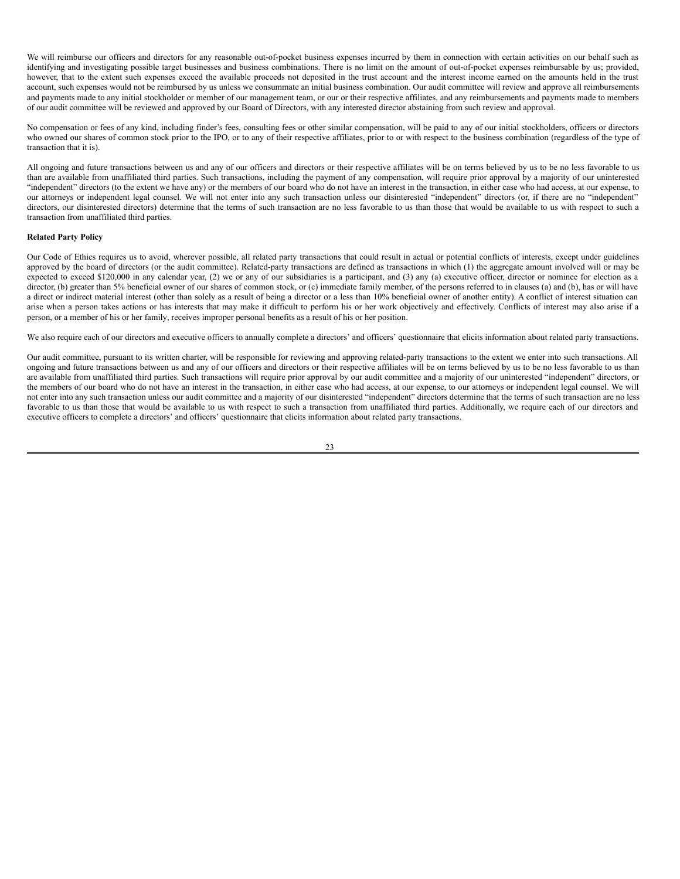We will reimburse our officers and directors for any reasonable out-of-pocket business expenses incurred by them in connection with certain activities on our behalf such as identifying and investigating possible target businesses and business combinations. There is no limit on the amount of out-of-pocket expenses reimbursable by us; provided, however, that to the extent such expenses exceed the available proceeds not deposited in the trust account and the interest income earned on the amounts held in the trust account, such expenses would not be reimbursed by us unless we consummate an initial business combination. Our audit committee will review and approve all reimbursements and payments made to any initial stockholder or member of our management team, or our or their respective affiliates, and any reimbursements and payments made to members of our audit committee will be reviewed and approved by our Board of Directors, with any interested director abstaining from such review and approval.

No compensation or fees of any kind, including finder's fees, consulting fees or other similar compensation, will be paid to any of our initial stockholders, officers or directors who owned our shares of common stock prior to the IPO, or to any of their respective affiliates, prior to or with respect to the business combination (regardless of the type of transaction that it is).

All ongoing and future transactions between us and any of our officers and directors or their respective affiliates will be on terms believed by us to be no less favorable to us than are available from unaffiliated third parties. Such transactions, including the payment of any compensation, will require prior approval by a majority of our uninterested "independent" directors (to the extent we have any) or the members of our board who do not have an interest in the transaction, in either case who had access, at our expense, to our attorneys or independent legal counsel. We will not enter into any such transaction unless our disinterested "independent" directors (or, if there are no "independent" directors, our disinterested directors) determine that the terms of such transaction are no less favorable to us than those that would be available to us with respect to such a transaction from unaffiliated third parties.

**Related Party Policy**

Our Code of Ethics requires us to avoid, wherever possible, all related party transactions that could result in actual or potential conflicts of interests, except under guidelines approved by the board of directors (or the audit committee). Related-party transactions are defined as transactions in which (1) the aggregate amount involved will or may be expected to exceed $120,000 in any calendar year, (2) we or any of our subsidiaries is a participant, and (3) any (a) executive officer, director or nominee for election as a director, (b) greater than 5% beneficial owner of our shares of common stock, or (c) immediate family member, of the persons referred to in clauses (a) and (b), has or will have a direct or indirect material interest (other than solely as a result of being a director or a less than 10% beneficial owner of another entity). A conflict of interest situation can arise when a person takes actions or has interests that may make it difficult to perform his or her work objectively and effectively. Conflicts of interest may also arise if a person, or a member of his or her family, receives improper personal benefits as a result of his or her position.

We also require each of our directors and executive officers to annually complete a directors' and officers' questionnaire that elicits information about related party transactions.

Our audit committee, pursuant to its written charter, will be responsible for reviewing and approving related-party transactions to the extent we enter into such transactions. All ongoing and future transactions between us and any of our officers and directors or their respective affiliates will be on terms believed by us to be no less favorable to us than are available from unaffiliated third parties. Such transactions will require prior approval by our audit committee and a majority of our uninterested "independent" directors, or the members of our board who do not have an interest in the transaction, in either case who had access, at our expense, to our attorneys or independent legal counsel. We will not enter into any such transaction unless our audit committee and a majority of our disinterested "independent" directors determine that the terms of such transaction are no less favorable to us than those that would be available to us with respect to such a transaction from unaffiliated third parties. Additionally, we require each of our directors and executive officers to complete a directors' and officers' questionnaire that elicits information about related party transactions.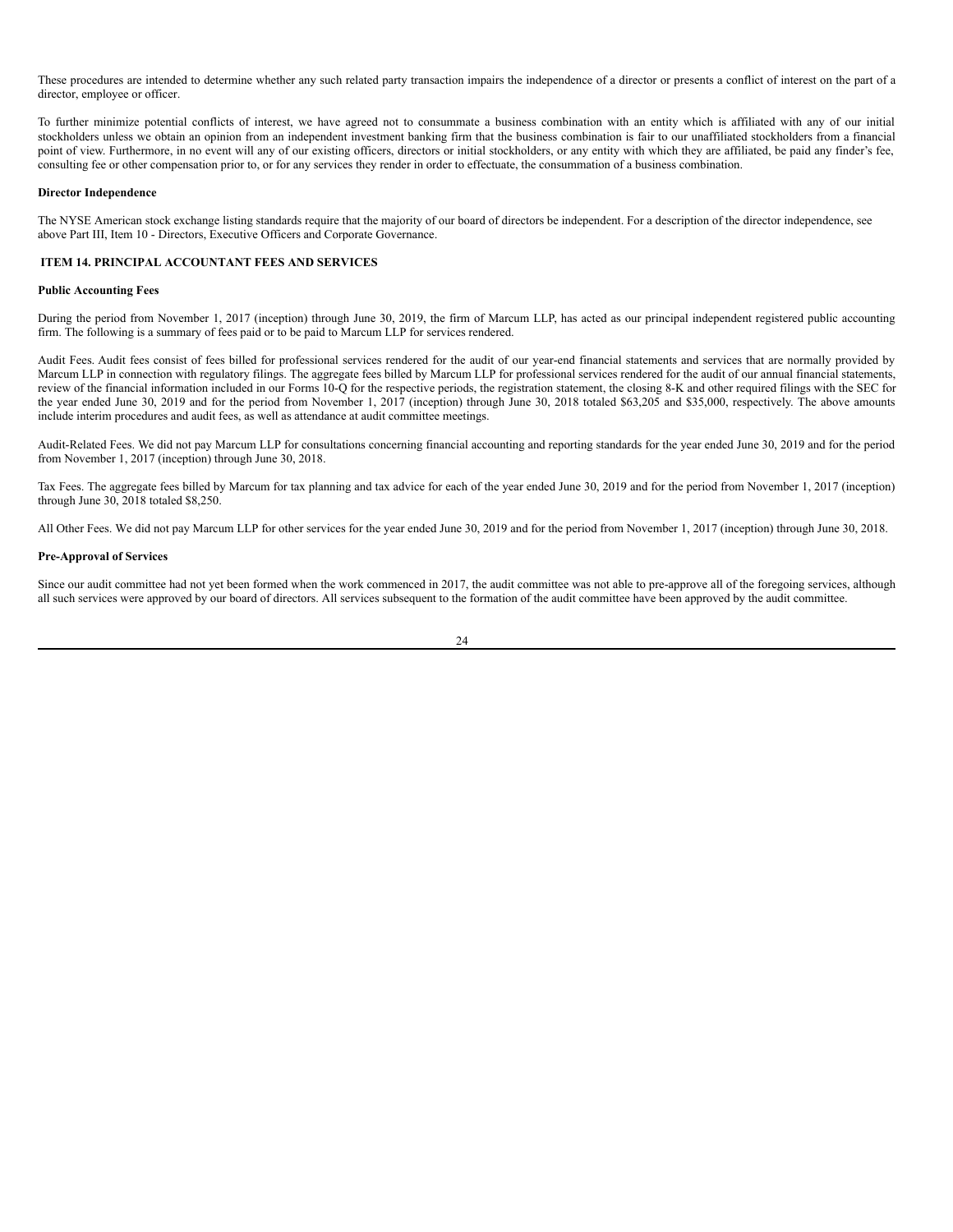These procedures are intended to determine whether any such related party transaction impairs the independence of a director or presents a conflict of interest on the part of a director, employee or officer.

To further minimize potential conflicts of interest, we have agreed not to consummate a business combination with an entity which is affiliated with any of our initial stockholders unless we obtain an opinion from an independent investment banking firm that the business combination is fair to our unaffiliated stockholders from a financial point of view. Furthermore, in no event will any of our existing officers, directors or initial stockholders, or any entity with which they are affiliated, be paid any finder's fee, consulting fee or other compensation prior to, or for any services they render in order to effectuate, the consummation of a business combination.

**Director Independence**

The NYSE American stock exchange listing standards require that the majority of our board of directors be independent. For a description of the director independence, see above Part III, Item 10 - Directors, Executive Officers and Corporate Governance.

## ITEM 14. PRINCIPAL ACCOUNTANT FEES AND SERVICES

**Public Accounting Fees**

During the period from November 1, 2017 (inception) through June 30, 2019, the firm of Marcum LLP, has acted as our principal independent registered public accounting firm. The following is a summary of fees paid or to be paid to Marcum LLP for services rendered.

Audit Fees. Audit fees consist of fees billed for professional services rendered for the audit of our year-end financial statements and services that are normally provided by Marcum LLP in connection with regulatory filings. The aggregate fees billed by Marcum LLP for professional services rendered for the audit of our annual financial statements, review of the financial information included in our Forms 10-Q for the respective periods, the registration statement, the closing 8-K and other required filings with the SEC for the year ended June 30, 2019 and for the period from November 1, 2017 (inception) through June 30, 2018 totaled $63,205 and $35,000, respectively. The above amounts include interim procedures and audit fees, as well as attendance at audit committee meetings.

Audit-Related Fees. We did not pay Marcum LLP for consultations concerning financial accounting and reporting standards for the year ended June 30, 2019 and for the period from November 1, 2017 (inception) through June 30, 2018.

Tax Fees. The aggregate fees billed by Marcum for tax planning and tax advice for each of the year ended June 30, 2019 and for the period from November 1, 2017 (inception) through June 30, 2018 totaled $8,250.

All Other Fees. We did not pay Marcum LLP for other services for the year ended June 30, 2019 and for the period from November 1, 2017 (inception) through June 30, 2018.

**Pre-Approval of Services**

Since our audit committee had not yet been formed when the work commenced in 2017, the audit committee was not able to pre-approve all of the foregoing services, although all such services were approved by our board of directors. All services subsequent to the formation of the audit committee have been approved by the audit committee.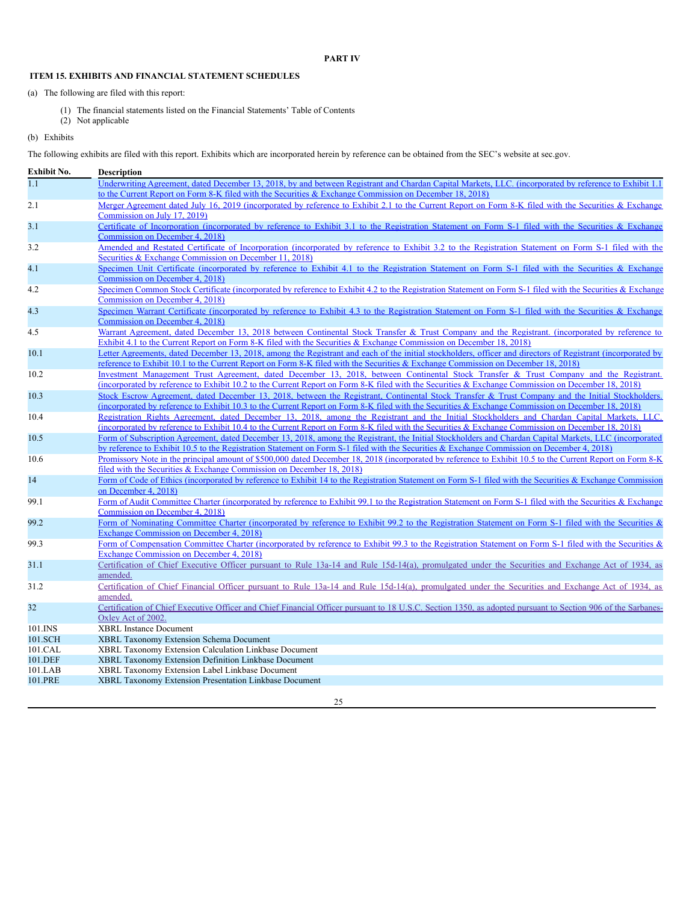# PART IV

## ITEM 15. EXHIBITS AND FINANCIAL STATEMENT SCHEDULES

(a) The following are filed with this report:

(1) The financial statements listed on the Financial Statements' Table of Contents
(2) Not applicable

(b) Exhibits

The following exhibits are filed with this report. Exhibits which are incorporated herein by reference can be obtained from the SEC's website at sec.gov.

| Exhibit No. | Description |
|---|---|
| 1.1 | Underwriting Agreement, dated December 13, 2018, by and between Registrant and Chardan Capital Markets, LLC. (incorporated by reference to Exhibit 1.1 to the Current Report on Form 8-K filed with the Securities & Exchange Commission on December 18, 2018) |
| 2.1 | Merger Agreement dated July 16, 2019 (incorporated by reference to Exhibit 2.1 to the Current Report on Form 8-K filed with the Securities & Exchange Commission on July 17, 2019) |
| 3.1 | Certificate of Incorporation (incorporated by reference to Exhibit 3.1 to the Registration Statement on Form S-1 filed with the Securities & Exchange Commission on December 4, 2018) |
| 3.2 | Amended and Restated Certificate of Incorporation (incorporated by reference to Exhibit 3.2 to the Registration Statement on Form S-1 filed with the Securities & Exchange Commission on December 11, 2018) |
| 4.1 | Specimen Unit Certificate (incorporated by reference to Exhibit 4.1 to the Registration Statement on Form S-1 filed with the Securities & Exchange Commission on December 4, 2018) |
| 4.2 | Specimen Common Stock Certificate (incorporated by reference to Exhibit 4.2 to the Registration Statement on Form S-1 filed with the Securities & Exchange Commission on December 4, 2018) |
| 4.3 | Specimen Warrant Certificate (incorporated by reference to Exhibit 4.3 to the Registration Statement on Form S-1 filed with the Securities & Exchange Commission on December 4, 2018) |
| 4.5 | Warrant Agreement, dated December 13, 2018 between Continental Stock Transfer & Trust Company and the Registrant. (incorporated by reference to Exhibit 4.1 to the Current Report on Form 8-K filed with the Securities & Exchange Commission on December 18, 2018) |
| 10.1 | Letter Agreements, dated December 13, 2018, among the Registrant and each of the initial stockholders, officer and directors of Registrant (incorporated by reference to Exhibit 10.1 to the Current Report on Form 8-K filed with the Securities & Exchange Commission on December 18, 2018) |
| 10.2 | Investment Management Trust Agreement, dated December 13, 2018, between Continental Stock Transfer & Trust Company and the Registrant. (incorporated by reference to Exhibit 10.2 to the Current Report on Form 8-K filed with the Securities & Exchange Commission on December 18, 2018) |
| 10.3 | Stock Escrow Agreement, dated December 13, 2018, between the Registrant, Continental Stock Transfer & Trust Company and the Initial Stockholders. (incorporated by reference to Exhibit 10.3 to the Current Report on Form 8-K filed with the Securities & Exchange Commission on December 18, 2018) |
| 10.4 | Registration Rights Agreement, dated December 13, 2018, among the Registrant and the Initial Stockholders and Chardan Capital Markets, LLC. (incorporated by reference to Exhibit 10.4 to the Current Report on Form 8-K filed with the Securities & Exchange Commission on December 18, 2018) |
| 10.5 | Form of Subscription Agreement, dated December 13, 2018, among the Registrant, the Initial Stockholders and Chardan Capital Markets, LLC (incorporated by reference to Exhibit 10.5 to the Registration Statement on Form S-1 filed with the Securities & Exchange Commission on December 4, 2018) |
| 10.6 | Promissory Note in the principal amount of $500,000 dated December 18, 2018 (incorporated by reference to Exhibit 10.5 to the Current Report on Form 8-K filed with the Securities & Exchange Commission on December 18, 2018) |
| 14 | Form of Code of Ethics (incorporated by reference to Exhibit 14 to the Registration Statement on Form S-1 filed with the Securities & Exchange Commission on December 4, 2018) |
| 99.1 | Form of Audit Committee Charter (incorporated by reference to Exhibit 99.1 to the Registration Statement on Form S-1 filed with the Securities & Exchange Commission on December 4, 2018) |
| 99.2 | Form of Nominating Committee Charter (incorporated by reference to Exhibit 99.2 to the Registration Statement on Form S-1 filed with the Securities & Exchange Commission on December 4, 2018) |
| 99.3 | Form of Compensation Committee Charter (incorporated by reference to Exhibit 99.3 to the Registration Statement on Form S-1 filed with the Securities & Exchange Commission on December 4, 2018) |
| 31.1 | Certification of Chief Executive Officer pursuant to Rule 13a-14 and Rule 15d-14(a), promulgated under the Securities and Exchange Act of 1934, as amended. |
| 31.2 | Certification of Chief Financial Officer pursuant to Rule 13a-14 and Rule 15d-14(a), promulgated under the Securities and Exchange Act of 1934, as amended. |
| 32 | Certification of Chief Executive Officer and Chief Financial Officer pursuant to 18 U.S.C. Section 1350, as adopted pursuant to Section 906 of the Sarbanes-Oxley Act of 2002. |
| 101.INS | XBRL Instance Document |
| 101.SCH | XBRL Taxonomy Extension Schema Document |
| 101.CAL | XBRL Taxonomy Extension Calculation Linkbase Document |
| 101.DEF | XBRL Taxonomy Extension Definition Linkbase Document |
| 101.LAB | XBRL Taxonomy Extension Label Linkbase Document |
| 101.PRE | XBRL Taxonomy Extension Presentation Linkbase Document |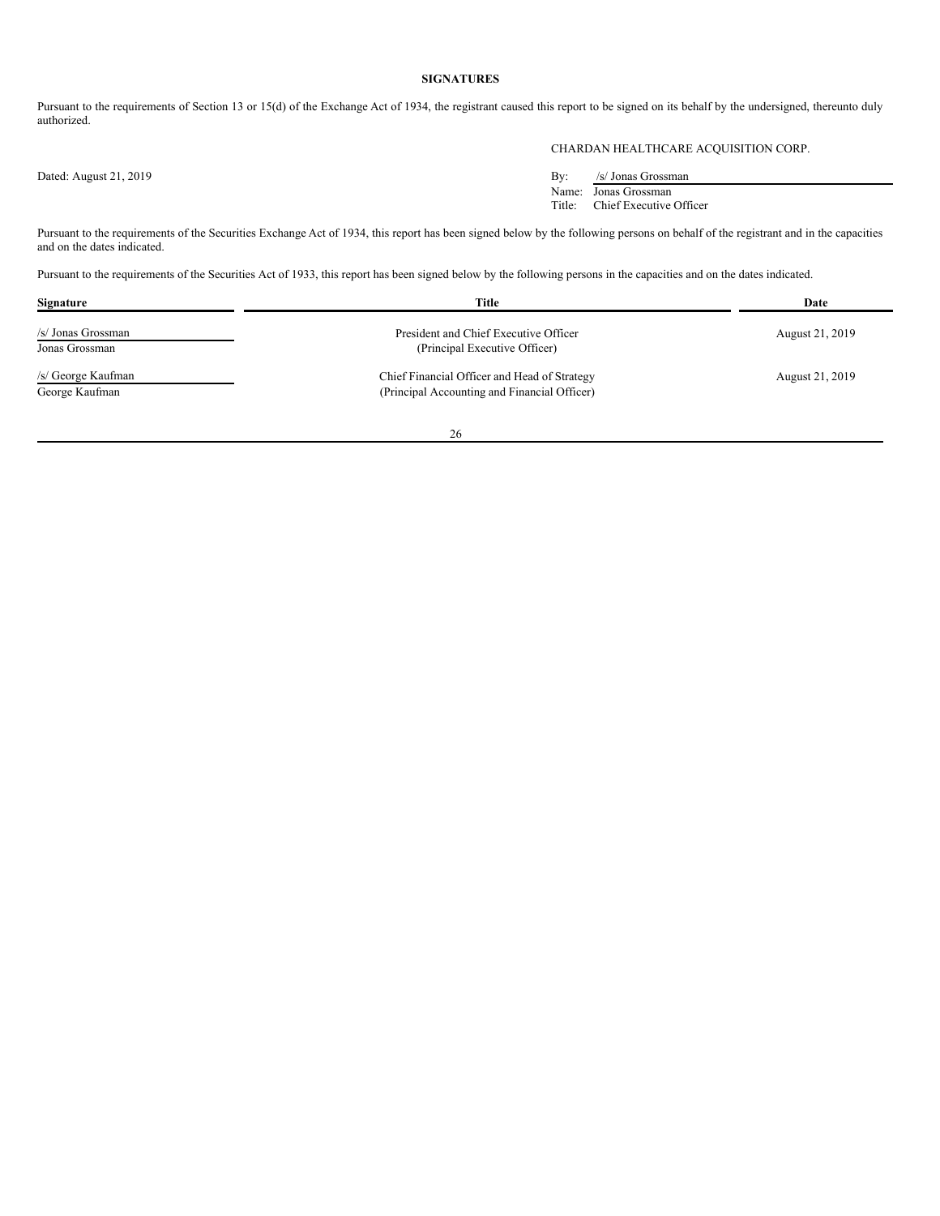**SIGNATURES**

Pursuant to the requirements of Section 13 or 15(d) of the Exchange Act of 1934, the registrant caused this report to be signed on its behalf by the undersigned, thereunto duly authorized.

CHARDAN HEALTHCARE ACQUISITION CORP.

Dated: August 21, 2019

By: /s/ Jonas Grossman
Name: Jonas Grossman
Title: Chief Executive Officer

Pursuant to the requirements of the Securities Exchange Act of 1934, this report has been signed below by the following persons on behalf of the registrant and in the capacities and on the dates indicated.

Pursuant to the requirements of the Securities Act of 1933, this report has been signed below by the following persons in the capacities and on the dates indicated.

| Signature | Title | Date |
| --- | --- | --- |
| /s/ Jonas Grossman<br>Jonas Grossman | President and Chief Executive Officer<br>(Principal Executive Officer) | August 21, 2019 |
| /s/ George Kaufman<br>George Kaufman | Chief Financial Officer and Head of Strategy<br>(Principal Accounting and Financial Officer) | August 21, 2019 |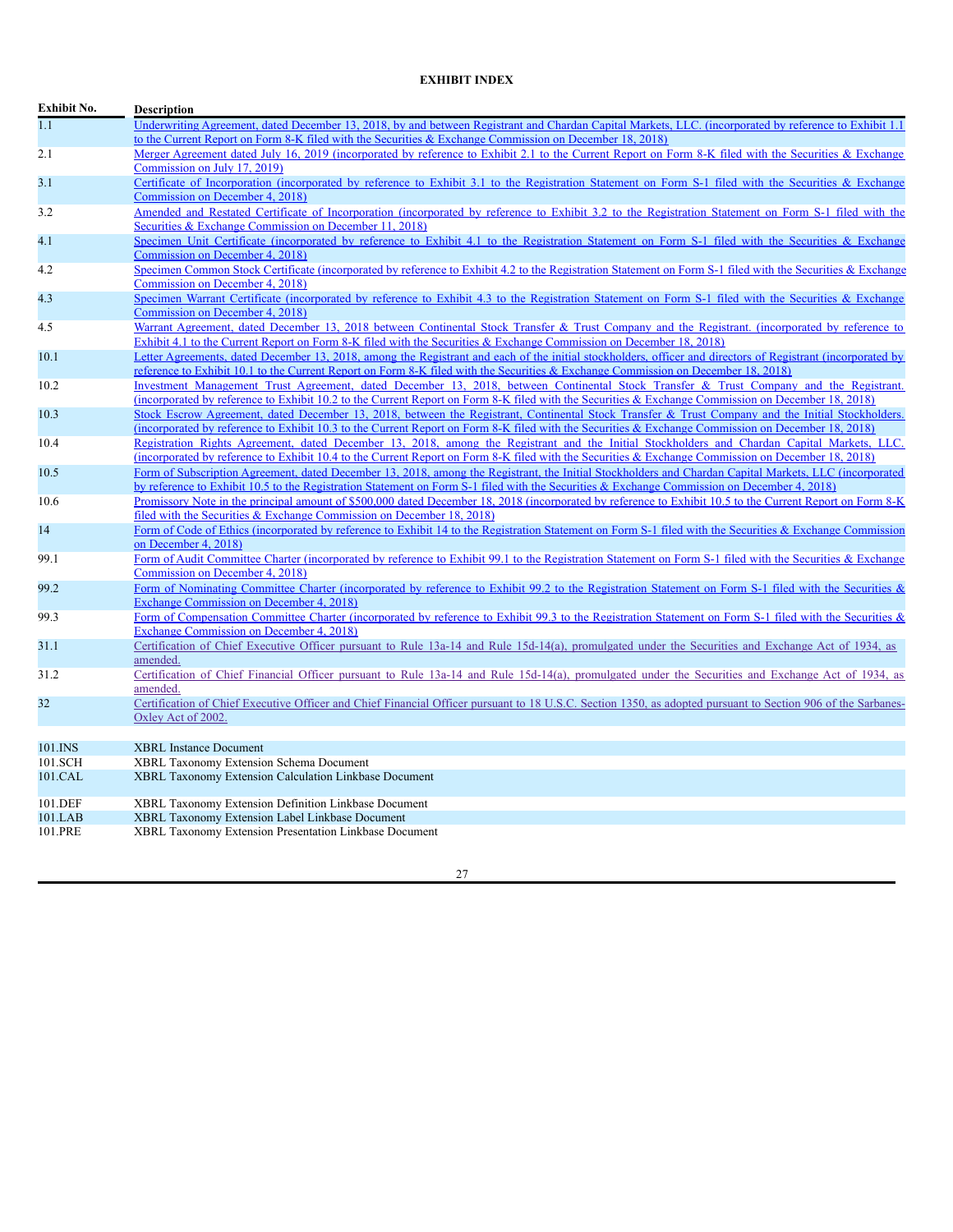**EXHIBIT INDEX**

| Exhibit No. | Description |
|---|---|
| 1.1 | Underwriting Agreement, dated December 13, 2018, by and between Registrant and Chardan Capital Markets, LLC. (incorporated by reference to Exhibit 1.1 to the Current Report on Form 8-K filed with the Securities & Exchange Commission on December 18, 2018) |
| 2.1 | Merger Agreement dated July 16, 2019 (incorporated by reference to Exhibit 2.1 to the Current Report on Form 8-K filed with the Securities & Exchange Commission on July 17, 2019) |
| 3.1 | Certificate of Incorporation (incorporated by reference to Exhibit 3.1 to the Registration Statement on Form S-1 filed with the Securities & Exchange Commission on December 4, 2018) |
| 3.2 | Amended and Restated Certificate of Incorporation (incorporated by reference to Exhibit 3.2 to the Registration Statement on Form S-1 filed with the Securities & Exchange Commission on December 11, 2018) |
| 4.1 | Specimen Unit Certificate (incorporated by reference to Exhibit 4.1 to the Registration Statement on Form S-1 filed with the Securities & Exchange Commission on December 4, 2018) |
| 4.2 | Specimen Common Stock Certificate (incorporated by reference to Exhibit 4.2 to the Registration Statement on Form S-1 filed with the Securities & Exchange Commission on December 4, 2018) |
| 4.3 | Specimen Warrant Certificate (incorporated by reference to Exhibit 4.3 to the Registration Statement on Form S-1 filed with the Securities & Exchange Commission on December 4, 2018) |
| 4.5 | Warrant Agreement, dated December 13, 2018 between Continental Stock Transfer & Trust Company and the Registrant. (incorporated by reference to Exhibit 4.1 to the Current Report on Form 8-K filed with the Securities & Exchange Commission on December 18, 2018) |
| 10.1 | Letter Agreements, dated December 13, 2018, among the Registrant and each of the initial stockholders, officer and directors of Registrant (incorporated by reference to Exhibit 10.1 to the Current Report on Form 8-K filed with the Securities & Exchange Commission on December 18, 2018) |
| 10.2 | Investment Management Trust Agreement, dated December 13, 2018, between Continental Stock Transfer & Trust Company and the Registrant. (incorporated by reference to Exhibit 10.2 to the Current Report on Form 8-K filed with the Securities & Exchange Commission on December 18, 2018) |
| 10.3 | Stock Escrow Agreement, dated December 13, 2018, between the Registrant, Continental Stock Transfer & Trust Company and the Initial Stockholders. (incorporated by reference to Exhibit 10.3 to the Current Report on Form 8-K filed with the Securities & Exchange Commission on December 18, 2018) |
| 10.4 | Registration Rights Agreement, dated December 13, 2018, among the Registrant and the Initial Stockholders and Chardan Capital Markets, LLC. (incorporated by reference to Exhibit 10.4 to the Current Report on Form 8-K filed with the Securities & Exchange Commission on December 18, 2018) |
| 10.5 | Form of Subscription Agreement, dated December 13, 2018, among the Registrant, the Initial Stockholders and Chardan Capital Markets, LLC (incorporated by reference to Exhibit 10.5 to the Registration Statement on Form S-1 filed with the Securities & Exchange Commission on December 4, 2018) |
| 10.6 | Promissory Note in the principal amount of $500,000 dated December 18, 2018 (incorporated by reference to Exhibit 10.5 to the Current Report on Form 8-K filed with the Securities & Exchange Commission on December 18, 2018) |
| 14 | Form of Code of Ethics (incorporated by reference to Exhibit 14 to the Registration Statement on Form S-1 filed with the Securities & Exchange Commission on December 4, 2018) |
| 99.1 | Form of Audit Committee Charter (incorporated by reference to Exhibit 99.1 to the Registration Statement on Form S-1 filed with the Securities & Exchange Commission on December 4, 2018) |
| 99.2 | Form of Nominating Committee Charter (incorporated by reference to Exhibit 99.2 to the Registration Statement on Form S-1 filed with the Securities & Exchange Commission on December 4, 2018) |
| 99.3 | Form of Compensation Committee Charter (incorporated by reference to Exhibit 99.3 to the Registration Statement on Form S-1 filed with the Securities & Exchange Commission on December 4, 2018) |
| 31.1 | Certification of Chief Executive Officer pursuant to Rule 13a-14 and Rule 15d-14(a), promulgated under the Securities and Exchange Act of 1934, as amended. |
| 31.2 | Certification of Chief Financial Officer pursuant to Rule 13a-14 and Rule 15d-14(a), promulgated under the Securities and Exchange Act of 1934, as amended. |
| 32 | Certification of Chief Executive Officer and Chief Financial Officer pursuant to 18 U.S.C. Section 1350, as adopted pursuant to Section 906 of the Sarbanes-Oxley Act of 2002. |
| 101.INS | XBRL Instance Document |
| 101.SCH | XBRL Taxonomy Extension Schema Document |
| 101.CAL | XBRL Taxonomy Extension Calculation Linkbase Document |
| 101.DEF | XBRL Taxonomy Extension Definition Linkbase Document |
| 101.LAB | XBRL Taxonomy Extension Label Linkbase Document |
| 101.PRE | XBRL Taxonomy Extension Presentation Linkbase Document |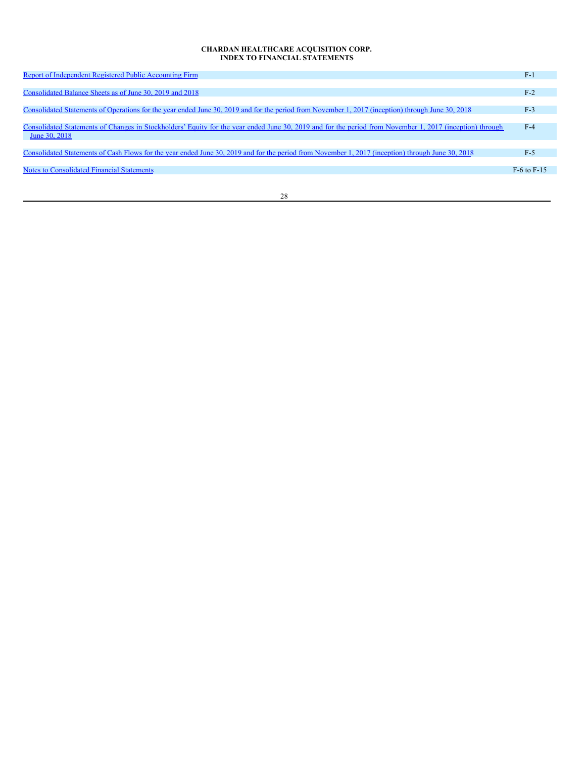**CHARDAN HEALTHCARE ACQUISITION CORP.**
**INDEX TO FINANCIAL STATEMENTS**

| | |
|---|---|
| Report of Independent Registered Public Accounting Firm | F-1 |
| Consolidated Balance Sheets as of June 30, 2019 and 2018 | F-2 |
| Consolidated Statements of Operations for the year ended June 30, 2019 and for the period from November 1, 2017 (inception) through June 30, 2018 | F-3 |
| Consolidated Statements of Changes in Stockholders' Equity for the year ended June 30, 2019 and for the period from November 1, 2017 (inception) through June 30, 2018 | F-4 |
| Consolidated Statements of Cash Flows for the year ended June 30, 2019 and for the period from November 1, 2017 (inception) through June 30, 2018 | F-5 |
| Notes to Consolidated Financial Statements | F-6 to F-15 |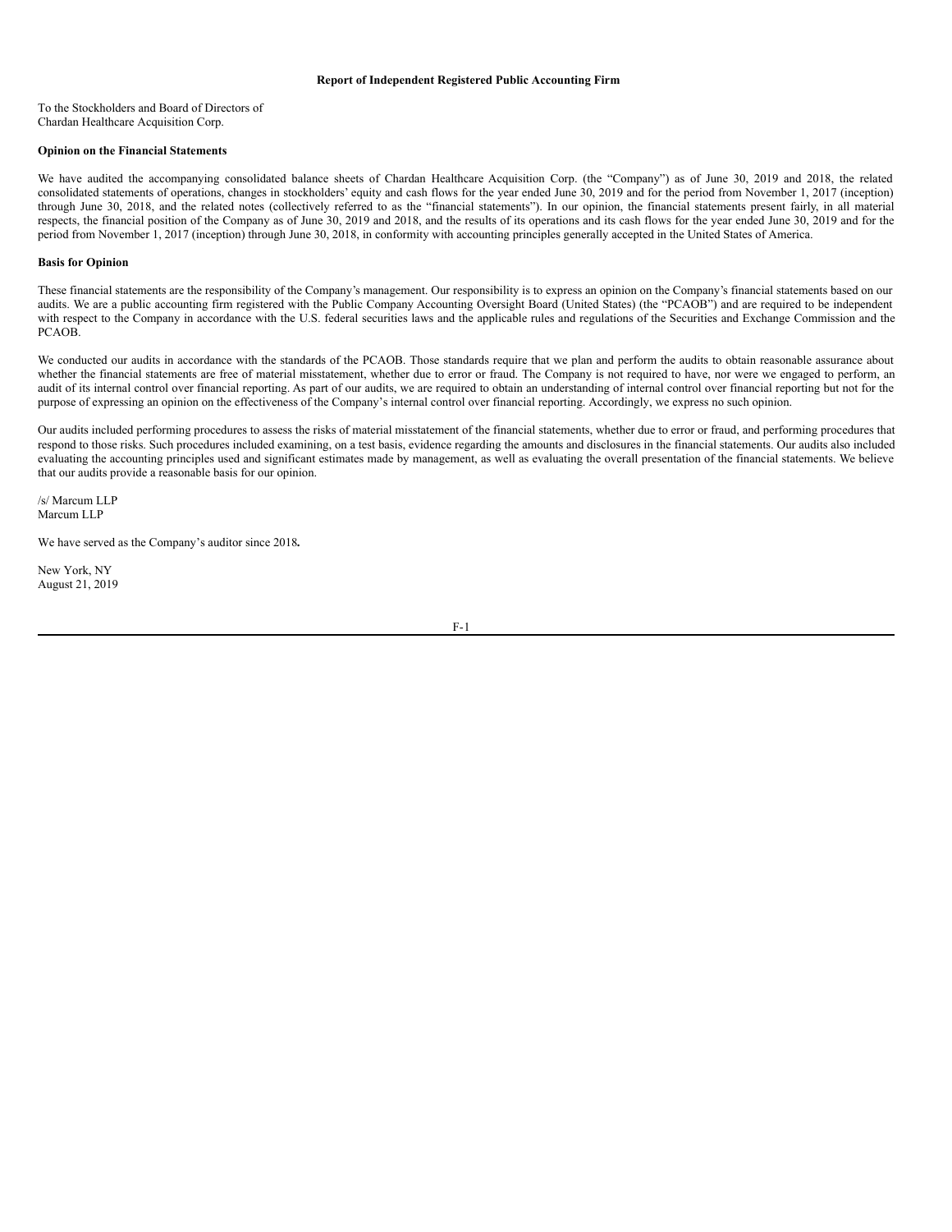# Report of Independent Registered Public Accounting Firm

To the Stockholders and Board of Directors of
Chardan Healthcare Acquisition Corp.

**Opinion on the Financial Statements**

We have audited the accompanying consolidated balance sheets of Chardan Healthcare Acquisition Corp. (the "Company") as of June 30, 2019 and 2018, the related consolidated statements of operations, changes in stockholders' equity and cash flows for the year ended June 30, 2019 and for the period from November 1, 2017 (inception) through June 30, 2018, and the related notes (collectively referred to as the "financial statements"). In our opinion, the financial statements present fairly, in all material respects, the financial position of the Company as of June 30, 2019 and 2018, and the results of its operations and its cash flows for the year ended June 30, 2019 and for the period from November 1, 2017 (inception) through June 30, 2018, in conformity with accounting principles generally accepted in the United States of America.

**Basis for Opinion**

These financial statements are the responsibility of the Company's management. Our responsibility is to express an opinion on the Company's financial statements based on our audits. We are a public accounting firm registered with the Public Company Accounting Oversight Board (United States) (the "PCAOB") and are required to be independent with respect to the Company in accordance with the U.S. federal securities laws and the applicable rules and regulations of the Securities and Exchange Commission and the PCAOB.

We conducted our audits in accordance with the standards of the PCAOB. Those standards require that we plan and perform the audits to obtain reasonable assurance about whether the financial statements are free of material misstatement, whether due to error or fraud. The Company is not required to have, nor were we engaged to perform, an audit of its internal control over financial reporting. As part of our audits, we are required to obtain an understanding of internal control over financial reporting but not for the purpose of expressing an opinion on the effectiveness of the Company's internal control over financial reporting. Accordingly, we express no such opinion.

Our audits included performing procedures to assess the risks of material misstatement of the financial statements, whether due to error or fraud, and performing procedures that respond to those risks. Such procedures included examining, on a test basis, evidence regarding the amounts and disclosures in the financial statements. Our audits also included evaluating the accounting principles used and significant estimates made by management, as well as evaluating the overall presentation of the financial statements. We believe that our audits provide a reasonable basis for our opinion.

/s/ Marcum LLP
Marcum LLP

We have served as the Company's auditor since 2018**.**

New York, NY
August 21, 2019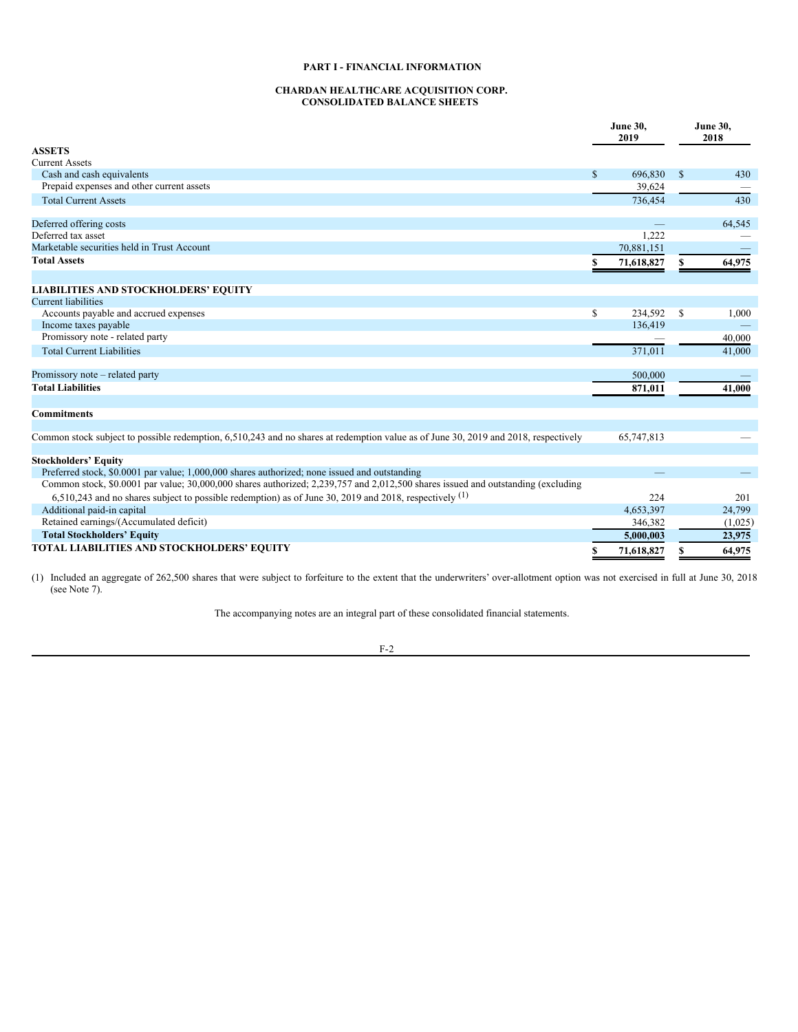# PART I - FINANCIAL INFORMATION

## CHARDAN HEALTHCARE ACQUISITION CORP.
## CONSOLIDATED BALANCE SHEETS

| | June 30, 2019 | June 30, 2018 |
|---|---|---|
| **ASSETS** | | |
| Current Assets | | |
| Cash and cash equivalents | $ 696,830 | $ 430 |
| Prepaid expenses and other current assets | 39,624 | — |
| Total Current Assets | 736,454 | 430 |
| | | |
| Deferred offering costs | — | 64,545 |
| Deferred tax asset | 1,222 | — |
| Marketable securities held in Trust Account | 70,881,151 | — |
| **Total Assets** | **$ 71,618,827** | **$ 64,975** |
| | | |
| **LIABILITIES AND STOCKHOLDERS' EQUITY** | | |
| Current liabilities | | |
| Accounts payable and accrued expenses | $ 234,592 | $ 1,000 |
| Income taxes payable | 136,419 | — |
| Promissory note - related party | — | 40,000 |
| Total Current Liabilities | 371,011 | 41,000 |
| | | |
| Promissory note – related party | 500,000 | — |
| **Total Liabilities** | **871,011** | **41,000** |
| | | |
| **Commitments** | | |
| | | |
| Common stock subject to possible redemption, 6,510,243 and no shares at redemption value as of June 30, 2019 and 2018, respectively | 65,747,813 | — |
| | | |
| **Stockholders' Equity** | | |
| Preferred stock, $0.0001 par value; 1,000,000 shares authorized; none issued and outstanding | — | — |
| Common stock, $0.0001 par value; 30,000,000 shares authorized; 2,239,757 and 2,012,500 shares issued and outstanding (excluding 6,510,243 and no shares subject to possible redemption) as of June 30, 2019 and 2018, respectively [(1)] | 224 | 201 |
| Additional paid-in capital | 4,653,397 | 24,799 |
| Retained earnings/(Accumulated deficit) | 346,382 | (1,025) |
| **Total Stockholders' Equity** | **5,000,003** | **23,975** |
| **TOTAL LIABILITIES AND STOCKHOLDERS' EQUITY** | **$ 71,618,827** | **$ 64,975** |

(1) Included an aggregate of 262,500 shares that were subject to forfeiture to the extent that the underwriters' over-allotment option was not exercised in full at June 30, 2018 (see Note 7).

The accompanying notes are an integral part of these consolidated financial statements.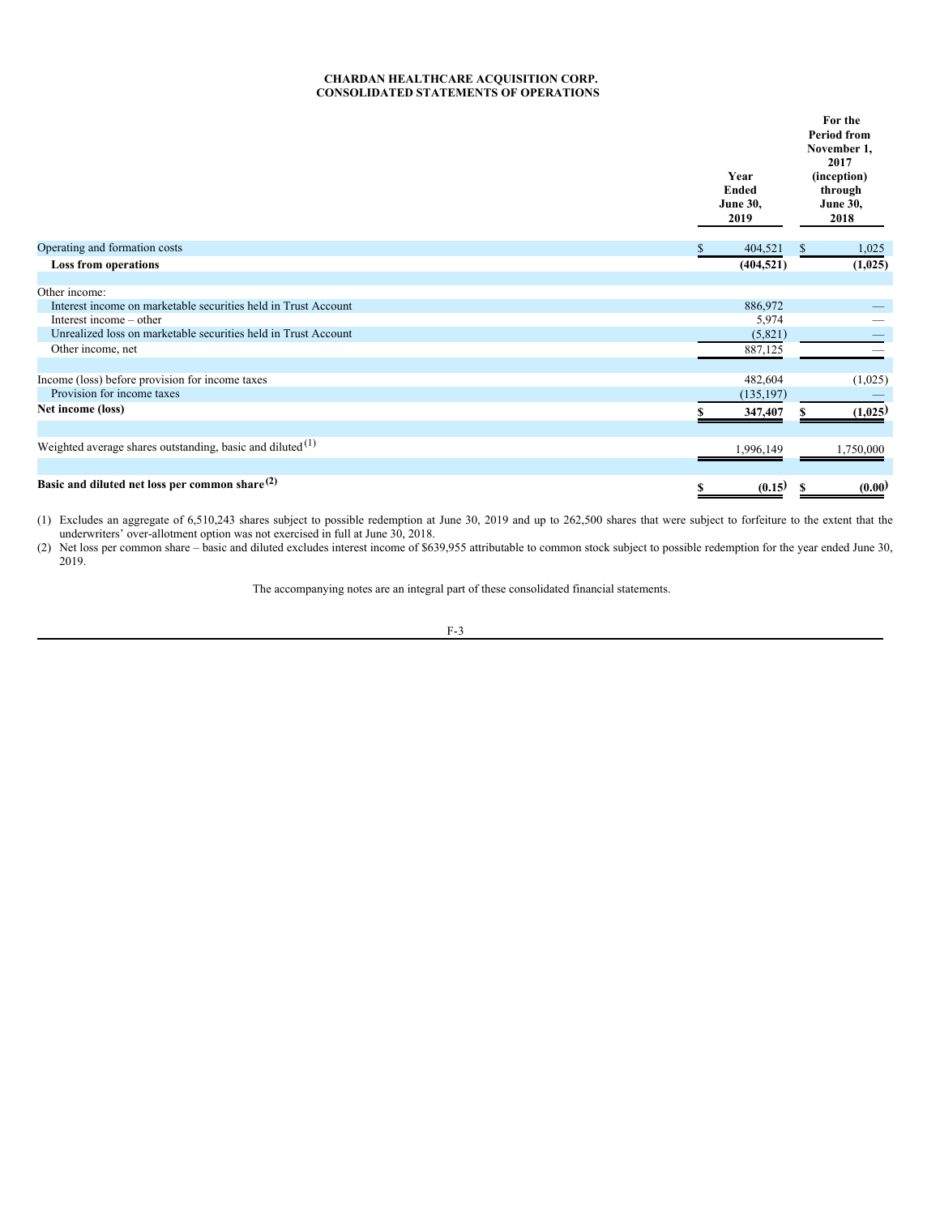**CHARDAN HEALTHCARE ACQUISITION CORP.**
**CONSOLIDATED STATEMENTS OF OPERATIONS**

| | Year Ended June 30, 2019 | For the Period from November 1, 2017 (inception) through June 30, 2018 |
|---|---|---|
| Operating and formation costs | $ 404,521 | $ 1,025 |
| **Loss from operations** | **(404,521)** | **(1,025)** |
| | | |
| Other income: | | |
| Interest income on marketable securities held in Trust Account | 886,972 | — |
| Interest income – other | 5,974 | — |
| Unrealized loss on marketable securities held in Trust Account | (5,821) | — |
| Other income, net | 887,125 | — |
| | | |
| Income (loss) before provision for income taxes | 482,604 | (1,025) |
| Provision for income taxes | (135,197) | — |
| **Net income (loss)** | **$ 347,407** | **$ (1,025)** |
| | | |
| Weighted average shares outstanding, basic and diluted (1) | 1,996,149 | 1,750,000 |
| | | |
| **Basic and diluted net loss per common share (2)** | **$ (0.15)** | **$ (0.00)** |

(1) Excludes an aggregate of 6,510,243 shares subject to possible redemption at June 30, 2019 and up to 262,500 shares that were subject to forfeiture to the extent that the underwriters' over-allotment option was not exercised in full at June 30, 2018.

(2) Net loss per common share – basic and diluted excludes interest income of $639,955 attributable to common stock subject to possible redemption for the year ended June 30, 2019.

The accompanying notes are an integral part of these consolidated financial statements.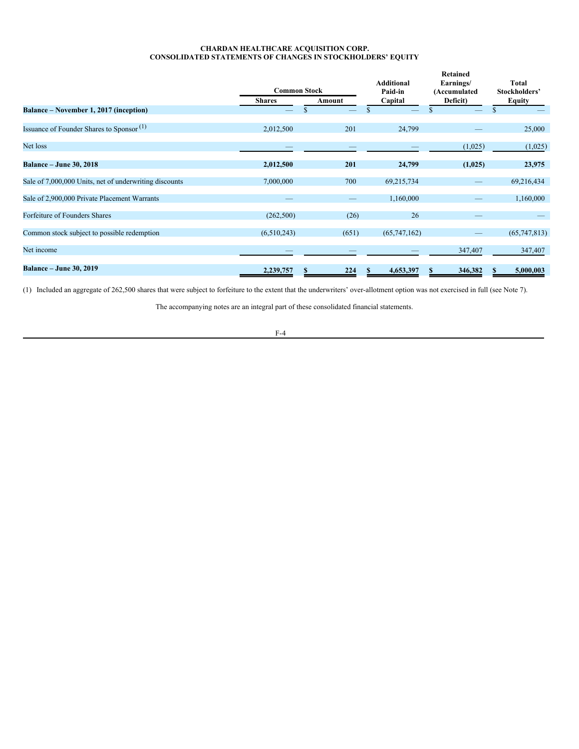**CHARDAN HEALTHCARE ACQUISITION CORP.**
**CONSOLIDATED STATEMENTS OF CHANGES IN STOCKHOLDERS' EQUITY**

| | Common Stock | | Additional Paid-in Capital | Retained Earnings/ (Accumulated Deficit) | Total Stockholders' Equity |
|---|---|---|---|---|---|
| | Shares | Amount | | | |
| **Balance – November 1, 2017 (inception)** | — | $ — | $ — | $ — | $ — |
| Issuance of Founder Shares to Sponsor (1) | 2,012,500 | 201 | 24,799 | — | 25,000 |
| Net loss | — | — | — | (1,025) | (1,025) |
| **Balance – June 30, 2018** | **2,012,500** | **201** | **24,799** | **(1,025)** | **23,975** |
| Sale of 7,000,000 Units, net of underwriting discounts | 7,000,000 | 700 | 69,215,734 | — | 69,216,434 |
| Sale of 2,900,000 Private Placement Warrants | — | — | 1,160,000 | — | 1,160,000 |
| Forfeiture of Founders Shares | (262,500) | (26) | 26 | — | — |
| Common stock subject to possible redemption | (6,510,243) | (651) | (65,747,162) | — | (65,747,813) |
| Net income | — | — | — | 347,407 | 347,407 |
| **Balance – June 30, 2019** | **2,239,757** | **$ 224** | **$ 4,653,397** | **$ 346,382** | **$ 5,000,003** |

(1) Included an aggregate of 262,500 shares that were subject to forfeiture to the extent that the underwriters' over-allotment option was not exercised in full (see Note 7).

The accompanying notes are an integral part of these consolidated financial statements.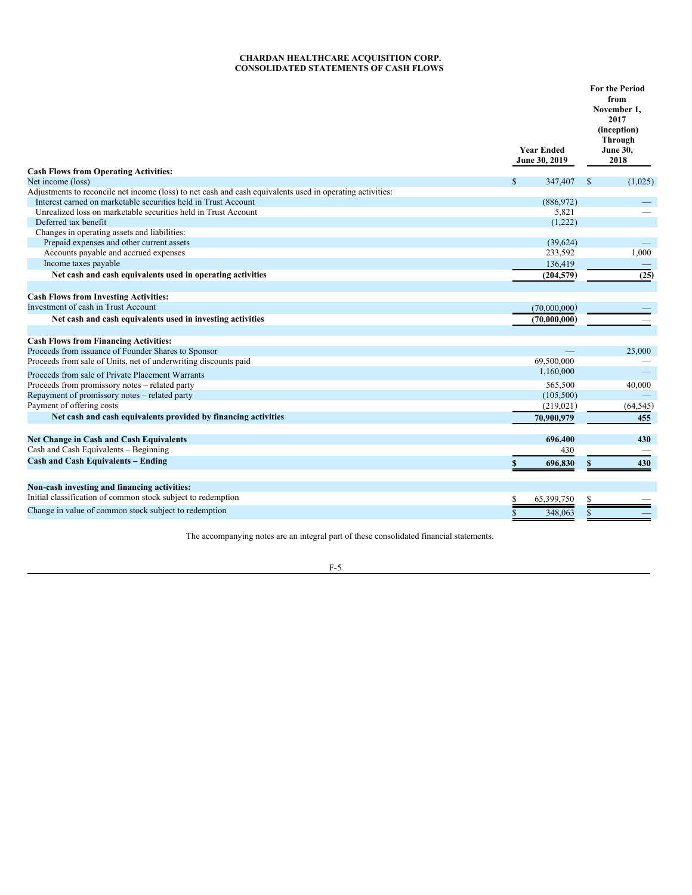**CHARDAN HEALTHCARE ACQUISITION CORP.**
**CONSOLIDATED STATEMENTS OF CASH FLOWS**

| | Year Ended June 30, 2019 | For the Period from November 1, 2017 (inception) Through June 30, 2018 |
|---|---|---|
| **Cash Flows from Operating Activities:** | | |
| Net income (loss) | $ 347,407 | $ (1,025) |
| Adjustments to reconcile net income (loss) to net cash and cash equivalents used in operating activities: | | |
| Interest earned on marketable securities held in Trust Account | (886,972) | — |
| Unrealized loss on marketable securities held in Trust Account | 5,821 | — |
| Deferred tax benefit | (1,222) | |
| Changes in operating assets and liabilities: | | |
| Prepaid expenses and other current assets | (39,624) | — |
| Accounts payable and accrued expenses | 233,592 | 1,000 |
| Income taxes payable | 136,419 | — |
| **Net cash and cash equivalents used in operating activities** | **(204,579)** | **(25)** |
| | | |
| **Cash Flows from Investing Activities:** | | |
| Investment of cash in Trust Account | (70,000,000) | — |
| **Net cash and cash equivalents used in investing activities** | **(70,000,000)** | — |
| | | |
| **Cash Flows from Financing Activities:** | | |
| Proceeds from issuance of Founder Shares to Sponsor | — | 25,000 |
| Proceeds from sale of Units, net of underwriting discounts paid | 69,500,000 | — |
| Proceeds from sale of Private Placement Warrants | 1,160,000 | — |
| Proceeds from promissory notes – related party | 565,500 | 40,000 |
| Repayment of promissory notes – related party | (105,500) | — |
| Payment of offering costs | (219,021) | (64,545) |
| **Net cash and cash equivalents provided by financing activities** | **70,900,979** | **455** |
| | | |
| **Net Change in Cash and Cash Equivalents** | **696,400** | **430** |
| Cash and Cash Equivalents – Beginning | 430 | — |
| **Cash and Cash Equivalents – Ending** | **$ 696,830** | **$ 430** |
| | | |
| **Non-cash investing and financing activities:** | | |
| Initial classification of common stock subject to redemption | $ 65,399,750 | $ — |
| Change in value of common stock subject to redemption | $ 348,063 | $ — |

The accompanying notes are an integral part of these consolidated financial statements.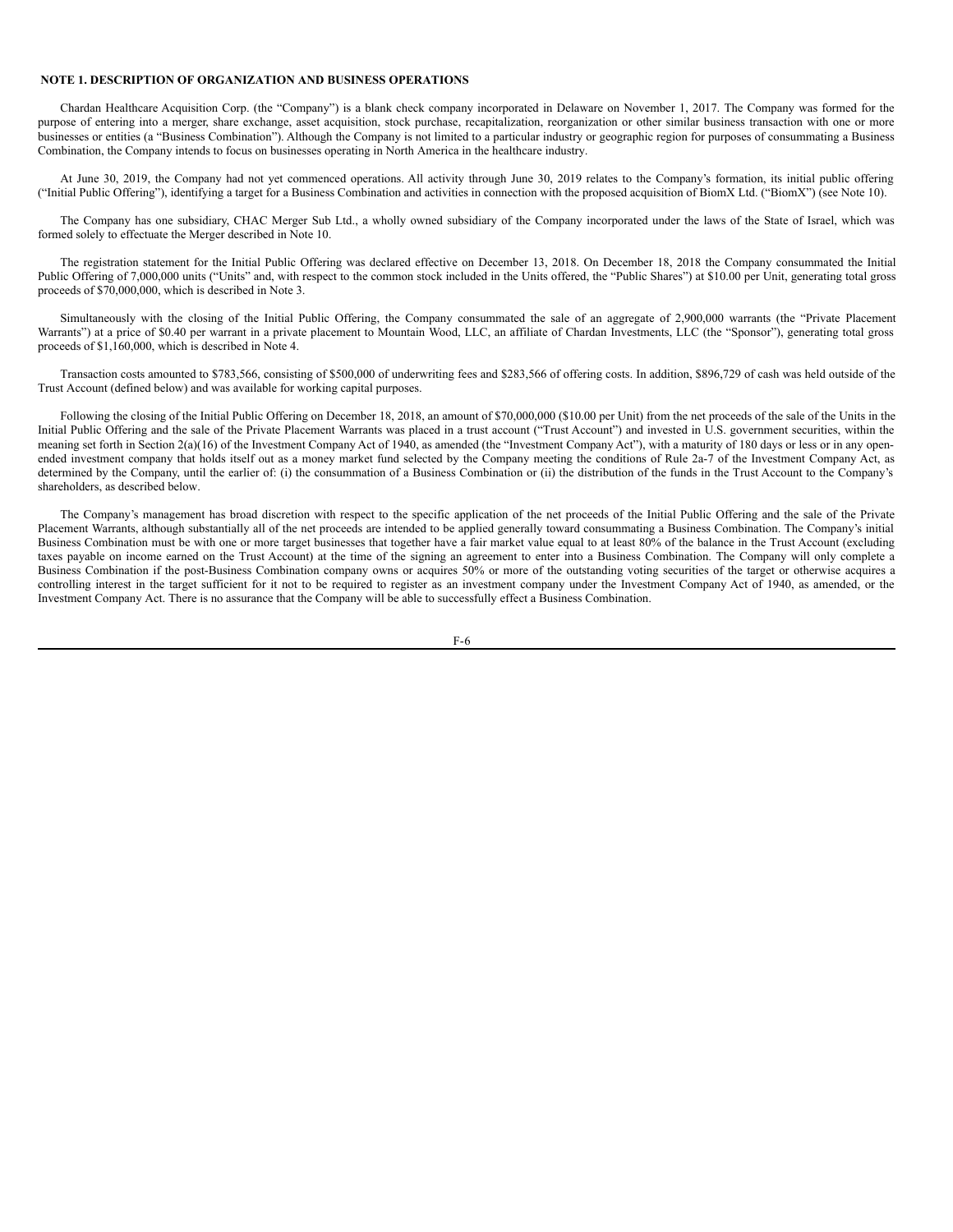## NOTE 1. DESCRIPTION OF ORGANIZATION AND BUSINESS OPERATIONS

Chardan Healthcare Acquisition Corp. (the "Company") is a blank check company incorporated in Delaware on November 1, 2017. The Company was formed for the purpose of entering into a merger, share exchange, asset acquisition, stock purchase, recapitalization, reorganization or other similar business transaction with one or more businesses or entities (a "Business Combination"). Although the Company is not limited to a particular industry or geographic region for purposes of consummating a Business Combination, the Company intends to focus on businesses operating in North America in the healthcare industry.

At June 30, 2019, the Company had not yet commenced operations. All activity through June 30, 2019 relates to the Company's formation, its initial public offering ("Initial Public Offering"), identifying a target for a Business Combination and activities in connection with the proposed acquisition of BiomX Ltd. ("BiomX") (see Note 10).

The Company has one subsidiary, CHAC Merger Sub Ltd., a wholly owned subsidiary of the Company incorporated under the laws of the State of Israel, which was formed solely to effectuate the Merger described in Note 10.

The registration statement for the Initial Public Offering was declared effective on December 13, 2018. On December 18, 2018 the Company consummated the Initial Public Offering of 7,000,000 units ("Units" and, with respect to the common stock included in the Units offered, the "Public Shares") at $10.00 per Unit, generating total gross proceeds of $70,000,000, which is described in Note 3.

Simultaneously with the closing of the Initial Public Offering, the Company consummated the sale of an aggregate of 2,900,000 warrants (the "Private Placement Warrants") at a price of $0.40 per warrant in a private placement to Mountain Wood, LLC, an affiliate of Chardan Investments, LLC (the "Sponsor"), generating total gross proceeds of $1,160,000, which is described in Note 4.

Transaction costs amounted to $783,566, consisting of $500,000 of underwriting fees and $283,566 of offering costs. In addition, $896,729 of cash was held outside of the Trust Account (defined below) and was available for working capital purposes.

Following the closing of the Initial Public Offering on December 18, 2018, an amount of $70,000,000 ($10.00 per Unit) from the net proceeds of the sale of the Units in the Initial Public Offering and the sale of the Private Placement Warrants was placed in a trust account ("Trust Account") and invested in U.S. government securities, within the meaning set forth in Section 2(a)(16) of the Investment Company Act of 1940, as amended (the "Investment Company Act"), with a maturity of 180 days or less or in any open-ended investment company that holds itself out as a money market fund selected by the Company meeting the conditions of Rule 2a-7 of the Investment Company Act, as determined by the Company, until the earlier of: (i) the consummation of a Business Combination or (ii) the distribution of the funds in the Trust Account to the Company's shareholders, as described below.

The Company's management has broad discretion with respect to the specific application of the net proceeds of the Initial Public Offering and the sale of the Private Placement Warrants, although substantially all of the net proceeds are intended to be applied generally toward consummating a Business Combination. The Company's initial Business Combination must be with one or more target businesses that together have a fair market value equal to at least 80% of the balance in the Trust Account (excluding taxes payable on income earned on the Trust Account) at the time of the signing an agreement to enter into a Business Combination. The Company will only complete a Business Combination if the post-Business Combination company owns or acquires 50% or more of the outstanding voting securities of the target or otherwise acquires a controlling interest in the target sufficient for it not to be required to register as an investment company under the Investment Company Act of 1940, as amended, or the Investment Company Act. There is no assurance that the Company will be able to successfully effect a Business Combination.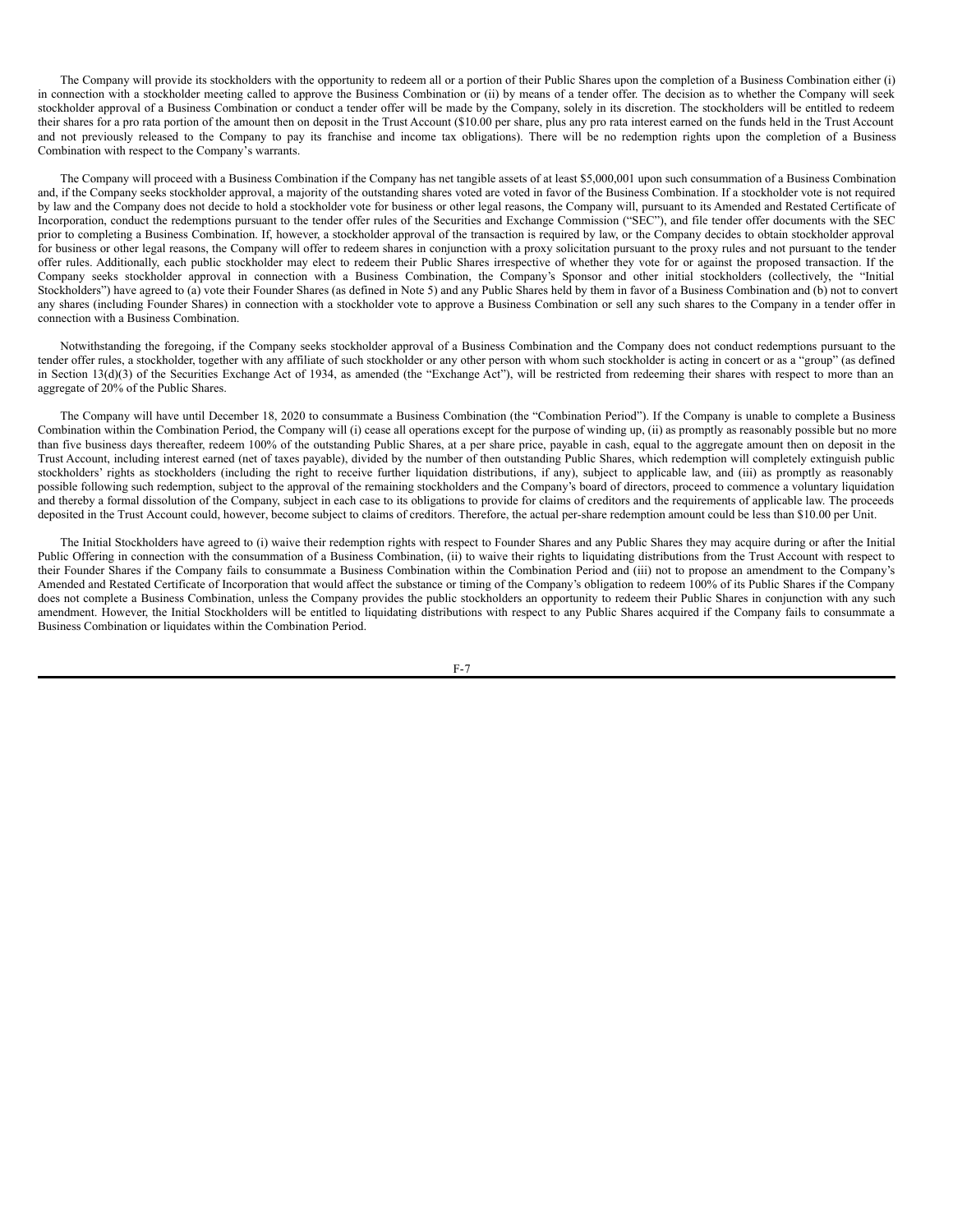The Company will provide its stockholders with the opportunity to redeem all or a portion of their Public Shares upon the completion of a Business Combination either (i) in connection with a stockholder meeting called to approve the Business Combination or (ii) by means of a tender offer. The decision as to whether the Company will seek stockholder approval of a Business Combination or conduct a tender offer will be made by the Company, solely in its discretion. The stockholders will be entitled to redeem their shares for a pro rata portion of the amount then on deposit in the Trust Account ($10.00 per share, plus any pro rata interest earned on the funds held in the Trust Account and not previously released to the Company to pay its franchise and income tax obligations). There will be no redemption rights upon the completion of a Business Combination with respect to the Company's warrants.

The Company will proceed with a Business Combination if the Company has net tangible assets of at least $5,000,001 upon such consummation of a Business Combination and, if the Company seeks stockholder approval, a majority of the outstanding shares voted are voted in favor of the Business Combination. If a stockholder vote is not required by law and the Company does not decide to hold a stockholder vote for business or other legal reasons, the Company will, pursuant to its Amended and Restated Certificate of Incorporation, conduct the redemptions pursuant to the tender offer rules of the Securities and Exchange Commission ("SEC"), and file tender offer documents with the SEC prior to completing a Business Combination. If, however, a stockholder approval of the transaction is required by law, or the Company decides to obtain stockholder approval for business or other legal reasons, the Company will offer to redeem shares in conjunction with a proxy solicitation pursuant to the proxy rules and not pursuant to the tender offer rules. Additionally, each public stockholder may elect to redeem their Public Shares irrespective of whether they vote for or against the proposed transaction. If the Company seeks stockholder approval in connection with a Business Combination, the Company's Sponsor and other initial stockholders (collectively, the "Initial Stockholders") have agreed to (a) vote their Founder Shares (as defined in Note 5) and any Public Shares held by them in favor of a Business Combination and (b) not to convert any shares (including Founder Shares) in connection with a stockholder vote to approve a Business Combination or sell any such shares to the Company in a tender offer in connection with a Business Combination.

Notwithstanding the foregoing, if the Company seeks stockholder approval of a Business Combination and the Company does not conduct redemptions pursuant to the tender offer rules, a stockholder, together with any affiliate of such stockholder or any other person with whom such stockholder is acting in concert or as a "group" (as defined in Section 13(d)(3) of the Securities Exchange Act of 1934, as amended (the "Exchange Act"), will be restricted from redeeming their shares with respect to more than an aggregate of 20% of the Public Shares.

The Company will have until December 18, 2020 to consummate a Business Combination (the "Combination Period"). If the Company is unable to complete a Business Combination within the Combination Period, the Company will (i) cease all operations except for the purpose of winding up, (ii) as promptly as reasonably possible but no more than five business days thereafter, redeem 100% of the outstanding Public Shares, at a per share price, payable in cash, equal to the aggregate amount then on deposit in the Trust Account, including interest earned (net of taxes payable), divided by the number of then outstanding Public Shares, which redemption will completely extinguish public stockholders' rights as stockholders (including the right to receive further liquidation distributions, if any), subject to applicable law, and (iii) as promptly as reasonably possible following such redemption, subject to the approval of the remaining stockholders and the Company's board of directors, proceed to commence a voluntary liquidation and thereby a formal dissolution of the Company, subject in each case to its obligations to provide for claims of creditors and the requirements of applicable law. The proceeds deposited in the Trust Account could, however, become subject to claims of creditors. Therefore, the actual per-share redemption amount could be less than $10.00 per Unit.

The Initial Stockholders have agreed to (i) waive their redemption rights with respect to Founder Shares and any Public Shares they may acquire during or after the Initial Public Offering in connection with the consummation of a Business Combination, (ii) to waive their rights to liquidating distributions from the Trust Account with respect to their Founder Shares if the Company fails to consummate a Business Combination within the Combination Period and (iii) not to propose an amendment to the Company's Amended and Restated Certificate of Incorporation that would affect the substance or timing of the Company's obligation to redeem 100% of its Public Shares if the Company does not complete a Business Combination, unless the Company provides the public stockholders an opportunity to redeem their Public Shares in conjunction with any such amendment. However, the Initial Stockholders will be entitled to liquidating distributions with respect to any Public Shares acquired if the Company fails to consummate a Business Combination or liquidates within the Combination Period.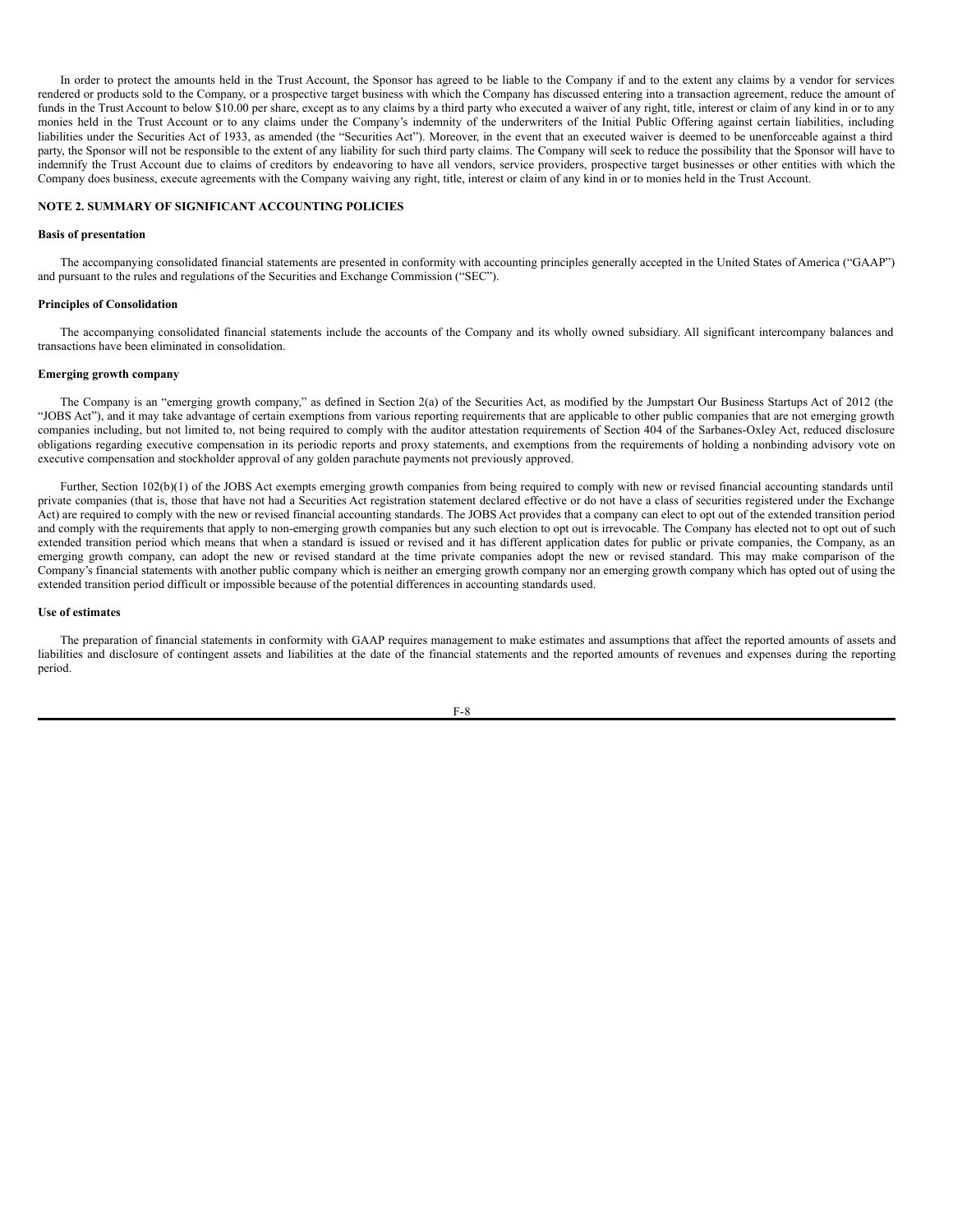In order to protect the amounts held in the Trust Account, the Sponsor has agreed to be liable to the Company if and to the extent any claims by a vendor for services rendered or products sold to the Company, or a prospective target business with which the Company has discussed entering into a transaction agreement, reduce the amount of funds in the Trust Account to below $10.00 per share, except as to any claims by a third party who executed a waiver of any right, title, interest or claim of any kind in or to any monies held in the Trust Account or to any claims under the Company's indemnity of the underwriters of the Initial Public Offering against certain liabilities, including liabilities under the Securities Act of 1933, as amended (the "Securities Act"). Moreover, in the event that an executed waiver is deemed to be unenforceable against a third party, the Sponsor will not be responsible to the extent of any liability for such third party claims. The Company will seek to reduce the possibility that the Sponsor will have to indemnify the Trust Account due to claims of creditors by endeavoring to have all vendors, service providers, prospective target businesses or other entities with which the Company does business, execute agreements with the Company waiving any right, title, interest or claim of any kind in or to monies held in the Trust Account.

## NOTE 2. SUMMARY OF SIGNIFICANT ACCOUNTING POLICIES

**Basis of presentation**

The accompanying consolidated financial statements are presented in conformity with accounting principles generally accepted in the United States of America ("GAAP") and pursuant to the rules and regulations of the Securities and Exchange Commission ("SEC").

**Principles of Consolidation**

The accompanying consolidated financial statements include the accounts of the Company and its wholly owned subsidiary. All significant intercompany balances and transactions have been eliminated in consolidation.

**Emerging growth company**

The Company is an "emerging growth company," as defined in Section 2(a) of the Securities Act, as modified by the Jumpstart Our Business Startups Act of 2012 (the "JOBS Act"), and it may take advantage of certain exemptions from various reporting requirements that are applicable to other public companies that are not emerging growth companies including, but not limited to, not being required to comply with the auditor attestation requirements of Section 404 of the Sarbanes-Oxley Act, reduced disclosure obligations regarding executive compensation in its periodic reports and proxy statements, and exemptions from the requirements of holding a nonbinding advisory vote on executive compensation and stockholder approval of any golden parachute payments not previously approved.

Further, Section 102(b)(1) of the JOBS Act exempts emerging growth companies from being required to comply with new or revised financial accounting standards until private companies (that is, those that have not had a Securities Act registration statement declared effective or do not have a class of securities registered under the Exchange Act) are required to comply with the new or revised financial accounting standards. The JOBS Act provides that a company can elect to opt out of the extended transition period and comply with the requirements that apply to non-emerging growth companies but any such election to opt out is irrevocable. The Company has elected not to opt out of such extended transition period which means that when a standard is issued or revised and it has different application dates for public or private companies, the Company, as an emerging growth company, can adopt the new or revised standard at the time private companies adopt the new or revised standard. This may make comparison of the Company's financial statements with another public company which is neither an emerging growth company nor an emerging growth company which has opted out of using the extended transition period difficult or impossible because of the potential differences in accounting standards used.

**Use of estimates**

The preparation of financial statements in conformity with GAAP requires management to make estimates and assumptions that affect the reported amounts of assets and liabilities and disclosure of contingent assets and liabilities at the date of the financial statements and the reported amounts of revenues and expenses during the reporting period.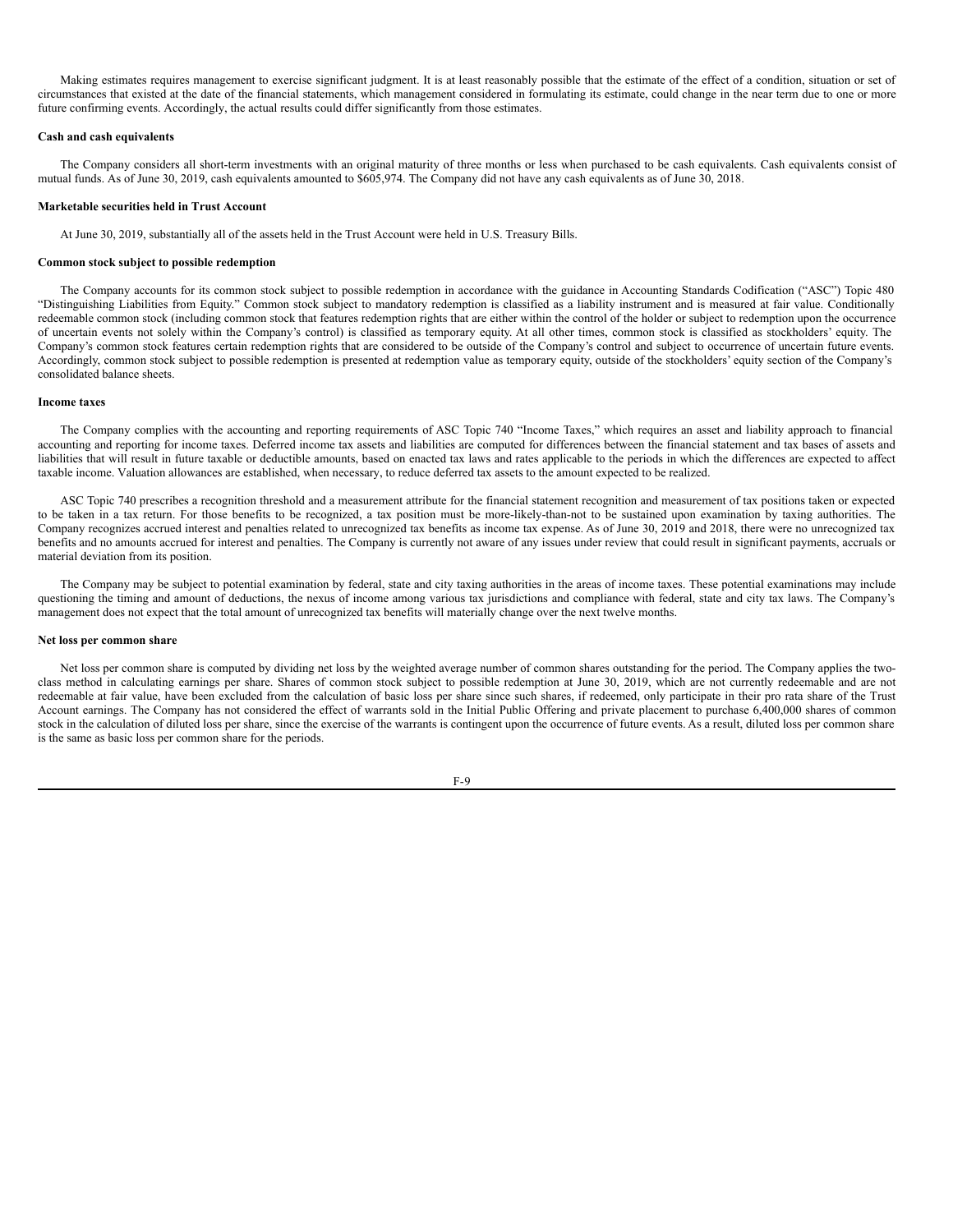Making estimates requires management to exercise significant judgment. It is at least reasonably possible that the estimate of the effect of a condition, situation or set of circumstances that existed at the date of the financial statements, which management considered in formulating its estimate, could change in the near term due to one or more future confirming events. Accordingly, the actual results could differ significantly from those estimates.

**Cash and cash equivalents**

The Company considers all short-term investments with an original maturity of three months or less when purchased to be cash equivalents. Cash equivalents consist of mutual funds. As of June 30, 2019, cash equivalents amounted to $605,974. The Company did not have any cash equivalents as of June 30, 2018.

**Marketable securities held in Trust Account**

At June 30, 2019, substantially all of the assets held in the Trust Account were held in U.S. Treasury Bills.

**Common stock subject to possible redemption**

The Company accounts for its common stock subject to possible redemption in accordance with the guidance in Accounting Standards Codification ("ASC") Topic 480 "Distinguishing Liabilities from Equity." Common stock subject to mandatory redemption is classified as a liability instrument and is measured at fair value. Conditionally redeemable common stock (including common stock that features redemption rights that are either within the control of the holder or subject to redemption upon the occurrence of uncertain events not solely within the Company's control) is classified as temporary equity. At all other times, common stock is classified as stockholders' equity. The Company's common stock features certain redemption rights that are considered to be outside of the Company's control and subject to occurrence of uncertain future events. Accordingly, common stock subject to possible redemption is presented at redemption value as temporary equity, outside of the stockholders' equity section of the Company's consolidated balance sheets.

**Income taxes**

The Company complies with the accounting and reporting requirements of ASC Topic 740 "Income Taxes," which requires an asset and liability approach to financial accounting and reporting for income taxes. Deferred income tax assets and liabilities are computed for differences between the financial statement and tax bases of assets and liabilities that will result in future taxable or deductible amounts, based on enacted tax laws and rates applicable to the periods in which the differences are expected to affect taxable income. Valuation allowances are established, when necessary, to reduce deferred tax assets to the amount expected to be realized.

ASC Topic 740 prescribes a recognition threshold and a measurement attribute for the financial statement recognition and measurement of tax positions taken or expected to be taken in a tax return. For those benefits to be recognized, a tax position must be more-likely-than-not to be sustained upon examination by taxing authorities. The Company recognizes accrued interest and penalties related to unrecognized tax benefits as income tax expense. As of June 30, 2019 and 2018, there were no unrecognized tax benefits and no amounts accrued for interest and penalties. The Company is currently not aware of any issues under review that could result in significant payments, accruals or material deviation from its position.

The Company may be subject to potential examination by federal, state and city taxing authorities in the areas of income taxes. These potential examinations may include questioning the timing and amount of deductions, the nexus of income among various tax jurisdictions and compliance with federal, state and city tax laws. The Company's management does not expect that the total amount of unrecognized tax benefits will materially change over the next twelve months.

**Net loss per common share**

Net loss per common share is computed by dividing net loss by the weighted average number of common shares outstanding for the period. The Company applies the two-class method in calculating earnings per share. Shares of common stock subject to possible redemption at June 30, 2019, which are not currently redeemable and are not redeemable at fair value, have been excluded from the calculation of basic loss per share since such shares, if redeemed, only participate in their pro rata share of the Trust Account earnings. The Company has not considered the effect of warrants sold in the Initial Public Offering and private placement to purchase 6,400,000 shares of common stock in the calculation of diluted loss per share, since the exercise of the warrants is contingent upon the occurrence of future events. As a result, diluted loss per common share is the same as basic loss per common share for the periods.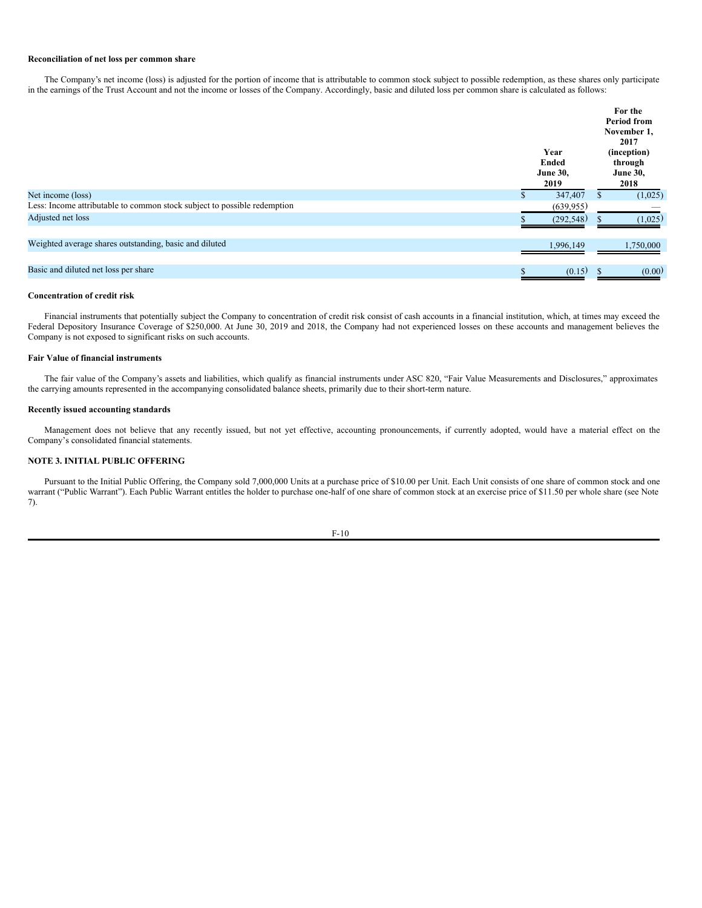**Reconciliation of net loss per common share**

The Company's net income (loss) is adjusted for the portion of income that is attributable to common stock subject to possible redemption, as these shares only participate in the earnings of the Trust Account and not the income or losses of the Company. Accordingly, basic and diluted loss per common share is calculated as follows:

| | Year Ended June 30, 2019 | For the Period from November 1, 2017 (inception) through June 30, 2018 |
|---|---|---|
| Net income (loss) | $ 347,407 | $ (1,025) |
| Less: Income attributable to common stock subject to possible redemption | (639,955) | — |
| Adjusted net loss | $ (292,548) | $ (1,025) |
| Weighted average shares outstanding, basic and diluted | 1,996,149 | 1,750,000 |
| Basic and diluted net loss per share | $ (0.15) | $ (0.00) |

**Concentration of credit risk**

Financial instruments that potentially subject the Company to concentration of credit risk consist of cash accounts in a financial institution, which, at times may exceed the Federal Depository Insurance Coverage of $250,000. At June 30, 2019 and 2018, the Company had not experienced losses on these accounts and management believes the Company is not exposed to significant risks on such accounts.

**Fair Value of financial instruments**

The fair value of the Company's assets and liabilities, which qualify as financial instruments under ASC 820, "Fair Value Measurements and Disclosures," approximates the carrying amounts represented in the accompanying consolidated balance sheets, primarily due to their short-term nature.

**Recently issued accounting standards**

Management does not believe that any recently issued, but not yet effective, accounting pronouncements, if currently adopted, would have a material effect on the Company's consolidated financial statements.

**NOTE 3. INITIAL PUBLIC OFFERING**

Pursuant to the Initial Public Offering, the Company sold 7,000,000 Units at a purchase price of $10.00 per Unit. Each Unit consists of one share of common stock and one warrant ("Public Warrant"). Each Public Warrant entitles the holder to purchase one-half of one share of common stock at an exercise price of $11.50 per whole share (see Note 7).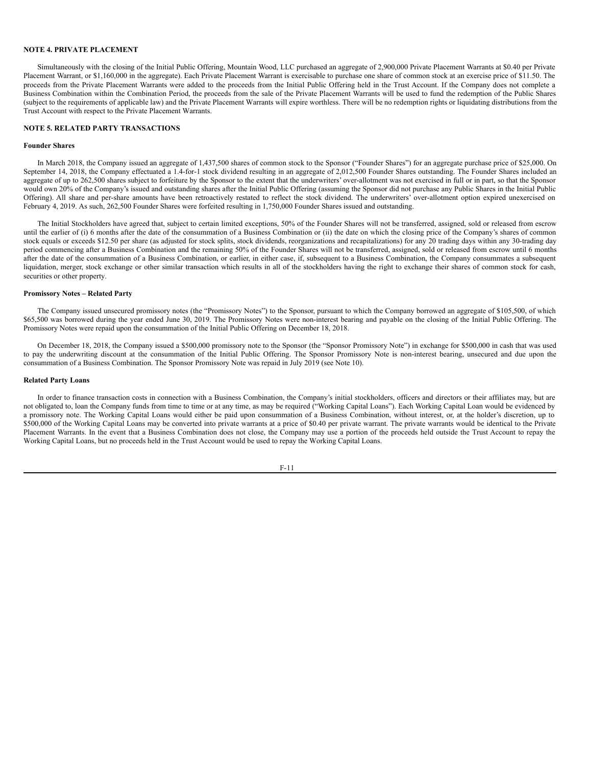## NOTE 4. PRIVATE PLACEMENT

Simultaneously with the closing of the Initial Public Offering, Mountain Wood, LLC purchased an aggregate of 2,900,000 Private Placement Warrants at $0.40 per Private Placement Warrant, or $1,160,000 in the aggregate). Each Private Placement Warrant is exercisable to purchase one share of common stock at an exercise price of $11.50. The proceeds from the Private Placement Warrants were added to the proceeds from the Initial Public Offering held in the Trust Account. If the Company does not complete a Business Combination within the Combination Period, the proceeds from the sale of the Private Placement Warrants will be used to fund the redemption of the Public Shares (subject to the requirements of applicable law) and the Private Placement Warrants will expire worthless. There will be no redemption rights or liquidating distributions from the Trust Account with respect to the Private Placement Warrants.

## NOTE 5. RELATED PARTY TRANSACTIONS

### Founder Shares

In March 2018, the Company issued an aggregate of 1,437,500 shares of common stock to the Sponsor ("Founder Shares") for an aggregate purchase price of $25,000. On September 14, 2018, the Company effectuated a 1.4-for-1 stock dividend resulting in an aggregate of 2,012,500 Founder Shares outstanding. The Founder Shares included an aggregate of up to 262,500 shares subject to forfeiture by the Sponsor to the extent that the underwriters' over-allotment was not exercised in full or in part, so that the Sponsor would own 20% of the Company's issued and outstanding shares after the Initial Public Offering (assuming the Sponsor did not purchase any Public Shares in the Initial Public Offering). All share and per-share amounts have been retroactively restated to reflect the stock dividend. The underwriters' over-allotment option expired unexercised on February 4, 2019. As such, 262,500 Founder Shares were forfeited resulting in 1,750,000 Founder Shares issued and outstanding.

The Initial Stockholders have agreed that, subject to certain limited exceptions, 50% of the Founder Shares will not be transferred, assigned, sold or released from escrow until the earlier of (i) 6 months after the date of the consummation of a Business Combination or (ii) the date on which the closing price of the Company's shares of common stock equals or exceeds $12.50 per share (as adjusted for stock splits, stock dividends, reorganizations and recapitalizations) for any 20 trading days within any 30-trading day period commencing after a Business Combination and the remaining 50% of the Founder Shares will not be transferred, assigned, sold or released from escrow until 6 months after the date of the consummation of a Business Combination, or earlier, in either case, if, subsequent to a Business Combination, the Company consummates a subsequent liquidation, merger, stock exchange or other similar transaction which results in all of the stockholders having the right to exchange their shares of common stock for cash, securities or other property.

### Promissory Notes – Related Party

The Company issued unsecured promissory notes (the "Promissory Notes") to the Sponsor, pursuant to which the Company borrowed an aggregate of $105,500, of which $65,500 was borrowed during the year ended June 30, 2019. The Promissory Notes were non-interest bearing and payable on the closing of the Initial Public Offering. The Promissory Notes were repaid upon the consummation of the Initial Public Offering on December 18, 2018.

On December 18, 2018, the Company issued a $500,000 promissory note to the Sponsor (the "Sponsor Promissory Note") in exchange for $500,000 in cash that was used to pay the underwriting discount at the consummation of the Initial Public Offering. The Sponsor Promissory Note is non-interest bearing, unsecured and due upon the consummation of a Business Combination. The Sponsor Promissory Note was repaid in July 2019 (see Note 10).

### Related Party Loans

In order to finance transaction costs in connection with a Business Combination, the Company's initial stockholders, officers and directors or their affiliates may, but are not obligated to, loan the Company funds from time to time or at any time, as may be required ("Working Capital Loans"). Each Working Capital Loan would be evidenced by a promissory note. The Working Capital Loans would either be paid upon consummation of a Business Combination, without interest, or, at the holder's discretion, up to $500,000 of the Working Capital Loans may be converted into private warrants at a price of $0.40 per private warrant. The private warrants would be identical to the Private Placement Warrants. In the event that a Business Combination does not close, the Company may use a portion of the proceeds held outside the Trust Account to repay the Working Capital Loans, but no proceeds held in the Trust Account would be used to repay the Working Capital Loans.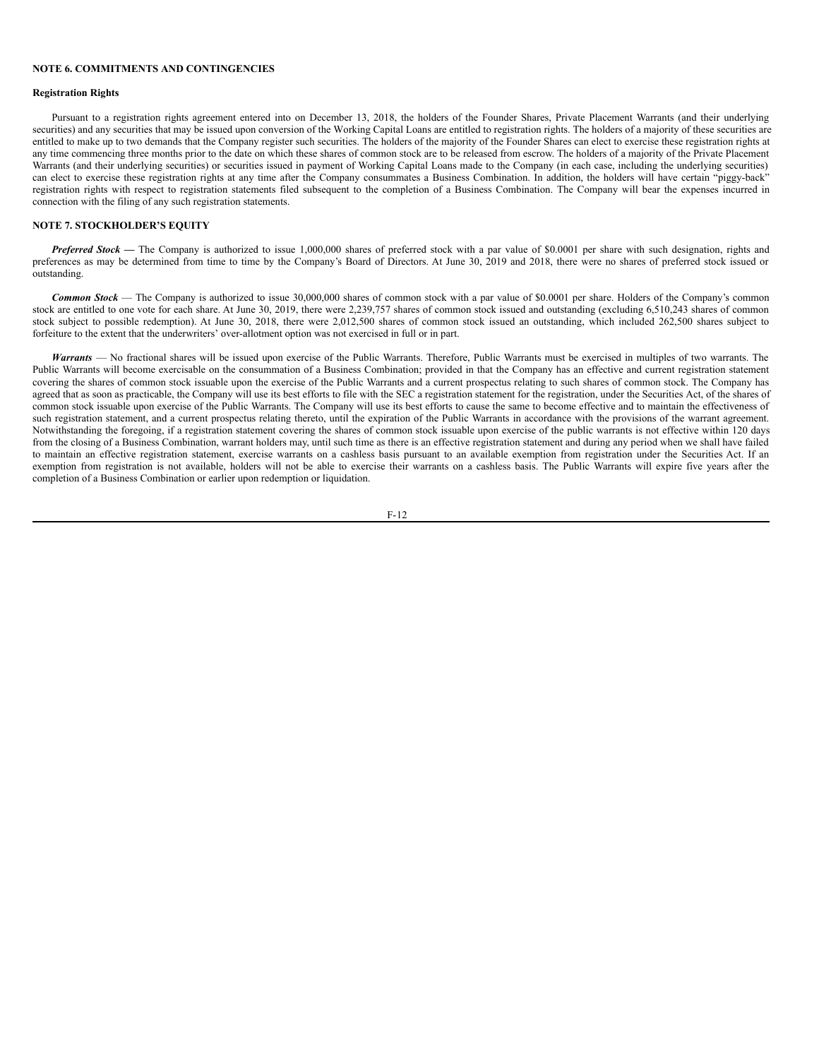## NOTE 6. COMMITMENTS AND CONTINGENCIES

### Registration Rights

Pursuant to a registration rights agreement entered into on December 13, 2018, the holders of the Founder Shares, Private Placement Warrants (and their underlying securities) and any securities that may be issued upon conversion of the Working Capital Loans are entitled to registration rights. The holders of a majority of these securities are entitled to make up to two demands that the Company register such securities. The holders of the majority of the Founder Shares can elect to exercise these registration rights at any time commencing three months prior to the date on which these shares of common stock are to be released from escrow. The holders of a majority of the Private Placement Warrants (and their underlying securities) or securities issued in payment of Working Capital Loans made to the Company (in each case, including the underlying securities) can elect to exercise these registration rights at any time after the Company consummates a Business Combination. In addition, the holders will have certain "piggy-back" registration rights with respect to registration statements filed subsequent to the completion of a Business Combination. The Company will bear the expenses incurred in connection with the filing of any such registration statements.

## NOTE 7. STOCKHOLDER'S EQUITY

***Preferred Stock —*** The Company is authorized to issue 1,000,000 shares of preferred stock with a par value of $0.0001 per share with such designation, rights and preferences as may be determined from time to time by the Company's Board of Directors. At June 30, 2019 and 2018, there were no shares of preferred stock issued or outstanding.

***Common Stock*** — The Company is authorized to issue 30,000,000 shares of common stock with a par value of $0.0001 per share. Holders of the Company's common stock are entitled to one vote for each share. At June 30, 2019, there were 2,239,757 shares of common stock issued and outstanding (excluding 6,510,243 shares of common stock subject to possible redemption). At June 30, 2018, there were 2,012,500 shares of common stock issued an outstanding, which included 262,500 shares subject to forfeiture to the extent that the underwriters' over-allotment option was not exercised in full or in part.

***Warrants*** — No fractional shares will be issued upon exercise of the Public Warrants. Therefore, Public Warrants must be exercised in multiples of two warrants. The Public Warrants will become exercisable on the consummation of a Business Combination; provided in that the Company has an effective and current registration statement covering the shares of common stock issuable upon the exercise of the Public Warrants and a current prospectus relating to such shares of common stock. The Company has agreed that as soon as practicable, the Company will use its best efforts to file with the SEC a registration statement for the registration, under the Securities Act, of the shares of common stock issuable upon exercise of the Public Warrants. The Company will use its best efforts to cause the same to become effective and to maintain the effectiveness of such registration statement, and a current prospectus relating thereto, until the expiration of the Public Warrants in accordance with the provisions of the warrant agreement. Notwithstanding the foregoing, if a registration statement covering the shares of common stock issuable upon exercise of the public warrants is not effective within 120 days from the closing of a Business Combination, warrant holders may, until such time as there is an effective registration statement and during any period when we shall have failed to maintain an effective registration statement, exercise warrants on a cashless basis pursuant to an available exemption from registration under the Securities Act. If an exemption from registration is not available, holders will not be able to exercise their warrants on a cashless basis. The Public Warrants will expire five years after the completion of a Business Combination or earlier upon redemption or liquidation.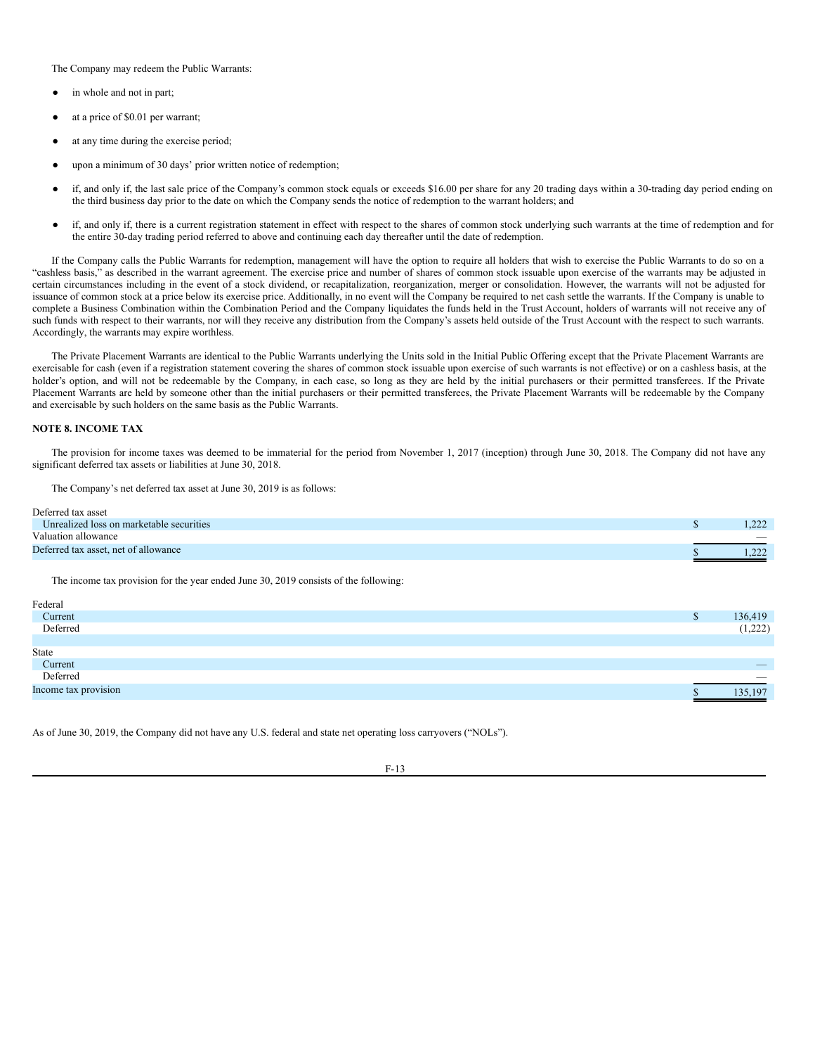The Company may redeem the Public Warrants:

- in whole and not in part;
- at a price of $0.01 per warrant;
- at any time during the exercise period;
- upon a minimum of 30 days' prior written notice of redemption;
- if, and only if, the last sale price of the Company's common stock equals or exceeds $16.00 per share for any 20 trading days within a 30-trading day period ending on the third business day prior to the date on which the Company sends the notice of redemption to the warrant holders; and
- if, and only if, there is a current registration statement in effect with respect to the shares of common stock underlying such warrants at the time of redemption and for the entire 30-day trading period referred to above and continuing each day thereafter until the date of redemption.

If the Company calls the Public Warrants for redemption, management will have the option to require all holders that wish to exercise the Public Warrants to do so on a "cashless basis," as described in the warrant agreement. The exercise price and number of shares of common stock issuable upon exercise of the warrants may be adjusted in certain circumstances including in the event of a stock dividend, or recapitalization, reorganization, merger or consolidation. However, the warrants will not be adjusted for issuance of common stock at a price below its exercise price. Additionally, in no event will the Company be required to net cash settle the warrants. If the Company is unable to complete a Business Combination within the Combination Period and the Company liquidates the funds held in the Trust Account, holders of warrants will not receive any of such funds with respect to their warrants, nor will they receive any distribution from the Company's assets held outside of the Trust Account with the respect to such warrants. Accordingly, the warrants may expire worthless.

The Private Placement Warrants are identical to the Public Warrants underlying the Units sold in the Initial Public Offering except that the Private Placement Warrants are exercisable for cash (even if a registration statement covering the shares of common stock issuable upon exercise of such warrants is not effective) or on a cashless basis, at the holder's option, and will not be redeemable by the Company, in each case, so long as they are held by the initial purchasers or their permitted transferees. If the Private Placement Warrants are held by someone other than the initial purchasers or their permitted transferees, the Private Placement Warrants will be redeemable by the Company and exercisable by such holders on the same basis as the Public Warrants.

**NOTE 8. INCOME TAX**

The provision for income taxes was deemed to be immaterial for the period from November 1, 2017 (inception) through June 30, 2018. The Company did not have any significant deferred tax assets or liabilities at June 30, 2018.

The Company's net deferred tax asset at June 30, 2019 is as follows:

| | |
|---|---|
| Deferred tax asset | |
| Unrealized loss on marketable securities | $ 1,222 |
| Valuation allowance | — |
| Deferred tax asset, net of allowance | $ 1,222 |

The income tax provision for the year ended June 30, 2019 consists of the following:

| | |
|---|---|
| Federal | |
| Current | $ 136,419 |
| Deferred | (1,222) |
| | |
| State | |
| Current | — |
| Deferred | — |
| Income tax provision | $ 135,197 |

As of June 30, 2019, the Company did not have any U.S. federal and state net operating loss carryovers ("NOLs").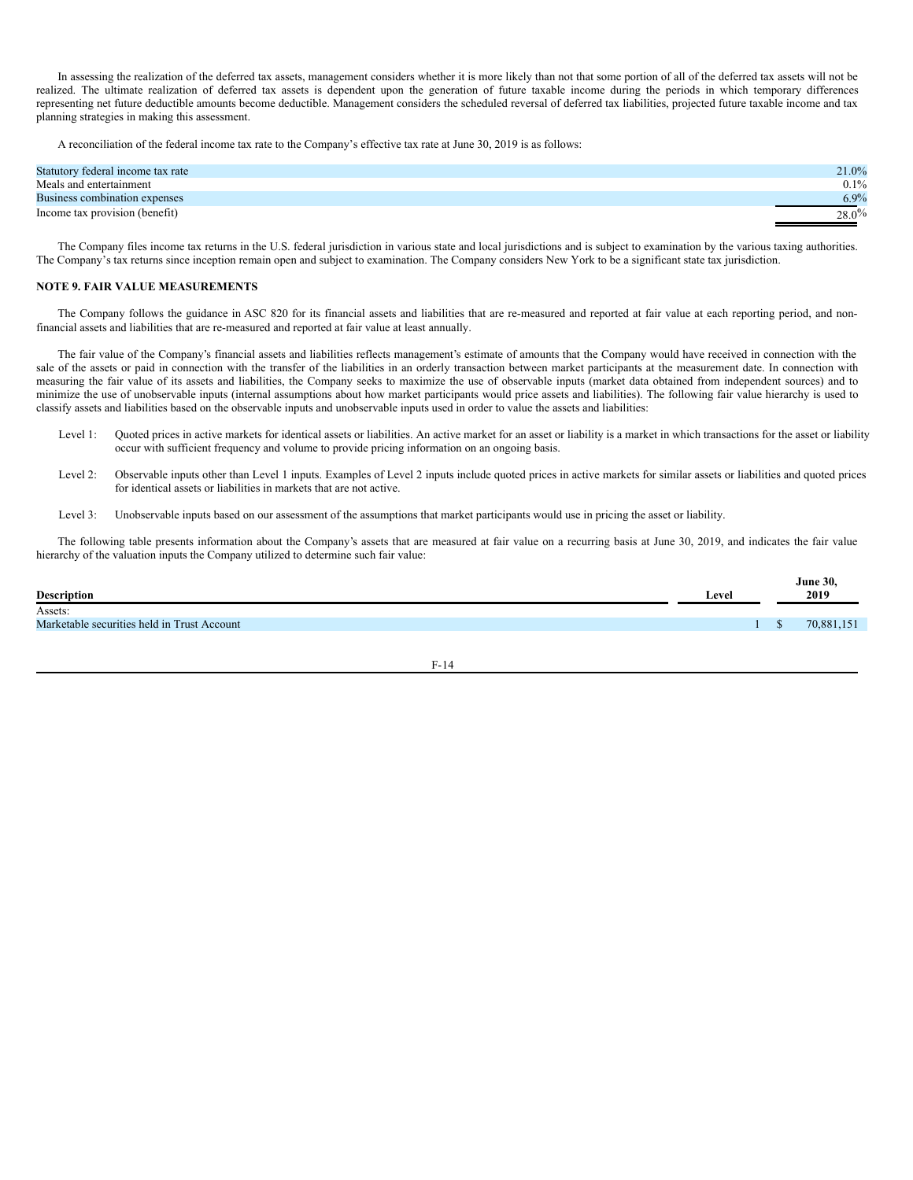In assessing the realization of the deferred tax assets, management considers whether it is more likely than not that some portion of all of the deferred tax assets will not be realized. The ultimate realization of deferred tax assets is dependent upon the generation of future taxable income during the periods in which temporary differences representing net future deductible amounts become deductible. Management considers the scheduled reversal of deferred tax liabilities, projected future taxable income and tax planning strategies in making this assessment.

A reconciliation of the federal income tax rate to the Company's effective tax rate at June 30, 2019 is as follows:

| | |
|---|---|
| Statutory federal income tax rate | 21.0% |
| Meals and entertainment | 0.1% |
| Business combination expenses | 6.9% |
| Income tax provision (benefit) | 28.0% |

The Company files income tax returns in the U.S. federal jurisdiction in various state and local jurisdictions and is subject to examination by the various taxing authorities. The Company's tax returns since inception remain open and subject to examination. The Company considers New York to be a significant state tax jurisdiction.

**NOTE 9. FAIR VALUE MEASUREMENTS**

The Company follows the guidance in ASC 820 for its financial assets and liabilities that are re-measured and reported at fair value at each reporting period, and non-financial assets and liabilities that are re-measured and reported at fair value at least annually.

The fair value of the Company's financial assets and liabilities reflects management's estimate of amounts that the Company would have received in connection with the sale of the assets or paid in connection with the transfer of the liabilities in an orderly transaction between market participants at the measurement date. In connection with measuring the fair value of its assets and liabilities, the Company seeks to maximize the use of observable inputs (market data obtained from independent sources) and to minimize the use of unobservable inputs (internal assumptions about how market participants would price assets and liabilities). The following fair value hierarchy is used to classify assets and liabilities based on the observable inputs and unobservable inputs used in order to value the assets and liabilities:

- Level 1: Quoted prices in active markets for identical assets or liabilities. An active market for an asset or liability is a market in which transactions for the asset or liability occur with sufficient frequency and volume to provide pricing information on an ongoing basis.

- Level 2: Observable inputs other than Level 1 inputs. Examples of Level 2 inputs include quoted prices in active markets for similar assets or liabilities and quoted prices for identical assets or liabilities in markets that are not active.

- Level 3: Unobservable inputs based on our assessment of the assumptions that market participants would use in pricing the asset or liability.

The following table presents information about the Company's assets that are measured at fair value on a recurring basis at June 30, 2019, and indicates the fair value hierarchy of the valuation inputs the Company utilized to determine such fair value:

| Description | Level | June 30, 2019 |
|---|---|---|
| Assets: | | |
| Marketable securities held in Trust Account | 1 | $ 70,881,151 |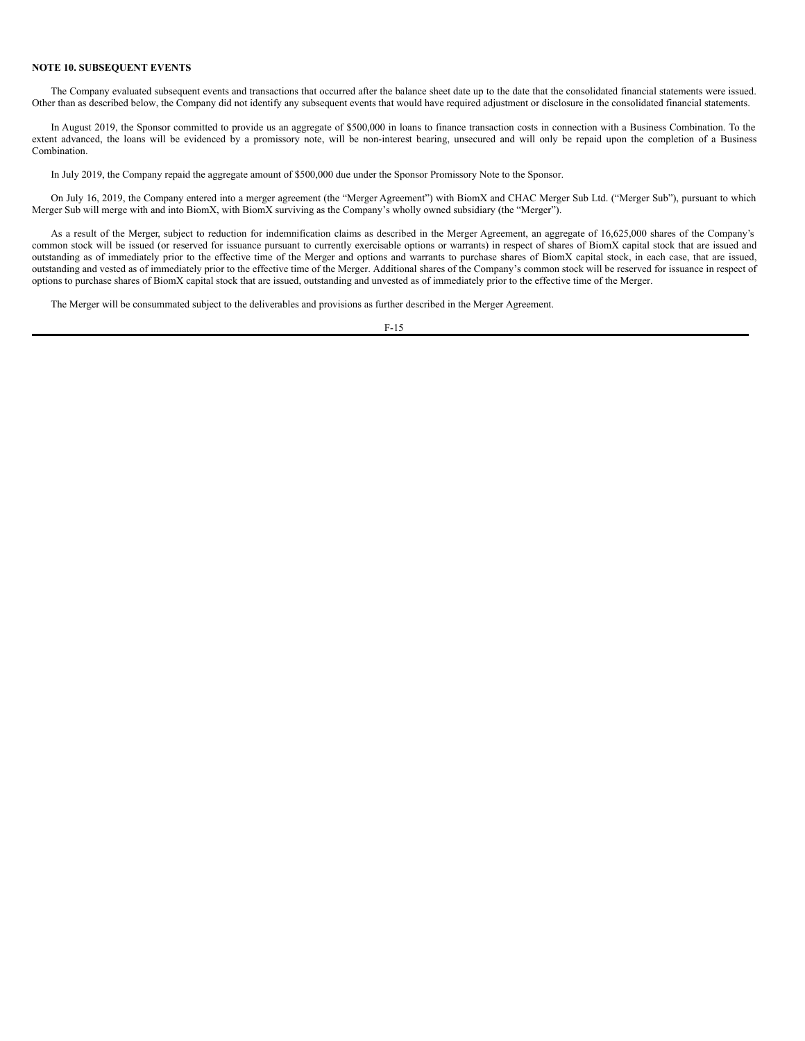**NOTE 10. SUBSEQUENT EVENTS**

The Company evaluated subsequent events and transactions that occurred after the balance sheet date up to the date that the consolidated financial statements were issued. Other than as described below, the Company did not identify any subsequent events that would have required adjustment or disclosure in the consolidated financial statements.

In August 2019, the Sponsor committed to provide us an aggregate of $500,000 in loans to finance transaction costs in connection with a Business Combination. To the extent advanced, the loans will be evidenced by a promissory note, will be non-interest bearing, unsecured and will only be repaid upon the completion of a Business Combination.

In July 2019, the Company repaid the aggregate amount of $500,000 due under the Sponsor Promissory Note to the Sponsor.

On July 16, 2019, the Company entered into a merger agreement (the "Merger Agreement") with BiomX and CHAC Merger Sub Ltd. ("Merger Sub"), pursuant to which Merger Sub will merge with and into BiomX, with BiomX surviving as the Company's wholly owned subsidiary (the "Merger").

As a result of the Merger, subject to reduction for indemnification claims as described in the Merger Agreement, an aggregate of 16,625,000 shares of the Company's common stock will be issued (or reserved for issuance pursuant to currently exercisable options or warrants) in respect of shares of BiomX capital stock that are issued and outstanding as of immediately prior to the effective time of the Merger and options and warrants to purchase shares of BiomX capital stock, in each case, that are issued, outstanding and vested as of immediately prior to the effective time of the Merger. Additional shares of the Company's common stock will be reserved for issuance in respect of options to purchase shares of BiomX capital stock that are issued, outstanding and unvested as of immediately prior to the effective time of the Merger.

The Merger will be consummated subject to the deliverables and provisions as further described in the Merger Agreement.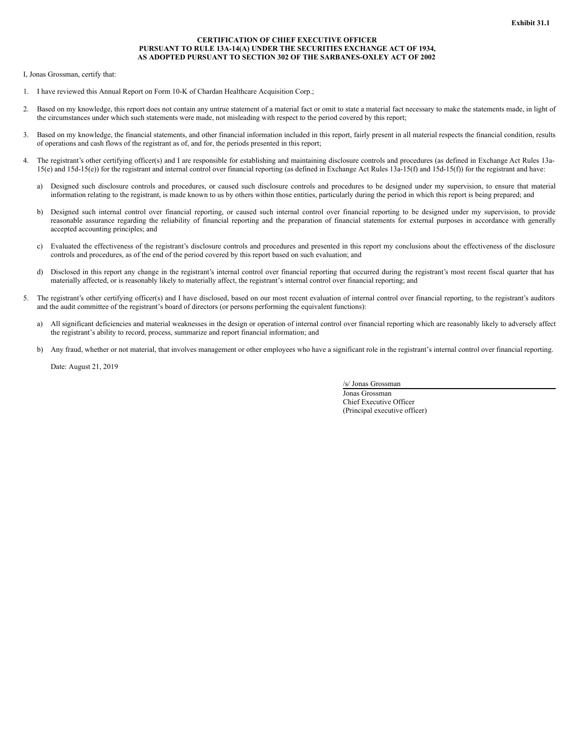**Exhibit 31.1**

**CERTIFICATION OF CHIEF EXECUTIVE OFFICER PURSUANT TO RULE 13A-14(A) UNDER THE SECURITIES EXCHANGE ACT OF 1934, AS ADOPTED PURSUANT TO SECTION 302 OF THE SARBANES-OXLEY ACT OF 2002**

I, Jonas Grossman, certify that:

1. I have reviewed this Annual Report on Form 10-K of Chardan Healthcare Acquisition Corp.;

2. Based on my knowledge, this report does not contain any untrue statement of a material fact or omit to state a material fact necessary to make the statements made, in light of the circumstances under which such statements were made, not misleading with respect to the period covered by this report;

3. Based on my knowledge, the financial statements, and other financial information included in this report, fairly present in all material respects the financial condition, results of operations and cash flows of the registrant as of, and for, the periods presented in this report;

4. The registrant's other certifying officer(s) and I are responsible for establishing and maintaining disclosure controls and procedures (as defined in Exchange Act Rules 13a-15(e) and 15d-15(e)) for the registrant and internal control over financial reporting (as defined in Exchange Act Rules 13a-15(f) and 15d-15(f)) for the registrant and have:

   a) Designed such disclosure controls and procedures, or caused such disclosure controls and procedures to be designed under my supervision, to ensure that material information relating to the registrant, is made known to us by others within those entities, particularly during the period in which this report is being prepared; and

   b) Designed such internal control over financial reporting, or caused such internal control over financial reporting to be designed under my supervision, to provide reasonable assurance regarding the reliability of financial reporting and the preparation of financial statements for external purposes in accordance with generally accepted accounting principles; and

   c) Evaluated the effectiveness of the registrant's disclosure controls and procedures and presented in this report my conclusions about the effectiveness of the disclosure controls and procedures, as of the end of the period covered by this report based on such evaluation; and

   d) Disclosed in this report any change in the registrant's internal control over financial reporting that occurred during the registrant's most recent fiscal quarter that has materially affected, or is reasonably likely to materially affect, the registrant's internal control over financial reporting; and

5. The registrant's other certifying officer(s) and I have disclosed, based on our most recent evaluation of internal control over financial reporting, to the registrant's auditors and the audit committee of the registrant's board of directors (or persons performing the equivalent functions):

   a) All significant deficiencies and material weaknesses in the design or operation of internal control over financial reporting which are reasonably likely to adversely affect the registrant's ability to record, process, summarize and report financial information; and

   b) Any fraud, whether or not material, that involves management or other employees who have a significant role in the registrant's internal control over financial reporting.

Date: August 21, 2019

/s/ Jonas Grossman
Jonas Grossman
Chief Executive Officer
(Principal executive officer)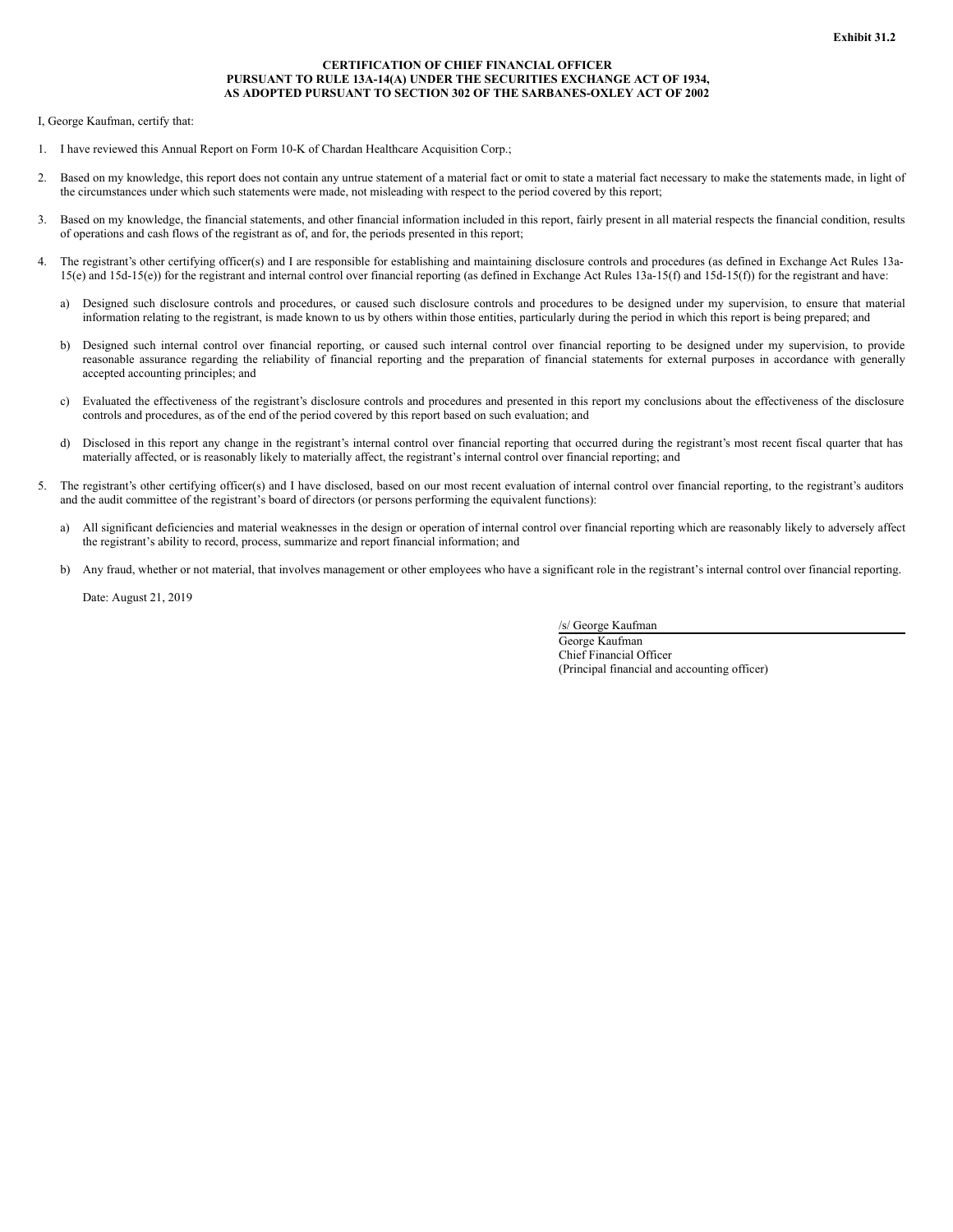**Exhibit 31.2**

**CERTIFICATION OF CHIEF FINANCIAL OFFICER**
**PURSUANT TO RULE 13A-14(A) UNDER THE SECURITIES EXCHANGE ACT OF 1934,**
**AS ADOPTED PURSUANT TO SECTION 302 OF THE SARBANES-OXLEY ACT OF 2002**

I, George Kaufman, certify that:

1. I have reviewed this Annual Report on Form 10-K of Chardan Healthcare Acquisition Corp.;

2. Based on my knowledge, this report does not contain any untrue statement of a material fact or omit to state a material fact necessary to make the statements made, in light of the circumstances under which such statements were made, not misleading with respect to the period covered by this report;

3. Based on my knowledge, the financial statements, and other financial information included in this report, fairly present in all material respects the financial condition, results of operations and cash flows of the registrant as of, and for, the periods presented in this report;

4. The registrant's other certifying officer(s) and I are responsible for establishing and maintaining disclosure controls and procedures (as defined in Exchange Act Rules 13a-15(e) and 15d-15(e)) for the registrant and internal control over financial reporting (as defined in Exchange Act Rules 13a-15(f) and 15d-15(f)) for the registrant and have:

   a) Designed such disclosure controls and procedures, or caused such disclosure controls and procedures to be designed under my supervision, to ensure that material information relating to the registrant, is made known to us by others within those entities, particularly during the period in which this report is being prepared; and

   b) Designed such internal control over financial reporting, or caused such internal control over financial reporting to be designed under my supervision, to provide reasonable assurance regarding the reliability of financial reporting and the preparation of financial statements for external purposes in accordance with generally accepted accounting principles; and

   c) Evaluated the effectiveness of the registrant's disclosure controls and procedures and presented in this report my conclusions about the effectiveness of the disclosure controls and procedures, as of the end of the period covered by this report based on such evaluation; and

   d) Disclosed in this report any change in the registrant's internal control over financial reporting that occurred during the registrant's most recent fiscal quarter that has materially affected, or is reasonably likely to materially affect, the registrant's internal control over financial reporting; and

5. The registrant's other certifying officer(s) and I have disclosed, based on our most recent evaluation of internal control over financial reporting, to the registrant's auditors and the audit committee of the registrant's board of directors (or persons performing the equivalent functions):

   a) All significant deficiencies and material weaknesses in the design or operation of internal control over financial reporting which are reasonably likely to adversely affect the registrant's ability to record, process, summarize and report financial information; and

   b) Any fraud, whether or not material, that involves management or other employees who have a significant role in the registrant's internal control over financial reporting.

   Date: August 21, 2019

/s/ George Kaufman
George Kaufman
Chief Financial Officer
(Principal financial and accounting officer)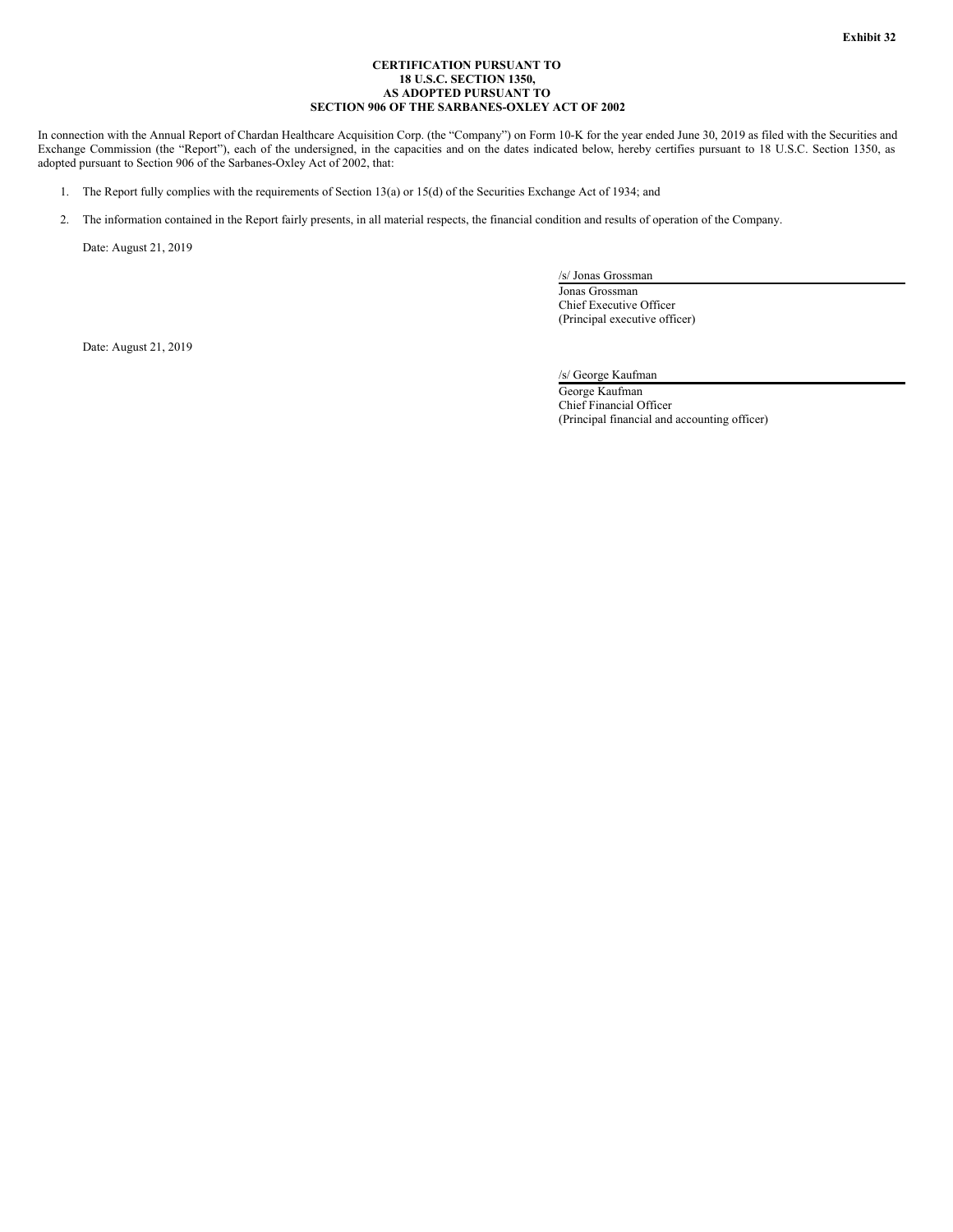**Exhibit 32**

**CERTIFICATION PURSUANT TO**
**18 U.S.C. SECTION 1350,**
**AS ADOPTED PURSUANT TO**
**SECTION 906 OF THE SARBANES-OXLEY ACT OF 2002**

In connection with the Annual Report of Chardan Healthcare Acquisition Corp. (the "Company") on Form 10-K for the year ended June 30, 2019 as filed with the Securities and Exchange Commission (the "Report"), each of the undersigned, in the capacities and on the dates indicated below, hereby certifies pursuant to 18 U.S.C. Section 1350, as adopted pursuant to Section 906 of the Sarbanes-Oxley Act of 2002, that:

1. The Report fully complies with the requirements of Section 13(a) or 15(d) of the Securities Exchange Act of 1934; and

2. The information contained in the Report fairly presents, in all material respects, the financial condition and results of operation of the Company.

Date: August 21, 2019

/s/ Jonas Grossman
Jonas Grossman
Chief Executive Officer
(Principal executive officer)

Date: August 21, 2019

/s/ George Kaufman
George Kaufman
Chief Financial Officer
(Principal financial and accounting officer)